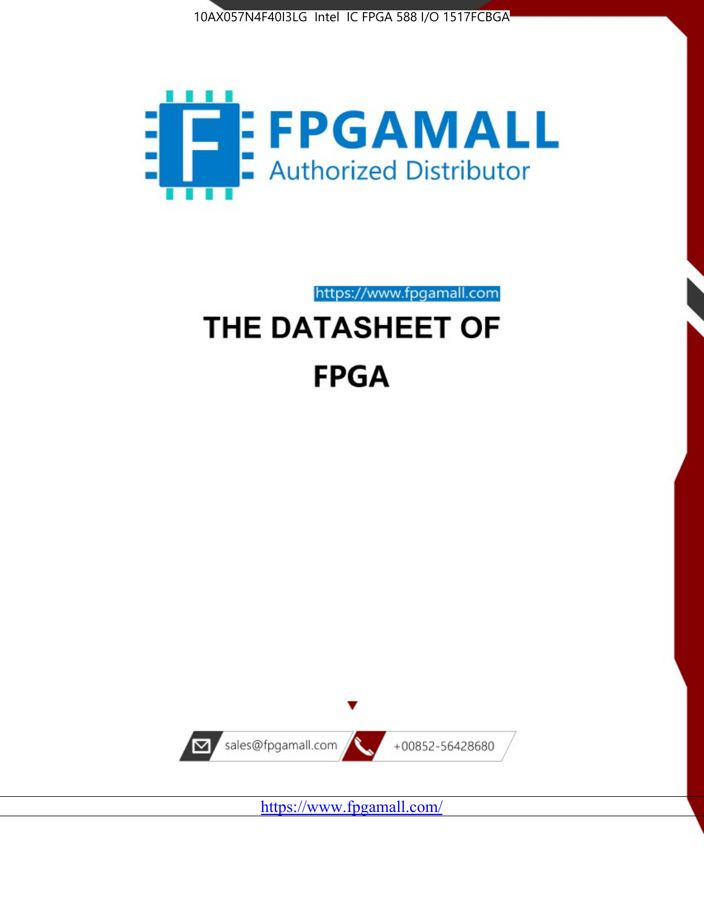10AX057N4F40I3LG Intel IC FPGA 588 I/O 1517FCBGA

FPGAMALL

Authorized Distributor

https://www.fpgamall.com

# THE DATASHEET OF

# FPGA

sales@fpgamall.com

+00852-56428680

https://www.fpgamall.com/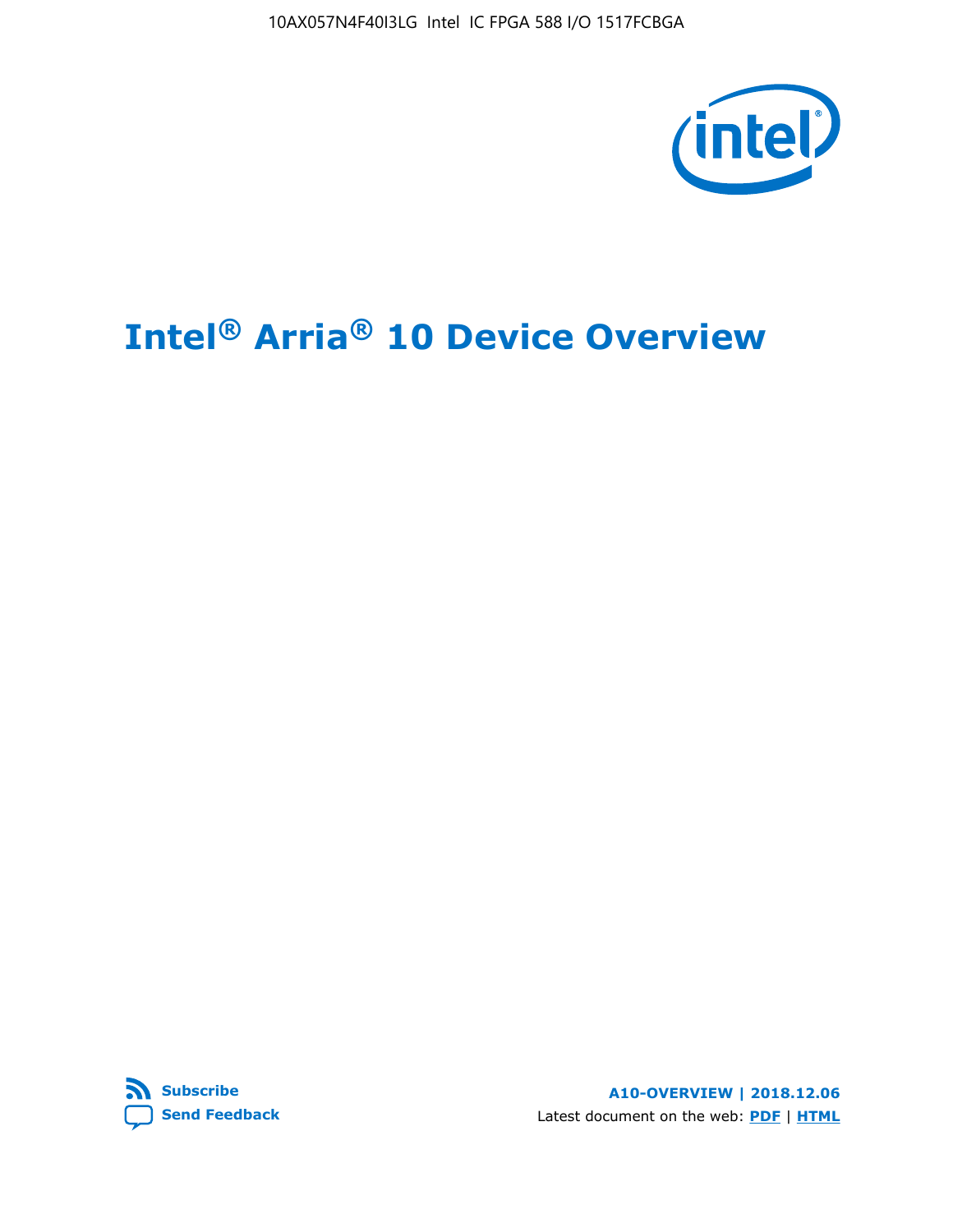# Intel® Arria® 10 Device Overview

**Subscribe**

**Send Feedback**

**A10-OVERVIEW | 2018.12.06**

Latest document on the web: **PDF** | **HTML**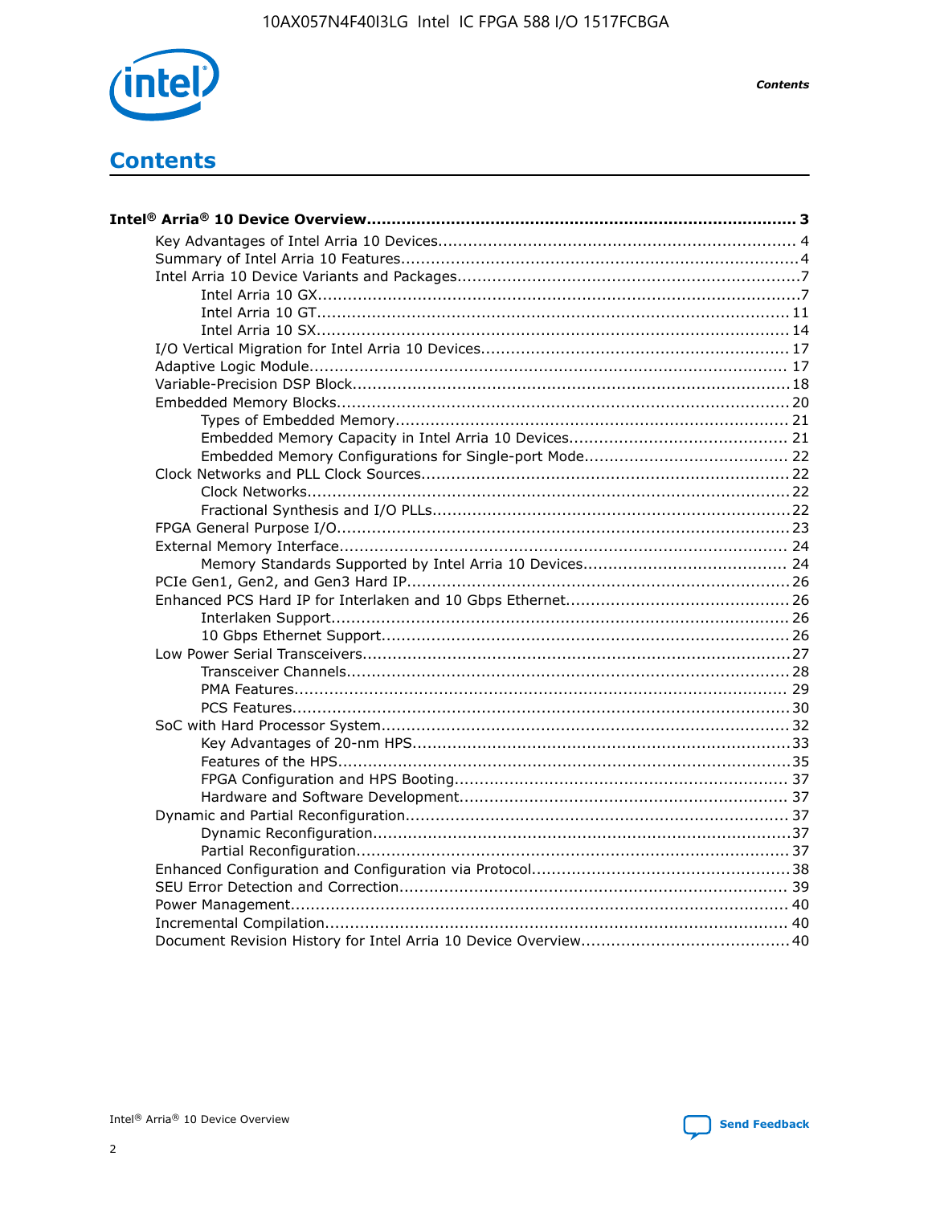# Contents

**Intel® Arria® 10 Device Overview....................................................................................... 3**

- Key Advantages of Intel Arria 10 Devices........................................................................ 4
- Summary of Intel Arria 10 Features................................................................................4
- Intel Arria 10 Device Variants and Packages.....................................................................7
    - Intel Arria 10 GX................................................................................................7
    - Intel Arria 10 GT............................................................................................... 11
    - Intel Arria 10 SX............................................................................................... 14
- I/O Vertical Migration for Intel Arria 10 Devices.............................................................. 17
- Adaptive Logic Module................................................................................................ 17
- Variable-Precision DSP Block.......................................................................................18
- Embedded Memory Blocks..........................................................................................20
    - Types of Embedded Memory............................................................................... 21
    - Embedded Memory Capacity in Intel Arria 10 Devices............................................ 21
    - Embedded Memory Configurations for Single-port Mode......................................... 22
- Clock Networks and PLL Clock Sources.........................................................................22
    - Clock Networks.................................................................................................22
    - Fractional Synthesis and I/O PLLs........................................................................22
- FPGA General Purpose I/O..........................................................................................23
- External Memory Interface.......................................................................................... 24
    - Memory Standards Supported by Intel Arria 10 Devices......................................... 24
- PCIe Gen1, Gen2, and Gen3 Hard IP.............................................................................26
- Enhanced PCS Hard IP for Interlaken and 10 Gbps Ethernet.............................................26
    - Interlaken Support............................................................................................ 26
    - 10 Gbps Ethernet Support.................................................................................. 26
- Low Power Serial Transceivers.....................................................................................27
    - Transceiver Channels.........................................................................................28
    - PMA Features................................................................................................... 29
    - PCS Features....................................................................................................30
- SoC with Hard Processor System.................................................................................32
    - Key Advantages of 20-nm HPS............................................................................33
    - Features of the HPS...........................................................................................35
    - FPGA Configuration and HPS Booting................................................................... 37
    - Hardware and Software Development.................................................................. 37
- Dynamic and Partial Reconfiguration............................................................................37
    - Dynamic Reconfiguration...................................................................................37
    - Partial Reconfiguration.......................................................................................37
- Enhanced Configuration and Configuration via Protocol....................................................38
- SEU Error Detection and Correction............................................................................. 39
- Power Management................................................................................................... 40
- Incremental Compilation............................................................................................ 40
- Document Revision History for Intel Arria 10 Device Overview.........................................40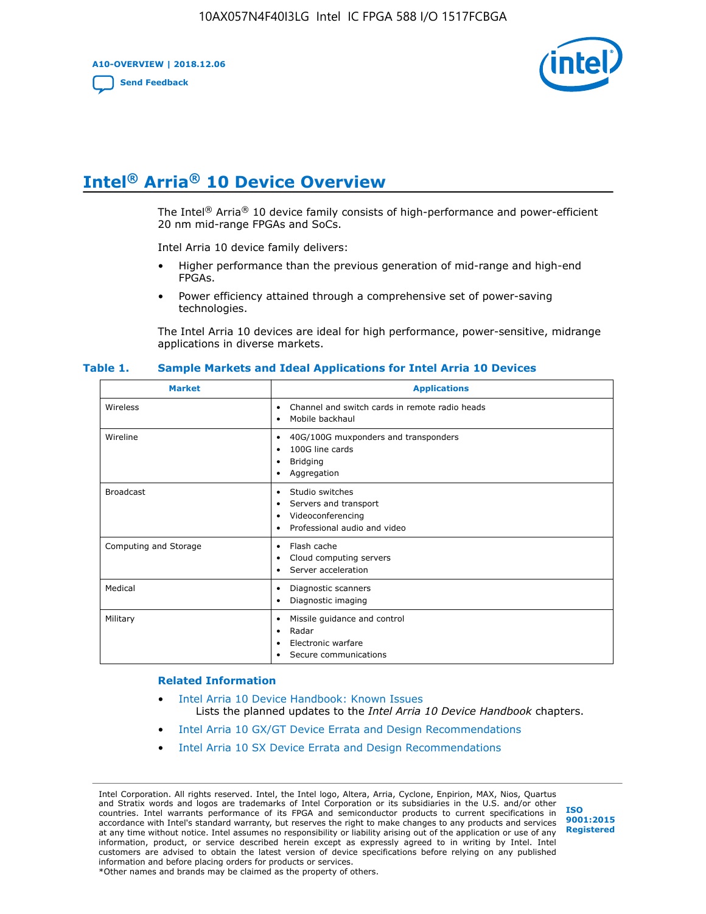# Intel® Arria® 10 Device Overview

The Intel® Arria® 10 device family consists of high-performance and power-efficient 20 nm mid-range FPGAs and SoCs.

Intel Arria 10 device family delivers:

- Higher performance than the previous generation of mid-range and high-end FPGAs.
- Power efficiency attained through a comprehensive set of power-saving technologies.

The Intel Arria 10 devices are ideal for high performance, power-sensitive, midrange applications in diverse markets.

**Table 1. Sample Markets and Ideal Applications for Intel Arria 10 Devices**

| Market | Applications |
|---|---|
| Wireless | • Channel and switch cards in remote radio heads<br>• Mobile backhaul |
| Wireline | • 40G/100G muxponders and transponders<br>• 100G line cards<br>• Bridging<br>• Aggregation |
| Broadcast | • Studio switches<br>• Servers and transport<br>• Videoconferencing<br>• Professional audio and video |
| Computing and Storage | • Flash cache<br>• Cloud computing servers<br>• Server acceleration |
| Medical | • Diagnostic scanners<br>• Diagnostic imaging |
| Military | • Missile guidance and control<br>• Radar<br>• Electronic warfare<br>• Secure communications |

### Related Information

- Intel Arria 10 Device Handbook: Known Issues
  Lists the planned updates to the *Intel Arria 10 Device Handbook* chapters.
- Intel Arria 10 GX/GT Device Errata and Design Recommendations
- Intel Arria 10 SX Device Errata and Design Recommendations

Intel Corporation. All rights reserved. Intel, the Intel logo, Altera, Arria, Cyclone, Enpirion, MAX, Nios, Quartus and Stratix words and logos are trademarks of Intel Corporation or its subsidiaries in the U.S. and/or other countries. Intel warrants performance of its FPGA and semiconductor products to current specifications in accordance with Intel's standard warranty, but reserves the right to make changes to any products and services at any time without notice. Intel assumes no responsibility or liability arising out of the application or use of any information, product, or service described herein except as expressly agreed to in writing by Intel. Intel customers are advised to obtain the latest version of device specifications before relying on any published information and before placing orders for products or services.
*Other names and brands may be claimed as the property of others.

ISO 9001:2015 Registered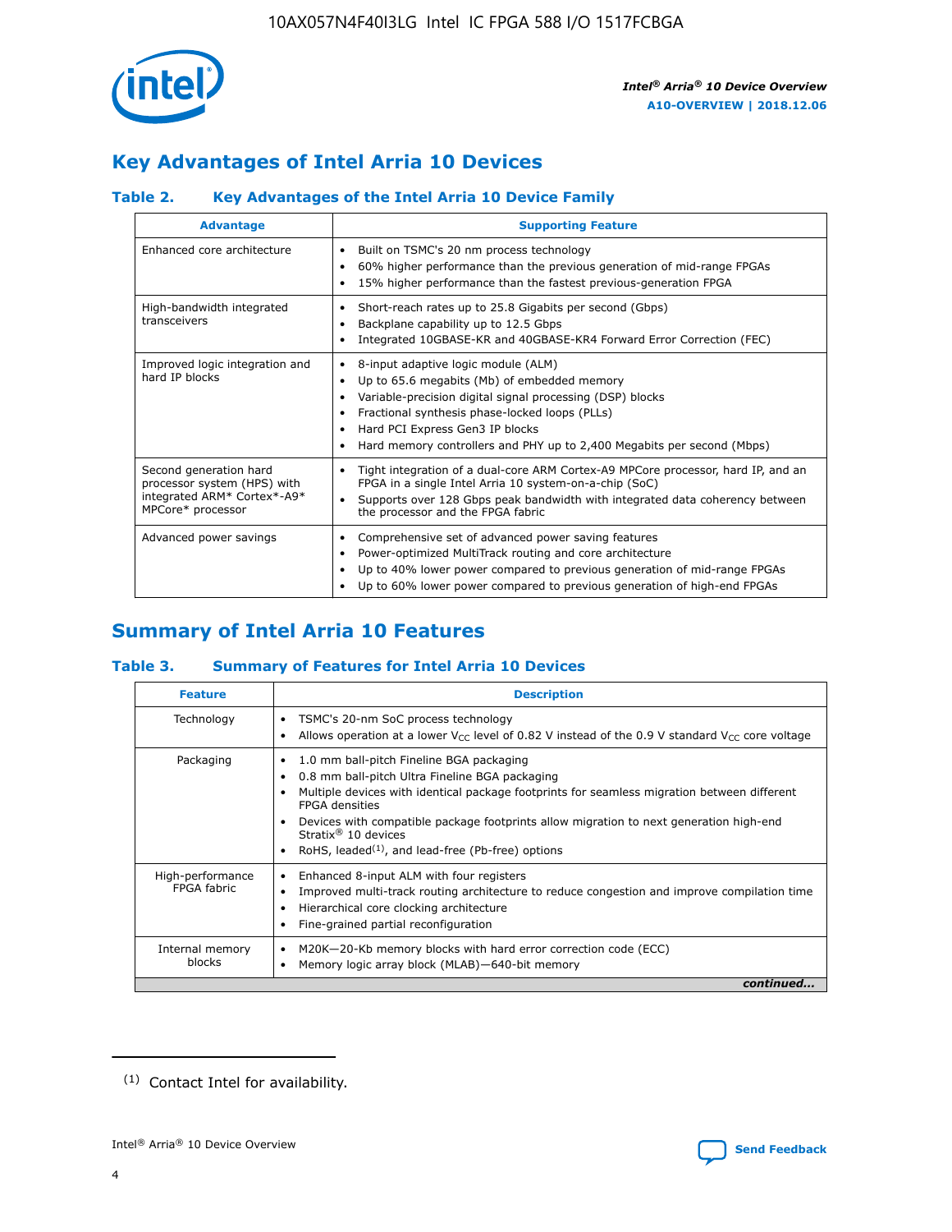# Key Advantages of Intel Arria 10 Devices

### Table 2. Key Advantages of the Intel Arria 10 Device Family

| Advantage | Supporting Feature |
| --- | --- |
| Enhanced core architecture | • Built on TSMC's 20 nm process technology<br>• 60% higher performance than the previous generation of mid-range FPGAs<br>• 15% higher performance than the fastest previous-generation FPGA |
| High-bandwidth integrated transceivers | • Short-reach rates up to 25.8 Gigabits per second (Gbps)<br>• Backplane capability up to 12.5 Gbps<br>• Integrated 10GBASE-KR and 40GBASE-KR4 Forward Error Correction (FEC) |
| Improved logic integration and hard IP blocks | • 8-input adaptive logic module (ALM)<br>• Up to 65.6 megabits (Mb) of embedded memory<br>• Variable-precision digital signal processing (DSP) blocks<br>• Fractional synthesis phase-locked loops (PLLs)<br>• Hard PCI Express Gen3 IP blocks<br>• Hard memory controllers and PHY up to 2,400 Megabits per second (Mbps) |
| Second generation hard processor system (HPS) with integrated ARM* Cortex*-A9* MPCore* processor | • Tight integration of a dual-core ARM Cortex-A9 MPCore processor, hard IP, and an FPGA in a single Intel Arria 10 system-on-a-chip (SoC)<br>• Supports over 128 Gbps peak bandwidth with integrated data coherency between the processor and the FPGA fabric |
| Advanced power savings | • Comprehensive set of advanced power saving features<br>• Power-optimized MultiTrack routing and core architecture<br>• Up to 40% lower power compared to previous generation of mid-range FPGAs<br>• Up to 60% lower power compared to previous generation of high-end FPGAs |

# Summary of Intel Arria 10 Features

### Table 3. Summary of Features for Intel Arria 10 Devices

| Feature | Description |
| --- | --- |
| Technology | • TSMC's 20-nm SoC process technology<br>• Allows operation at a lower $V_{CC}$ level of 0.82 V instead of the 0.9 V standard $V_{CC}$ core voltage |
| Packaging | • 1.0 mm ball-pitch Fineline BGA packaging<br>• 0.8 mm ball-pitch Ultra Fineline BGA packaging<br>• Multiple devices with identical package footprints for seamless migration between different FPGA densities<br>• Devices with compatible package footprints allow migration to next generation high-end Stratix® 10 devices<br>• RoHS, leaded(1), and lead-free (Pb-free) options |
| High-performance FPGA fabric | • Enhanced 8-input ALM with four registers<br>• Improved multi-track routing architecture to reduce congestion and improve compilation time<br>• Hierarchical core clocking architecture<br>• Fine-grained partial reconfiguration |
| Internal memory blocks | • M20K—20-Kb memory blocks with hard error correction code (ECC)<br>• Memory logic array block (MLAB)—640-bit memory |

*continued...*

(1) Contact Intel for availability.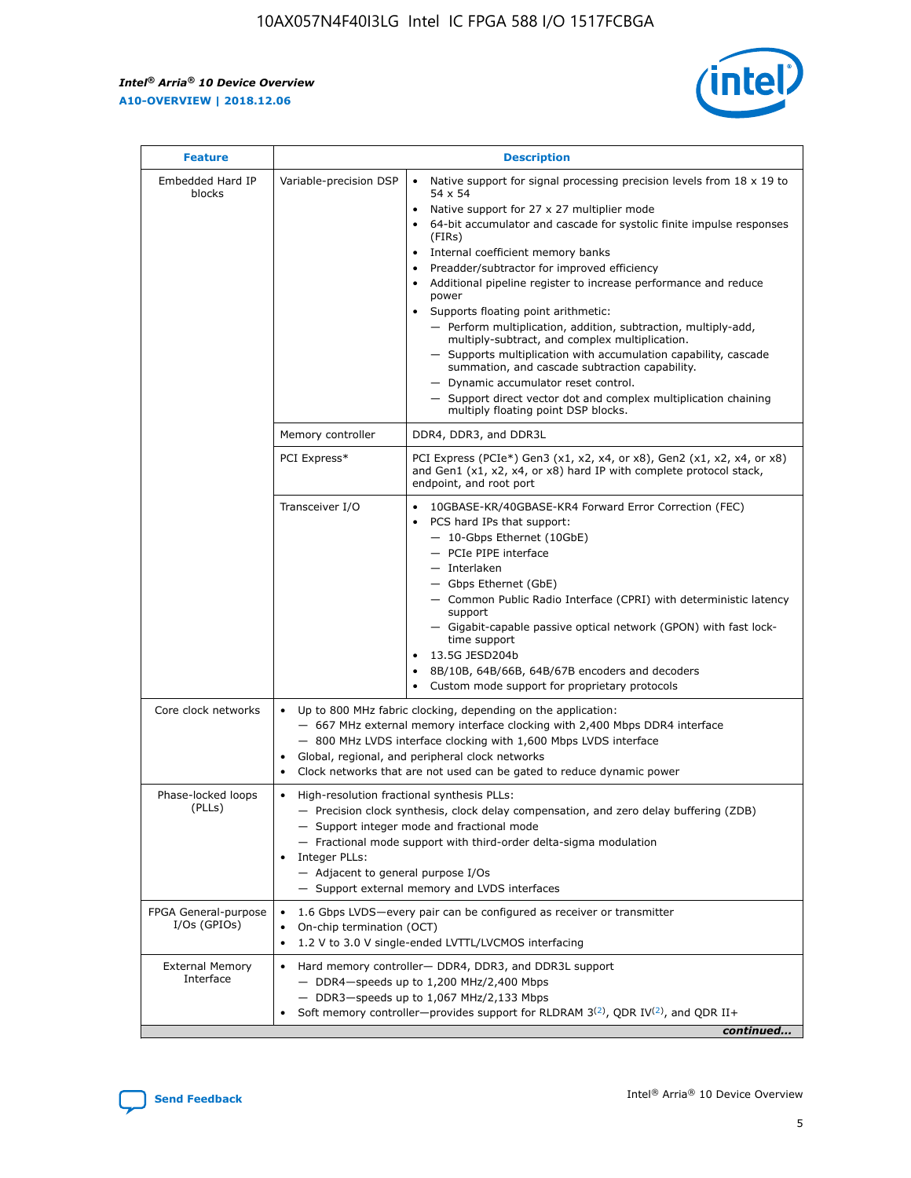| Feature | Description | |
|---|---|---|
| Embedded Hard IP blocks | Variable-precision DSP | • Native support for signal processing precision levels from 18 x 19 to 54 x 54<br>• Native support for 27 x 27 multiplier mode<br>• 64-bit accumulator and cascade for systolic finite impulse responses (FIRs)<br>• Internal coefficient memory banks<br>• Preadder/subtractor for improved efficiency<br>• Additional pipeline register to increase performance and reduce power<br>• Supports floating point arithmetic:<br>— Perform multiplication, addition, subtraction, multiply-add, multiply-subtract, and complex multiplication.<br>— Supports multiplication with accumulation capability, cascade summation, and cascade subtraction capability.<br>— Dynamic accumulator reset control.<br>— Support direct vector dot and complex multiplication chaining multiply floating point DSP blocks. |
| | Memory controller | DDR4, DDR3, and DDR3L |
| | PCI Express* | PCI Express (PCIe*) Gen3 (x1, x2, x4, or x8), Gen2 (x1, x2, x4, or x8) and Gen1 (x1, x2, x4, or x8) hard IP with complete protocol stack, endpoint, and root port |
| | Transceiver I/O | • 10GBASE-KR/40GBASE-KR4 Forward Error Correction (FEC)<br>• PCS hard IPs that support:<br>— 10-Gbps Ethernet (10GbE)<br>— PCIe PIPE interface<br>— Interlaken<br>— Gbps Ethernet (GbE)<br>— Common Public Radio Interface (CPRI) with deterministic latency support<br>— Gigabit-capable passive optical network (GPON) with fast lock-time support<br>• 13.5G JESD204b<br>• 8B/10B, 64B/66B, 64B/67B encoders and decoders<br>• Custom mode support for proprietary protocols |
| Core clock networks | • Up to 800 MHz fabric clocking, depending on the application:<br>— 667 MHz external memory interface clocking with 2,400 Mbps DDR4 interface<br>— 800 MHz LVDS interface clocking with 1,600 Mbps LVDS interface<br>• Global, regional, and peripheral clock networks<br>• Clock networks that are not used can be gated to reduce dynamic power | |
| Phase-locked loops (PLLs) | • High-resolution fractional synthesis PLLs:<br>— Precision clock synthesis, clock delay compensation, and zero delay buffering (ZDB)<br>— Support integer mode and fractional mode<br>— Fractional mode support with third-order delta-sigma modulation<br>• Integer PLLs:<br>— Adjacent to general purpose I/Os<br>— Support external memory and LVDS interfaces | |
| FPGA General-purpose I/Os (GPIOs) | • 1.6 Gbps LVDS—every pair can be configured as receiver or transmitter<br>• On-chip termination (OCT)<br>• 1.2 V to 3.0 V single-ended LVTTL/LVCMOS interfacing | |
| External Memory Interface | • Hard memory controller— DDR4, DDR3, and DDR3L support<br>— DDR4—speeds up to 1,200 MHz/2,400 Mbps<br>— DDR3—speeds up to 1,067 MHz/2,133 Mbps<br>• Soft memory controller—provides support for RLDRAM 3[(2)], QDR IV[(2)], and QDR II+ | |

*continued...*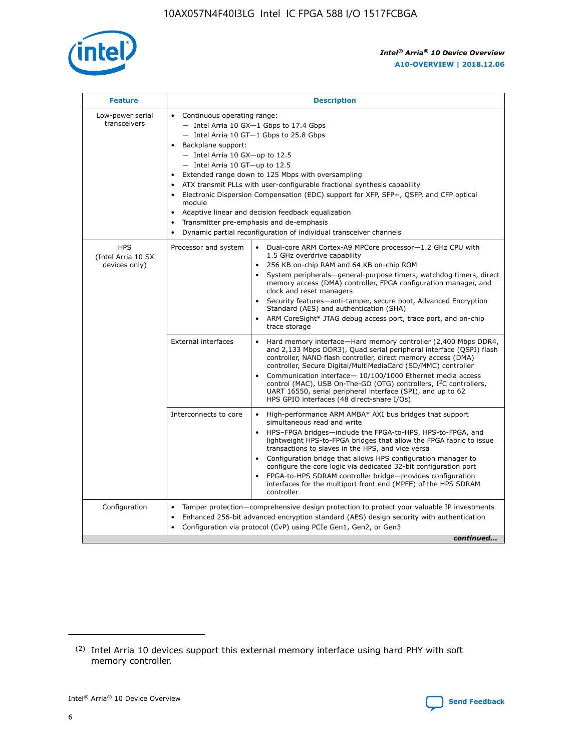| Feature | Description | |
|---|---|---|
| Low-power serial transceivers | • Continuous operating range:<br>— Intel Arria 10 GX—1 Gbps to 17.4 Gbps<br>— Intel Arria 10 GT—1 Gbps to 25.8 Gbps<br>• Backplane support:<br>— Intel Arria 10 GX—up to 12.5<br>— Intel Arria 10 GT—up to 12.5<br>• Extended range down to 125 Mbps with oversampling<br>• ATX transmit PLLs with user-configurable fractional synthesis capability<br>• Electronic Dispersion Compensation (EDC) support for XFP, SFP+, QSFP, and CFP optical module<br>• Adaptive linear and decision feedback equalization<br>• Transmitter pre-emphasis and de-emphasis<br>• Dynamic partial reconfiguration of individual transceiver channels | |
| HPS (Intel Arria 10 SX devices only) | Processor and system | • Dual-core ARM Cortex-A9 MPCore processor—1.2 GHz CPU with 1.5 GHz overdrive capability<br>• 256 KB on-chip RAM and 64 KB on-chip ROM<br>• System peripherals—general-purpose timers, watchdog timers, direct memory access (DMA) controller, FPGA configuration manager, and clock and reset managers<br>• Security features—anti-tamper, secure boot, Advanced Encryption Standard (AES) and authentication (SHA)<br>• ARM CoreSight* JTAG debug access port, trace port, and on-chip trace storage |
| | External interfaces | • Hard memory interface—Hard memory controller (2,400 Mbps DDR4, and 2,133 Mbps DDR3), Quad serial peripheral interface (QSPI) flash controller, NAND flash controller, direct memory access (DMA) controller, Secure Digital/MultiMediaCard (SD/MMC) controller<br>• Communication interface— 10/100/1000 Ethernet media access control (MAC), USB On-The-GO (OTG) controllers, I²C controllers, UART 16550, serial peripheral interface (SPI), and up to 62 HPS GPIO interfaces (48 direct-share I/Os) |
| | Interconnects to core | • High-performance ARM AMBA* AXI bus bridges that support simultaneous read and write<br>• HPS–FPGA bridges—include the FPGA-to-HPS, HPS-to-FPGA, and lightweight HPS-to-FPGA bridges that allow the FPGA fabric to issue transactions to slaves in the HPS, and vice versa<br>• Configuration bridge that allows HPS configuration manager to configure the core logic via dedicated 32-bit configuration port<br>• FPGA-to-HPS SDRAM controller bridge—provides configuration interfaces for the multiport front end (MPFE) of the HPS SDRAM controller |
| Configuration | • Tamper protection—comprehensive design protection to protect your valuable IP investments<br>• Enhanced 256-bit advanced encryption standard (AES) design security with authentication<br>• Configuration via protocol (CvP) using PCIe Gen1, Gen2, or Gen3 | |

*continued...*

(2) Intel Arria 10 devices support this external memory interface using hard PHY with soft memory controller.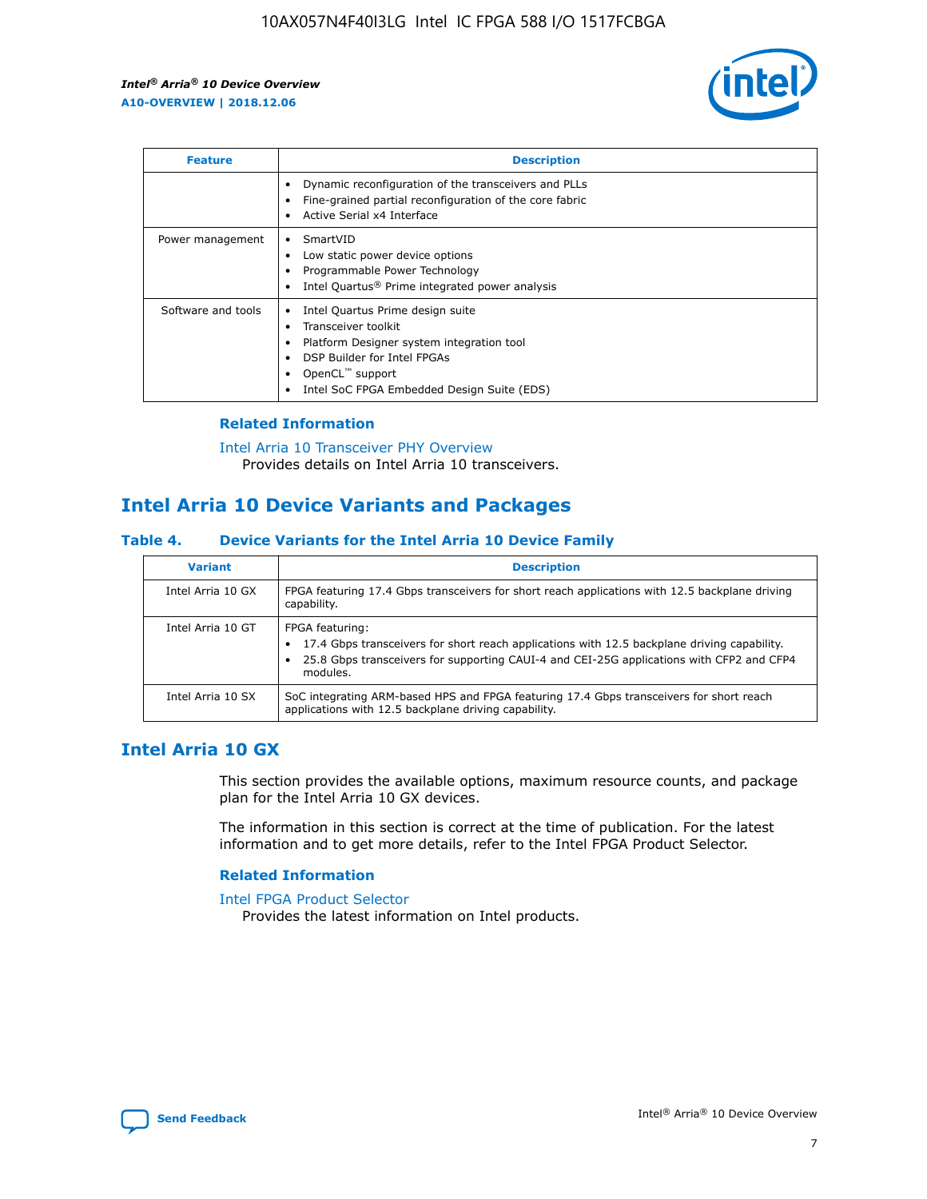| Feature | Description |
| --- | --- |
| | • Dynamic reconfiguration of the transceivers and PLLs<br>• Fine-grained partial reconfiguration of the core fabric<br>• Active Serial x4 Interface |
| Power management | • SmartVID<br>• Low static power device options<br>• Programmable Power Technology<br>• Intel Quartus® Prime integrated power analysis |
| Software and tools | • Intel Quartus Prime design suite<br>• Transceiver toolkit<br>• Platform Designer system integration tool<br>• DSP Builder for Intel FPGAs<br>• OpenCL™ support<br>• Intel SoC FPGA Embedded Design Suite (EDS) |

### Related Information

Intel Arria 10 Transceiver PHY Overview
Provides details on Intel Arria 10 transceivers.

## Intel Arria 10 Device Variants and Packages

**Table 4. Device Variants for the Intel Arria 10 Device Family**

| Variant | Description |
| --- | --- |
| Intel Arria 10 GX | FPGA featuring 17.4 Gbps transceivers for short reach applications with 12.5 backplane driving capability. |
| Intel Arria 10 GT | FPGA featuring:<br>• 17.4 Gbps transceivers for short reach applications with 12.5 backplane driving capability.<br>• 25.8 Gbps transceivers for supporting CAUI-4 and CEI-25G applications with CFP2 and CFP4 modules. |
| Intel Arria 10 SX | SoC integrating ARM-based HPS and FPGA featuring 17.4 Gbps transceivers for short reach applications with 12.5 backplane driving capability. |

## Intel Arria 10 GX

This section provides the available options, maximum resource counts, and package plan for the Intel Arria 10 GX devices.

The information in this section is correct at the time of publication. For the latest information and to get more details, refer to the Intel FPGA Product Selector.

### Related Information

Intel FPGA Product Selector
Provides the latest information on Intel products.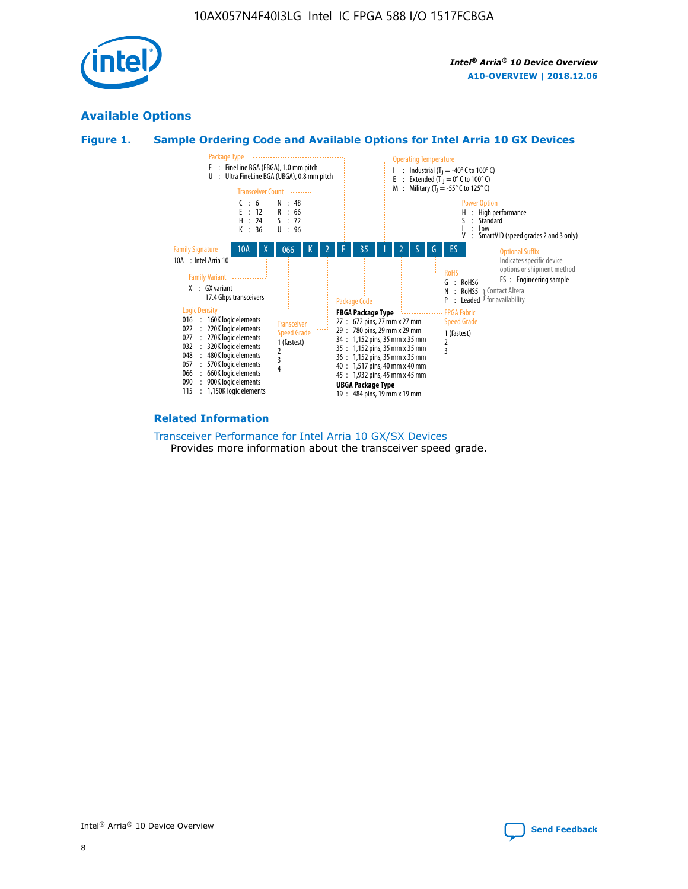## Available Options

### Figure 1. Sample Ordering Code and Available Options for Intel Arria 10 GX Devices

| 10A | X | 066 | K | 2 | F | 35 | I | 2 | S | G | ES |
|---|---|---|---|---|---|---|---|---|---|---|---|

**Family Signature**
10A : Intel Arria 10

**Family Variant**
X : GX variant 17.4 Gbps transceivers

**Logic Density**
- 016 : 160K logic elements
- 022 : 220K logic elements
- 027 : 270K logic elements
- 032 : 320K logic elements
- 048 : 480K logic elements
- 057 : 570K logic elements
- 066 : 660K logic elements
- 090 : 900K logic elements
- 115 : 1,150K logic elements

**Transceiver Count**
- C : 6
- E : 12
- H : 24
- K : 36
- N : 48
- R : 66
- S : 72
- U : 96

**Transceiver Speed Grade**
- 1 (fastest)
- 2
- 3
- 4

**Package Type**
- F : FineLine BGA (FBGA), 1.0 mm pitch
- U : Ultra FineLine BGA (UBGA), 0.8 mm pitch

**Package Code**

**FBGA Package Type**
- 27 : 672 pins, 27 mm x 27 mm
- 29 : 780 pins, 29 mm x 29 mm
- 34 : 1,152 pins, 35 mm x 35 mm
- 35 : 1,152 pins, 35 mm x 35 mm
- 36 : 1,152 pins, 35 mm x 35 mm
- 40 : 1,517 pins, 40 mm x 40 mm
- 45 : 1,932 pins, 45 mm x 45 mm

**UBGA Package Type**
- 19 : 484 pins, 19 mm x 19 mm

**Operating Temperature**
- I : Industrial ($T_J$ = -40° C to 100° C)
- E : Extended ($T_J$ = 0° C to 100° C)
- M : Military ($T_J$ = -55° C to 125° C)

**FPGA Fabric Speed Grade**
- 1 (fastest)
- 2
- 3

**Power Option**
- H : High performance
- S : Standard
- L : Low
- V : SmartVID (speed grades 2 and 3 only)

**RoHS**
- G : RoHS6
- N : RoHS5 (Contact Altera for availability)
- P : Leaded (Contact Altera for availability)

**Optional Suffix**
Indicates specific device options or shipment method
- ES : Engineering sample

### Related Information

Transceiver Performance for Intel Arria 10 GX/SX Devices
Provides more information about the transceiver speed grade.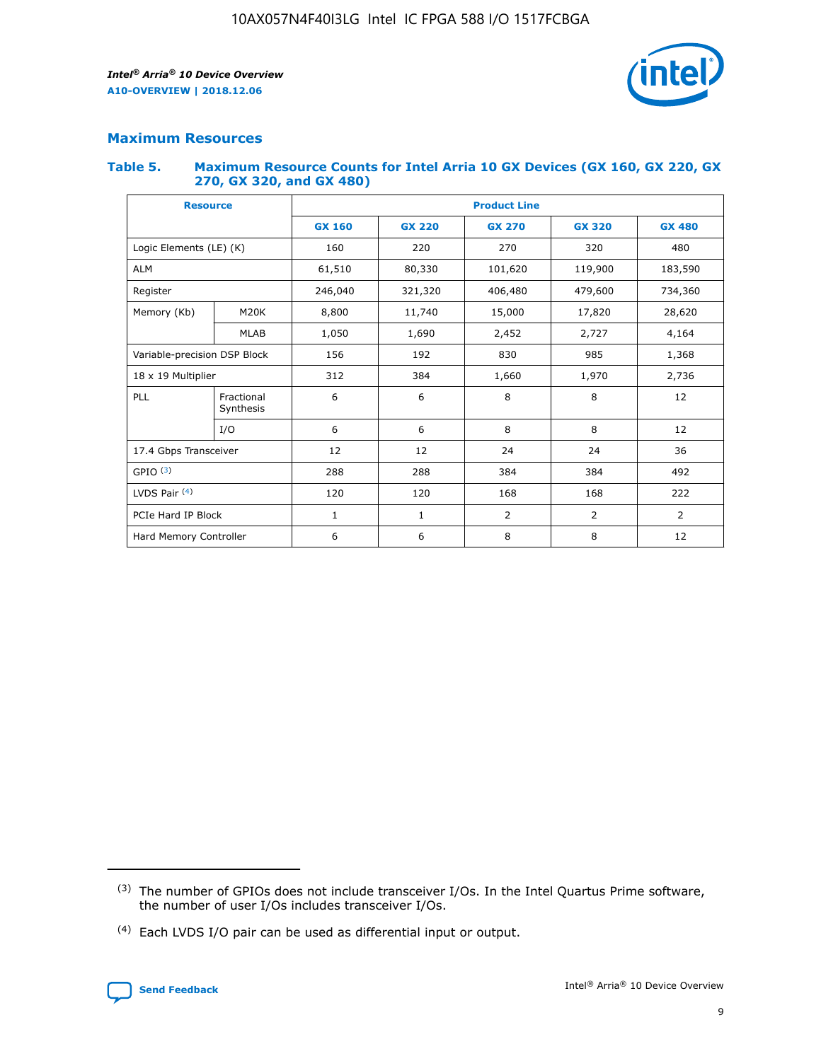## Maximum Resources

### Table 5. Maximum Resource Counts for Intel Arria 10 GX Devices (GX 160, GX 220, GX 270, GX 320, and GX 480)

| Resource | | Product Line | | | | |
|---|---|---|---|---|---|---|
| | | GX 160 | GX 220 | GX 270 | GX 320 | GX 480 |
| Logic Elements (LE) (K) | | 160 | 220 | 270 | 320 | 480 |
| ALM | | 61,510 | 80,330 | 101,620 | 119,900 | 183,590 |
| Register | | 246,040 | 321,320 | 406,480 | 479,600 | 734,360 |
| Memory (Kb) | M20K | 8,800 | 11,740 | 15,000 | 17,820 | 28,620 |
| | MLAB | 1,050 | 1,690 | 2,452 | 2,727 | 4,164 |
| Variable-precision DSP Block | | 156 | 192 | 830 | 985 | 1,368 |
| 18 x 19 Multiplier | | 312 | 384 | 1,660 | 1,970 | 2,736 |
| PLL | Fractional Synthesis | 6 | 6 | 8 | 8 | 12 |
| | I/O | 6 | 6 | 8 | 8 | 12 |
| 17.4 Gbps Transceiver | | 12 | 12 | 24 | 24 | 36 |
| GPIO [(3)] | | 288 | 288 | 384 | 384 | 492 |
| LVDS Pair [(4)] | | 120 | 120 | 168 | 168 | 222 |
| PCIe Hard IP Block | | 1 | 1 | 2 | 2 | 2 |
| Hard Memory Controller | | 6 | 6 | 8 | 8 | 12 |

(3) The number of GPIOs does not include transceiver I/Os. In the Intel Quartus Prime software, the number of user I/Os includes transceiver I/Os.

(4) Each LVDS I/O pair can be used as differential input or output.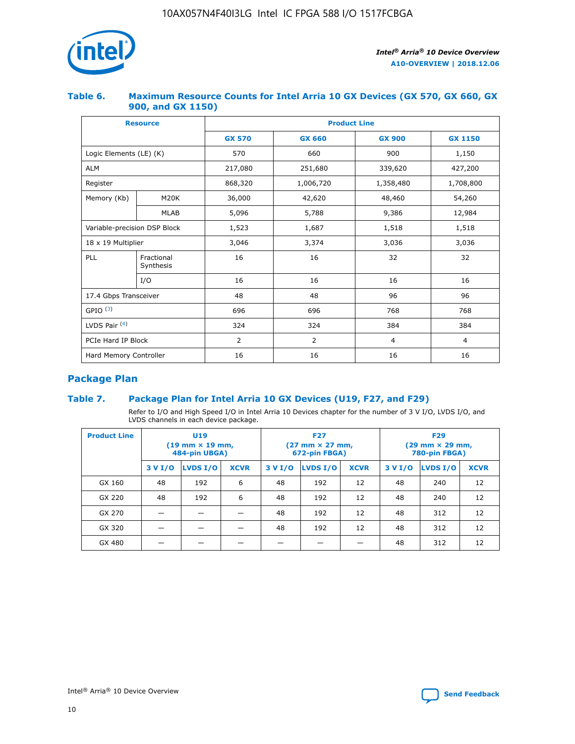## Table 6. Maximum Resource Counts for Intel Arria 10 GX Devices (GX 570, GX 660, GX 900, and GX 1150)

| Resource | | Product Line | | | |
|---|---|---|---|---|---|
| | | GX 570 | GX 660 | GX 900 | GX 1150 |
| Logic Elements (LE) (K) | | 570 | 660 | 900 | 1,150 |
| ALM | | 217,080 | 251,680 | 339,620 | 427,200 |
| Register | | 868,320 | 1,006,720 | 1,358,480 | 1,708,800 |
| Memory (Kb) | M20K | 36,000 | 42,620 | 48,460 | 54,260 |
| | MLAB | 5,096 | 5,788 | 9,386 | 12,984 |
| Variable-precision DSP Block | | 1,523 | 1,687 | 1,518 | 1,518 |
| 18 x 19 Multiplier | | 3,046 | 3,374 | 3,036 | 3,036 |
| PLL | Fractional Synthesis | 16 | 16 | 32 | 32 |
| | I/O | 16 | 16 | 16 | 16 |
| 17.4 Gbps Transceiver | | 48 | 48 | 96 | 96 |
| GPIO [(3)] | | 696 | 696 | 768 | 768 |
| LVDS Pair [(4)] | | 324 | 324 | 384 | 384 |
| PCIe Hard IP Block | | 2 | 2 | 4 | 4 |
| Hard Memory Controller | | 16 | 16 | 16 | 16 |

## Package Plan

## Table 7. Package Plan for Intel Arria 10 GX Devices (U19, F27, and F29)

Refer to I/O and High Speed I/O in Intel Arria 10 Devices chapter for the number of 3 V I/O, LVDS I/O, and LVDS channels in each device package.

| Product Line | U19 (19 mm × 19 mm, 484-pin UBGA) | | | F27 (27 mm × 27 mm, 672-pin FBGA) | | | F29 (29 mm × 29 mm, 780-pin FBGA) | | |
|---|---|---|---|---|---|---|---|---|---|
| | 3 V I/O | LVDS I/O | XCVR | 3 V I/O | LVDS I/O | XCVR | 3 V I/O | LVDS I/O | XCVR |
| GX 160 | 48 | 192 | 6 | 48 | 192 | 12 | 48 | 240 | 12 |
| GX 220 | 48 | 192 | 6 | 48 | 192 | 12 | 48 | 240 | 12 |
| GX 270 | — | — | — | 48 | 192 | 12 | 48 | 312 | 12 |
| GX 320 | — | — | — | 48 | 192 | 12 | 48 | 312 | 12 |
| GX 480 | — | — | — | — | — | — | 48 | 312 | 12 |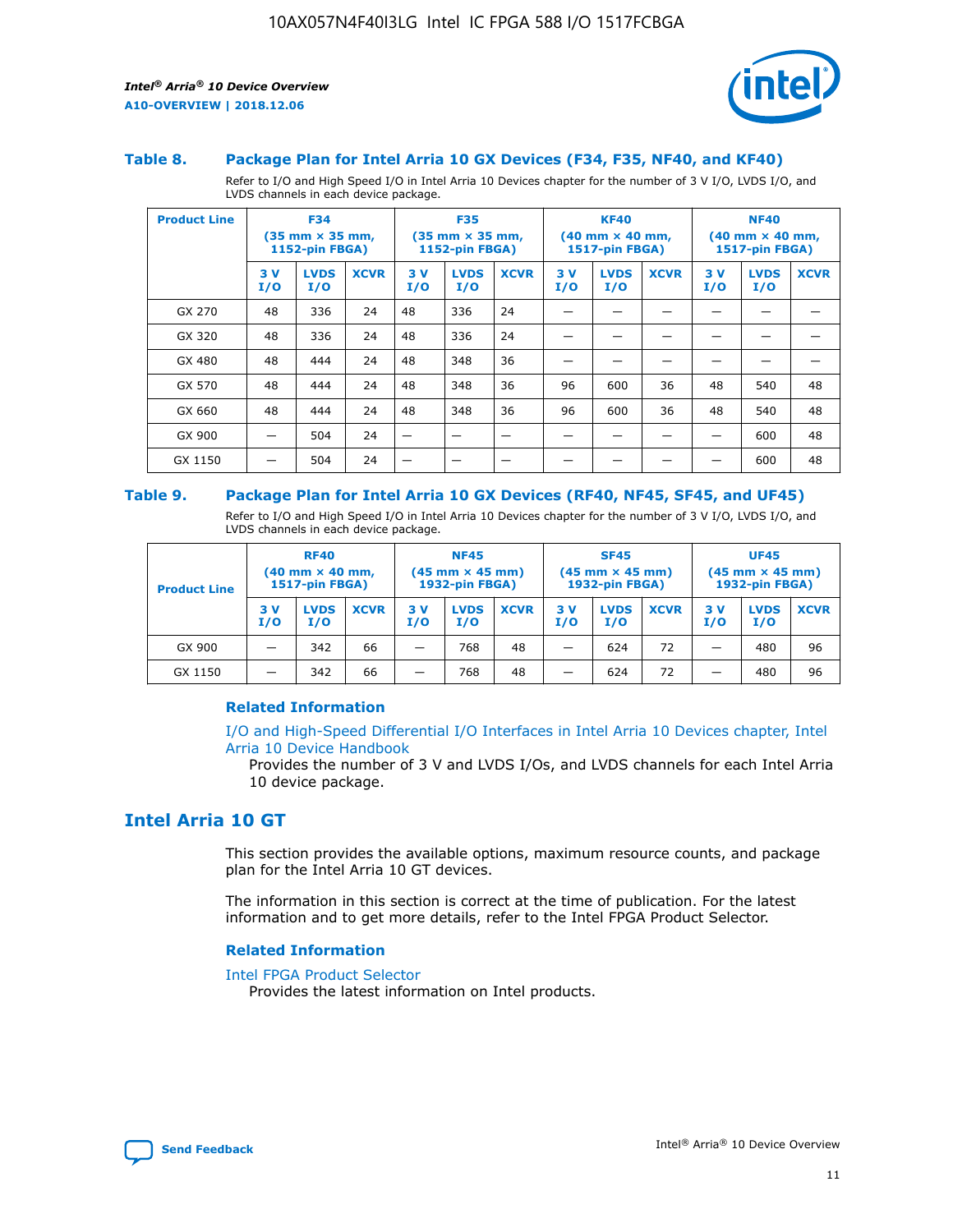### Table 8. Package Plan for Intel Arria 10 GX Devices (F34, F35, NF40, and KF40)

Refer to I/O and High Speed I/O in Intel Arria 10 Devices chapter for the number of 3 V I/O, LVDS I/O, and LVDS channels in each device package.

| Product Line | F34 (35 mm × 35 mm, 1152-pin FBGA) | | | F35 (35 mm × 35 mm, 1152-pin FBGA) | | | KF40 (40 mm × 40 mm, 1517-pin FBGA) | | | NF40 (40 mm × 40 mm, 1517-pin FBGA) | | |
|---|---|---|---|---|---|---|---|---|---|---|---|---|
| | 3 V I/O | LVDS I/O | XCVR | 3 V I/O | LVDS I/O | XCVR | 3 V I/O | LVDS I/O | XCVR | 3 V I/O | LVDS I/O | XCVR |
| GX 270 | 48 | 336 | 24 | 48 | 336 | 24 | — | — | — | — | — | — |
| GX 320 | 48 | 336 | 24 | 48 | 336 | 24 | — | — | — | — | — | — |
| GX 480 | 48 | 444 | 24 | 48 | 348 | 36 | — | — | — | — | — | — |
| GX 570 | 48 | 444 | 24 | 48 | 348 | 36 | 96 | 600 | 36 | 48 | 540 | 48 |
| GX 660 | 48 | 444 | 24 | 48 | 348 | 36 | 96 | 600 | 36 | 48 | 540 | 48 |
| GX 900 | — | 504 | 24 | — | — | — | — | — | — | — | 600 | 48 |
| GX 1150 | — | 504 | 24 | — | — | — | — | — | — | — | 600 | 48 |

### Table 9. Package Plan for Intel Arria 10 GX Devices (RF40, NF45, SF45, and UF45)

Refer to I/O and High Speed I/O in Intel Arria 10 Devices chapter for the number of 3 V I/O, LVDS I/O, and LVDS channels in each device package.

| Product Line | RF40 (40 mm × 40 mm, 1517-pin FBGA) | | | NF45 (45 mm × 45 mm) 1932-pin FBGA) | | | SF45 (45 mm × 45 mm) 1932-pin FBGA) | | | UF45 (45 mm × 45 mm) 1932-pin FBGA) | | |
|---|---|---|---|---|---|---|---|---|---|---|---|---|
| | 3 V I/O | LVDS I/O | XCVR | 3 V I/O | LVDS I/O | XCVR | 3 V I/O | LVDS I/O | XCVR | 3 V I/O | LVDS I/O | XCVR |
| GX 900 | — | 342 | 66 | — | 768 | 48 | — | 624 | 72 | — | 480 | 96 |
| GX 1150 | — | 342 | 66 | — | 768 | 48 | — | 624 | 72 | — | 480 | 96 |

#### Related Information

I/O and High-Speed Differential I/O Interfaces in Intel Arria 10 Devices chapter, Intel Arria 10 Device Handbook

Provides the number of 3 V and LVDS I/Os, and LVDS channels for each Intel Arria 10 device package.

## Intel Arria 10 GT

This section provides the available options, maximum resource counts, and package plan for the Intel Arria 10 GT devices.

The information in this section is correct at the time of publication. For the latest information and to get more details, refer to the Intel FPGA Product Selector.

#### Related Information

Intel FPGA Product Selector

Provides the latest information on Intel products.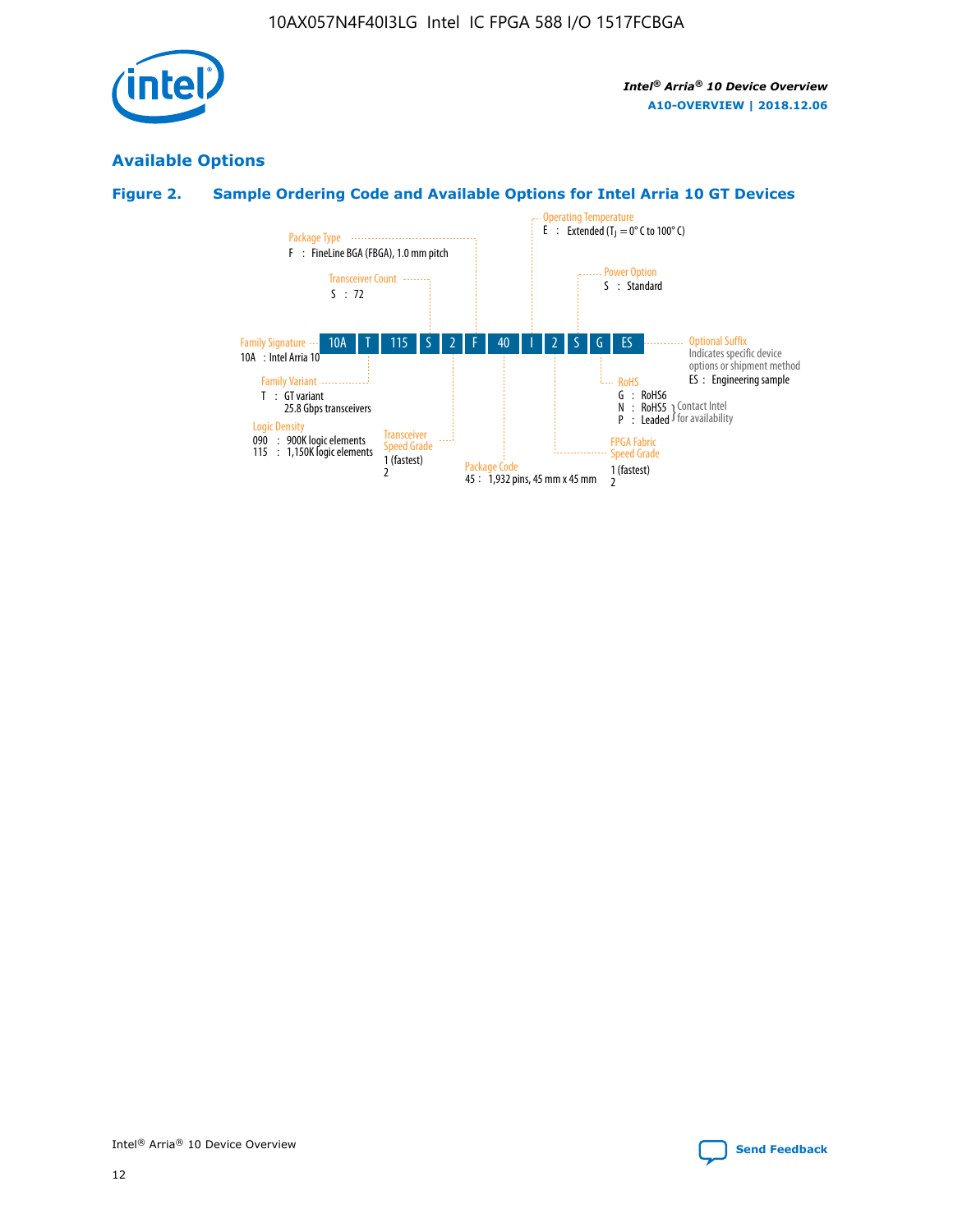## Available Options

### Figure 2. Sample Ordering Code and Available Options for Intel Arria 10 GT Devices

Ordering code: 10A T 115 S 2 F 40 I 2 S G ES

- **Family Signature**
  - 10A : Intel Arria 10
- **Family Variant**
  - T : GT variant, 25.8 Gbps transceivers
- **Logic Density**
  - 090 : 900K logic elements
  - 115 : 1,150K logic elements
- **Transceiver Count**
  - S : 72
- **Transceiver Speed Grade**
  - 1 (fastest)
  - 2
- **Package Type**
  - F : FineLine BGA (FBGA), 1.0 mm pitch
- **Package Code**
  - 45 : 1,932 pins, 45 mm x 45 mm
- **Operating Temperature**
  - E : Extended ($T_J$ = 0° C to 100° C)
- **FPGA Fabric Speed Grade**
  - 1 (fastest)
  - 2
- **Power Option**
  - S : Standard
- **RoHS**
  - G : RoHS6
  - N : RoHS5 (Contact Intel for availability)
  - P : Leaded (Contact Intel for availability)
- **Optional Suffix**
  - Indicates specific device options or shipment method
  - ES : Engineering sample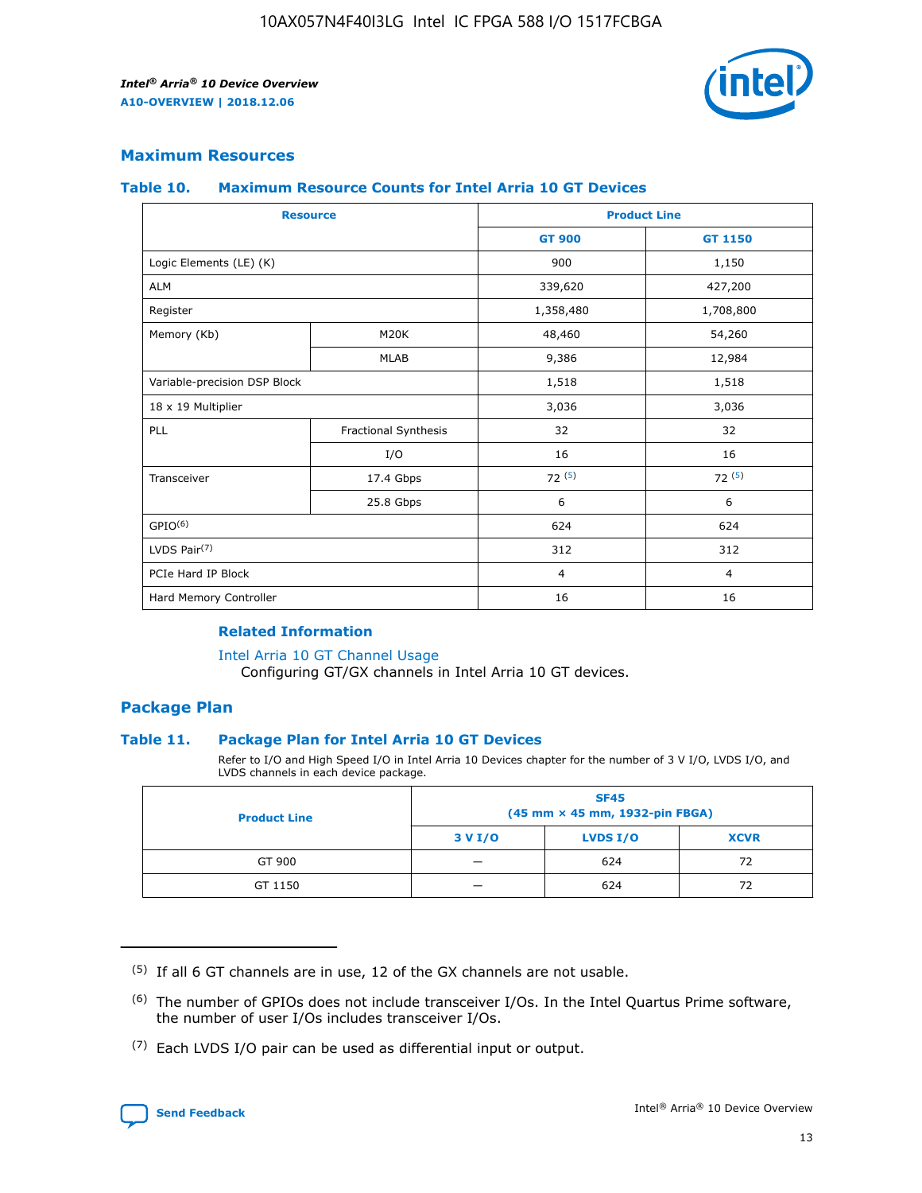## Maximum Resources

### Table 10. Maximum Resource Counts for Intel Arria 10 GT Devices

| Resource | | Product Line | |
|---|---|---|---|
| | | GT 900 | GT 1150 |
| Logic Elements (LE) (K) | | 900 | 1,150 |
| ALM | | 339,620 | 427,200 |
| Register | | 1,358,480 | 1,708,800 |
| Memory (Kb) | M20K | 48,460 | 54,260 |
| | MLAB | 9,386 | 12,984 |
| Variable-precision DSP Block | | 1,518 | 1,518 |
| 18 x 19 Multiplier | | 3,036 | 3,036 |
| PLL | Fractional Synthesis | 32 | 32 |
| | I/O | 16 | 16 |
| Transceiver | 17.4 Gbps | 72 (5) | 72 (5) |
| | 25.8 Gbps | 6 | 6 |
| GPIO(6) | | 624 | 624 |
| LVDS Pair(7) | | 312 | 312 |
| PCIe Hard IP Block | | 4 | 4 |
| Hard Memory Controller | | 16 | 16 |

**Related Information**

Intel Arria 10 GT Channel Usage
Configuring GT/GX channels in Intel Arria 10 GT devices.

## Package Plan

### Table 11. Package Plan for Intel Arria 10 GT Devices

Refer to I/O and High Speed I/O in Intel Arria 10 Devices chapter for the number of 3 V I/O, LVDS I/O, and LVDS channels in each device package.

| Product Line | SF45 (45 mm × 45 mm, 1932-pin FBGA) | | |
|---|---|---|---|
| | 3 V I/O | LVDS I/O | XCVR |
| GT 900 | — | 624 | 72 |
| GT 1150 | — | 624 | 72 |

(5) If all 6 GT channels are in use, 12 of the GX channels are not usable.

(6) The number of GPIOs does not include transceiver I/Os. In the Intel Quartus Prime software, the number of user I/Os includes transceiver I/Os.

(7) Each LVDS I/O pair can be used as differential input or output.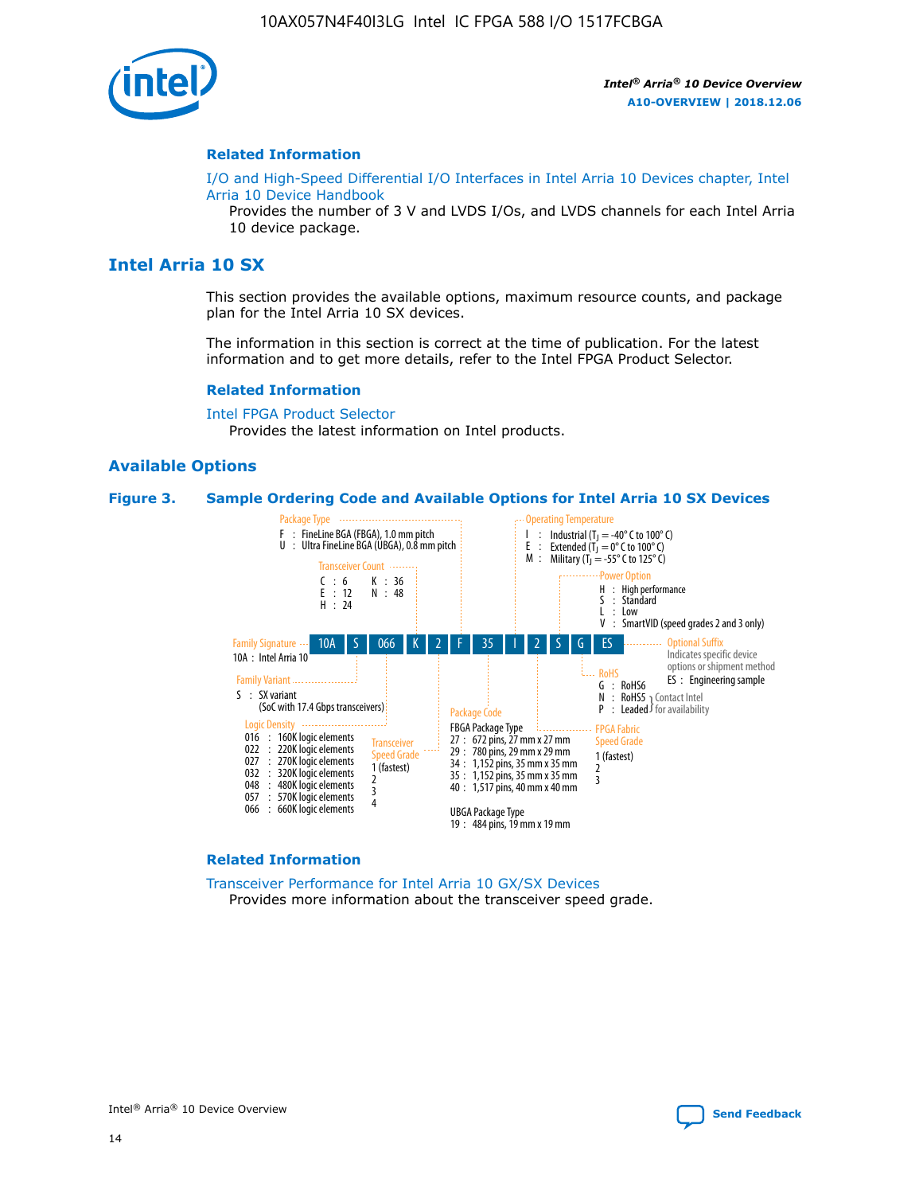### Related Information

I/O and High-Speed Differential I/O Interfaces in Intel Arria 10 Devices chapter, Intel Arria 10 Device Handbook

Provides the number of 3 V and LVDS I/Os, and LVDS channels for each Intel Arria 10 device package.

## Intel Arria 10 SX

This section provides the available options, maximum resource counts, and package plan for the Intel Arria 10 SX devices.

The information in this section is correct at the time of publication. For the latest information and to get more details, refer to the Intel FPGA Product Selector.

### Related Information

Intel FPGA Product Selector

Provides the latest information on Intel products.

### Available Options

**Figure 3. Sample Ordering Code and Available Options for Intel Arria 10 SX Devices**

Sample ordering code: 10A S 066 K 2 F 35 I 2 S G ES

- **Family Signature**
  - 10A : Intel Arria 10
- **Family Variant**
  - S : SX variant (SoC with 17.4 Gbps transceivers)
- **Logic Density**
  - 016 : 160K logic elements
  - 022 : 220K logic elements
  - 027 : 270K logic elements
  - 032 : 320K logic elements
  - 048 : 480K logic elements
  - 057 : 570K logic elements
  - 066 : 660K logic elements
- **Transceiver Count**
  - C : 6
  - E : 12
  - H : 24
  - K : 36
  - N : 48
- **Transceiver Speed Grade**
  - 1 (fastest)
  - 2
  - 3
  - 4
- **Package Type**
  - F : FineLine BGA (FBGA), 1.0 mm pitch
  - U : Ultra FineLine BGA (UBGA), 0.8 mm pitch
- **Package Code**
  - FBGA Package Type
    - 27 : 672 pins, 27 mm x 27 mm
    - 29 : 780 pins, 29 mm x 29 mm
    - 34 : 1,152 pins, 35 mm x 35 mm
    - 35 : 1,152 pins, 35 mm x 35 mm
    - 40 : 1,517 pins, 40 mm x 40 mm
  - UBGA Package Type
    - 19 : 484 pins, 19 mm x 19 mm
- **Operating Temperature**
  - I : Industrial ($T_J$ = -40° C to 100° C)
  - E : Extended ($T_J$ = 0° C to 100° C)
  - M : Military ($T_J$ = -55° C to 125° C)
- **FPGA Fabric Speed Grade**
  - 1 (fastest)
  - 2
  - 3
- **Power Option**
  - H : High performance
  - S : Standard
  - L : Low
  - V : SmartVID (speed grades 2 and 3 only)
- **RoHS**
  - G : RoHS6
  - N : RoHS5 (Contact Intel for availability)
  - P : Leaded (Contact Intel for availability)
- **Optional Suffix**
  - Indicates specific device options or shipment method
  - ES : Engineering sample

### Related Information

Transceiver Performance for Intel Arria 10 GX/SX Devices

Provides more information about the transceiver speed grade.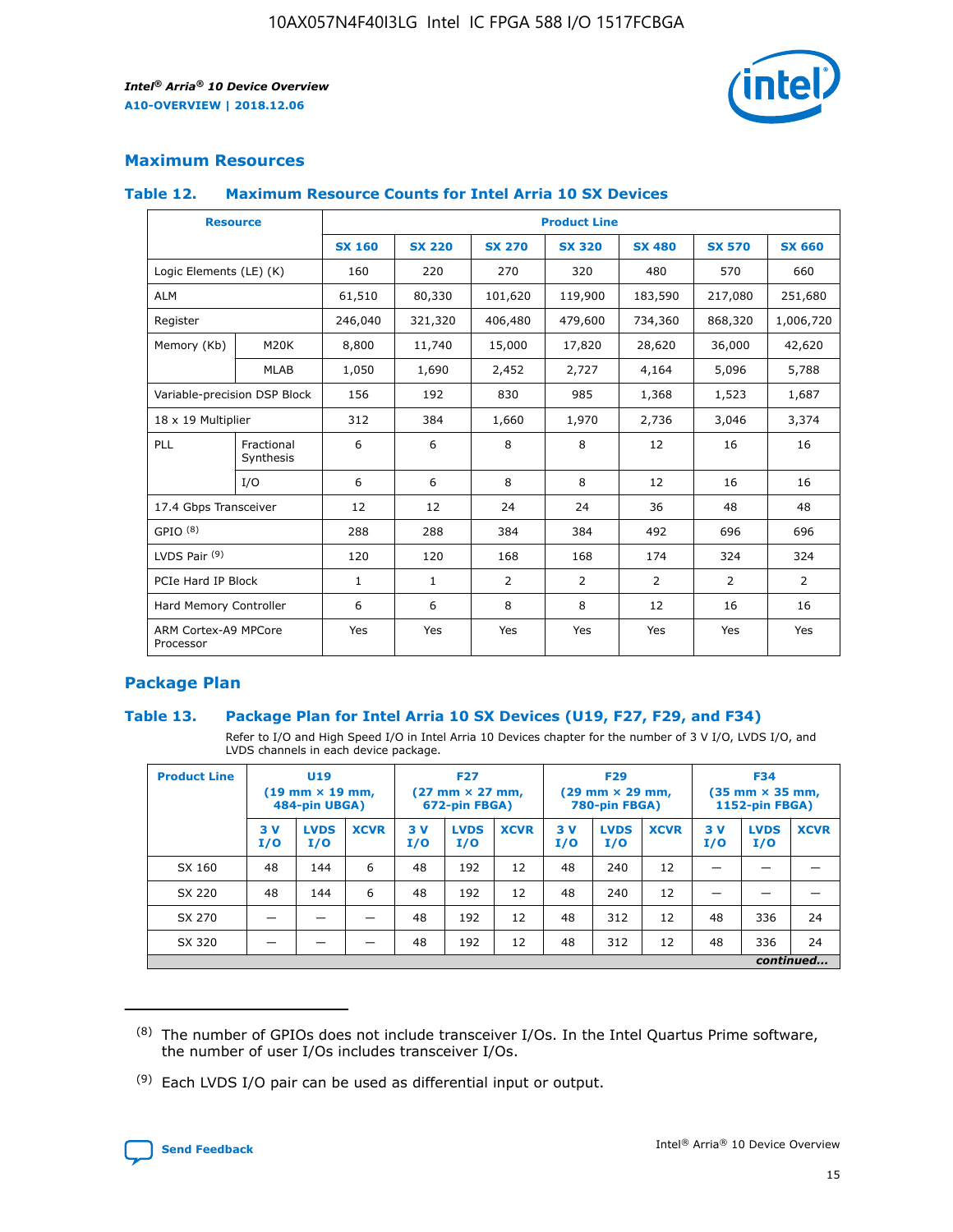## Maximum Resources

### Table 12. Maximum Resource Counts for Intel Arria 10 SX Devices

| Resource | | Product Line | | | | | | |
|---|---|---|---|---|---|---|---|---|
| | | SX 160 | SX 220 | SX 270 | SX 320 | SX 480 | SX 570 | SX 660 |
| Logic Elements (LE) (K) | | 160 | 220 | 270 | 320 | 480 | 570 | 660 |
| ALM | | 61,510 | 80,330 | 101,620 | 119,900 | 183,590 | 217,080 | 251,680 |
| Register | | 246,040 | 321,320 | 406,480 | 479,600 | 734,360 | 868,320 | 1,006,720 |
| Memory (Kb) | M20K | 8,800 | 11,740 | 15,000 | 17,820 | 28,620 | 36,000 | 42,620 |
| | MLAB | 1,050 | 1,690 | 2,452 | 2,727 | 4,164 | 5,096 | 5,788 |
| Variable-precision DSP Block | | 156 | 192 | 830 | 985 | 1,368 | 1,523 | 1,687 |
| 18 x 19 Multiplier | | 312 | 384 | 1,660 | 1,970 | 2,736 | 3,046 | 3,374 |
| PLL | Fractional Synthesis | 6 | 6 | 8 | 8 | 12 | 16 | 16 |
| | I/O | 6 | 6 | 8 | 8 | 12 | 16 | 16 |
| 17.4 Gbps Transceiver | | 12 | 12 | 24 | 24 | 36 | 48 | 48 |
| GPIO [8] | | 288 | 288 | 384 | 384 | 492 | 696 | 696 |
| LVDS Pair [9] | | 120 | 120 | 168 | 168 | 174 | 324 | 324 |
| PCIe Hard IP Block | | 1 | 1 | 2 | 2 | 2 | 2 | 2 |
| Hard Memory Controller | | 6 | 6 | 8 | 8 | 12 | 16 | 16 |
| ARM Cortex-A9 MPCore Processor | | Yes | Yes | Yes | Yes | Yes | Yes | Yes |

## Package Plan

### Table 13. Package Plan for Intel Arria 10 SX Devices (U19, F27, F29, and F34)

Refer to I/O and High Speed I/O in Intel Arria 10 Devices chapter for the number of 3 V I/O, LVDS I/O, and LVDS channels in each device package.

| Product Line | U19 (19 mm × 19 mm, 484-pin UBGA) | | | F27 (27 mm × 27 mm, 672-pin FBGA) | | | F29 (29 mm × 29 mm, 780-pin FBGA) | | | F34 (35 mm × 35 mm, 1152-pin FBGA) | | |
|---|---|---|---|---|---|---|---|---|---|---|---|---|
| | 3 V I/O | LVDS I/O | XCVR | 3 V I/O | LVDS I/O | XCVR | 3 V I/O | LVDS I/O | XCVR | 3 V I/O | LVDS I/O | XCVR |
| SX 160 | 48 | 144 | 6 | 48 | 192 | 12 | 48 | 240 | 12 | — | — | — |
| SX 220 | 48 | 144 | 6 | 48 | 192 | 12 | 48 | 240 | 12 | — | — | — |
| SX 270 | — | — | — | 48 | 192 | 12 | 48 | 312 | 12 | 48 | 336 | 24 |
| SX 320 | — | — | — | 48 | 192 | 12 | 48 | 312 | 12 | 48 | 336 | 24 |

*continued...*

(8) The number of GPIOs does not include transceiver I/Os. In the Intel Quartus Prime software, the number of user I/Os includes transceiver I/Os.

(9) Each LVDS I/O pair can be used as differential input or output.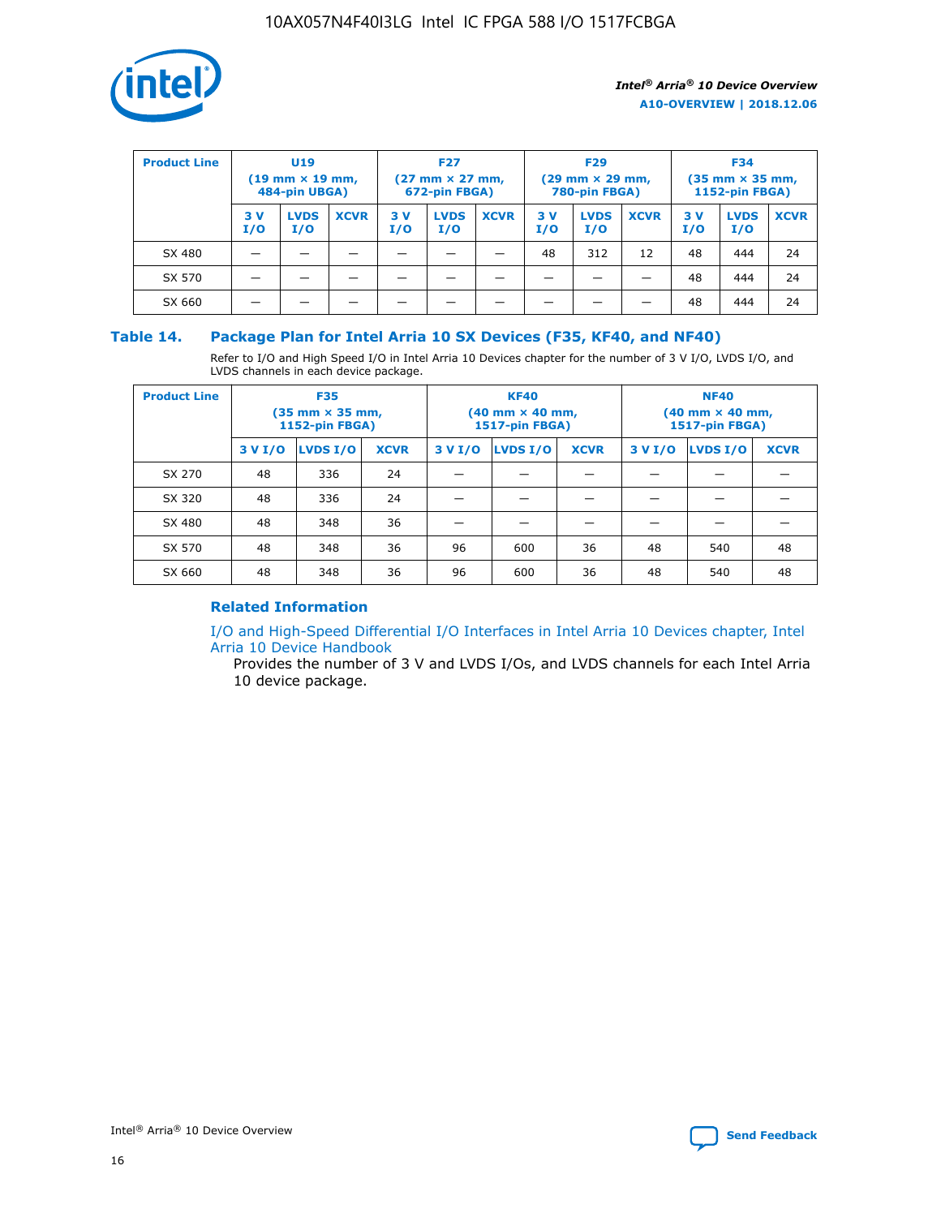| Product Line | U19 (19 mm × 19 mm, 484-pin UBGA) | | | F27 (27 mm × 27 mm, 672-pin FBGA) | | | F29 (29 mm × 29 mm, 780-pin FBGA) | | | F34 (35 mm × 35 mm, 1152-pin FBGA) | | |
|---|---|---|---|---|---|---|---|---|---|---|---|---|
| | 3 V I/O | LVDS I/O | XCVR | 3 V I/O | LVDS I/O | XCVR | 3 V I/O | LVDS I/O | XCVR | 3 V I/O | LVDS I/O | XCVR |
| SX 480 | — | — | — | — | — | — | 48 | 312 | 12 | 48 | 444 | 24 |
| SX 570 | — | — | — | — | — | — | — | — | — | 48 | 444 | 24 |
| SX 660 | — | — | — | — | — | — | — | — | — | 48 | 444 | 24 |

## Table 14. Package Plan for Intel Arria 10 SX Devices (F35, KF40, and NF40)

Refer to I/O and High Speed I/O in Intel Arria 10 Devices chapter for the number of 3 V I/O, LVDS I/O, and LVDS channels in each device package.

| Product Line | F35 (35 mm × 35 mm, 1152-pin FBGA) | | | KF40 (40 mm × 40 mm, 1517-pin FBGA) | | | NF40 (40 mm × 40 mm, 1517-pin FBGA) | | |
|---|---|---|---|---|---|---|---|---|---|
| | 3 V I/O | LVDS I/O | XCVR | 3 V I/O | LVDS I/O | XCVR | 3 V I/O | LVDS I/O | XCVR |
| SX 270 | 48 | 336 | 24 | — | — | — | — | — | — |
| SX 320 | 48 | 336 | 24 | — | — | — | — | — | — |
| SX 480 | 48 | 348 | 36 | — | — | — | — | — | — |
| SX 570 | 48 | 348 | 36 | 96 | 600 | 36 | 48 | 540 | 48 |
| SX 660 | 48 | 348 | 36 | 96 | 600 | 36 | 48 | 540 | 48 |

### Related Information

I/O and High-Speed Differential I/O Interfaces in Intel Arria 10 Devices chapter, Intel Arria 10 Device Handbook

Provides the number of 3 V and LVDS I/Os, and LVDS channels for each Intel Arria 10 device package.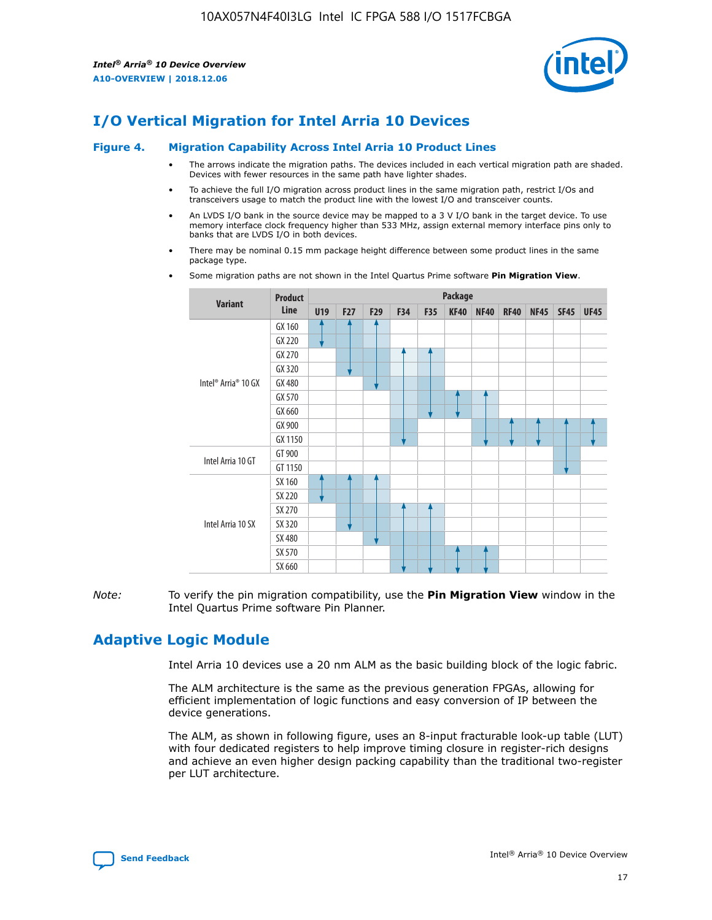# I/O Vertical Migration for Intel Arria 10 Devices

**Figure 4. Migration Capability Across Intel Arria 10 Product Lines**

- The arrows indicate the migration paths. The devices included in each vertical migration path are shaded. Devices with fewer resources in the same path have lighter shades.
- To achieve the full I/O migration across product lines in the same migration path, restrict I/Os and transceivers usage to match the product line with the lowest I/O and transceiver counts.
- An LVDS I/O bank in the source device may be mapped to a 3 V I/O bank in the target device. To use memory interface clock frequency higher than 533 MHz, assign external memory interface pins only to banks that are LVDS I/O in both devices.
- There may be nominal 0.15 mm package height difference between some product lines in the same package type.
- Some migration paths are not shown in the Intel Quartus Prime software **Pin Migration View**.

| Variant | Product Line | Package | | | | | | | | | | |
|---|---|---|---|---|---|---|---|---|---|---|---|---|
| | | U19 | F27 | F29 | F34 | F35 | KF40 | NF40 | RF40 | NF45 | SF45 | UF45 |
| Intel® Arria® 10 GX | GX 160 | ✓ | ✓ | ✓ | | | | | | | | |
| | GX 220 | ✓ | ✓ | ✓ | | | | | | | | |
| | GX 270 | | ✓ | ✓ | ✓ | ✓ | | | | | | |
| | GX 320 | | ✓ | ✓ | ✓ | ✓ | | | | | | |
| | GX 480 | | | ✓ | ✓ | ✓ | | | | | | |
| | GX 570 | | | | ✓ | ✓ | ✓ | ✓ | | | | |
| | GX 660 | | | | ✓ | ✓ | ✓ | ✓ | | | | |
| | GX 900 | | | | ✓ | | | ✓ | ✓ | ✓ | ✓ | ✓ |
| | GX 1150 | | | | ✓ | | | ✓ | ✓ | ✓ | ✓ | ✓ |
| Intel Arria 10 GT | GT 900 | | | | | | | | | | ✓ | |
| | GT 1150 | | | | | | | | | | ✓ | |
| Intel Arria 10 SX | SX 160 | ✓ | ✓ | ✓ | | | | | | | | |
| | SX 220 | ✓ | ✓ | ✓ | | | | | | | | |
| | SX 270 | | ✓ | ✓ | ✓ | ✓ | | | | | | |
| | SX 320 | | ✓ | ✓ | ✓ | ✓ | | | | | | |
| | SX 480 | | | ✓ | ✓ | ✓ | | | | | | |
| | SX 570 | | | | ✓ | ✓ | ✓ | ✓ | | | | |
| | SX 660 | | | | ✓ | ✓ | ✓ | ✓ | | | | |

*Note:* To verify the pin migration compatibility, use the **Pin Migration View** window in the Intel Quartus Prime software Pin Planner.

# Adaptive Logic Module

Intel Arria 10 devices use a 20 nm ALM as the basic building block of the logic fabric.

The ALM architecture is the same as the previous generation FPGAs, allowing for efficient implementation of logic functions and easy conversion of IP between the device generations.

The ALM, as shown in following figure, uses an 8-input fracturable look-up table (LUT) with four dedicated registers to help improve timing closure in register-rich designs and achieve an even higher design packing capability than the traditional two-register per LUT architecture.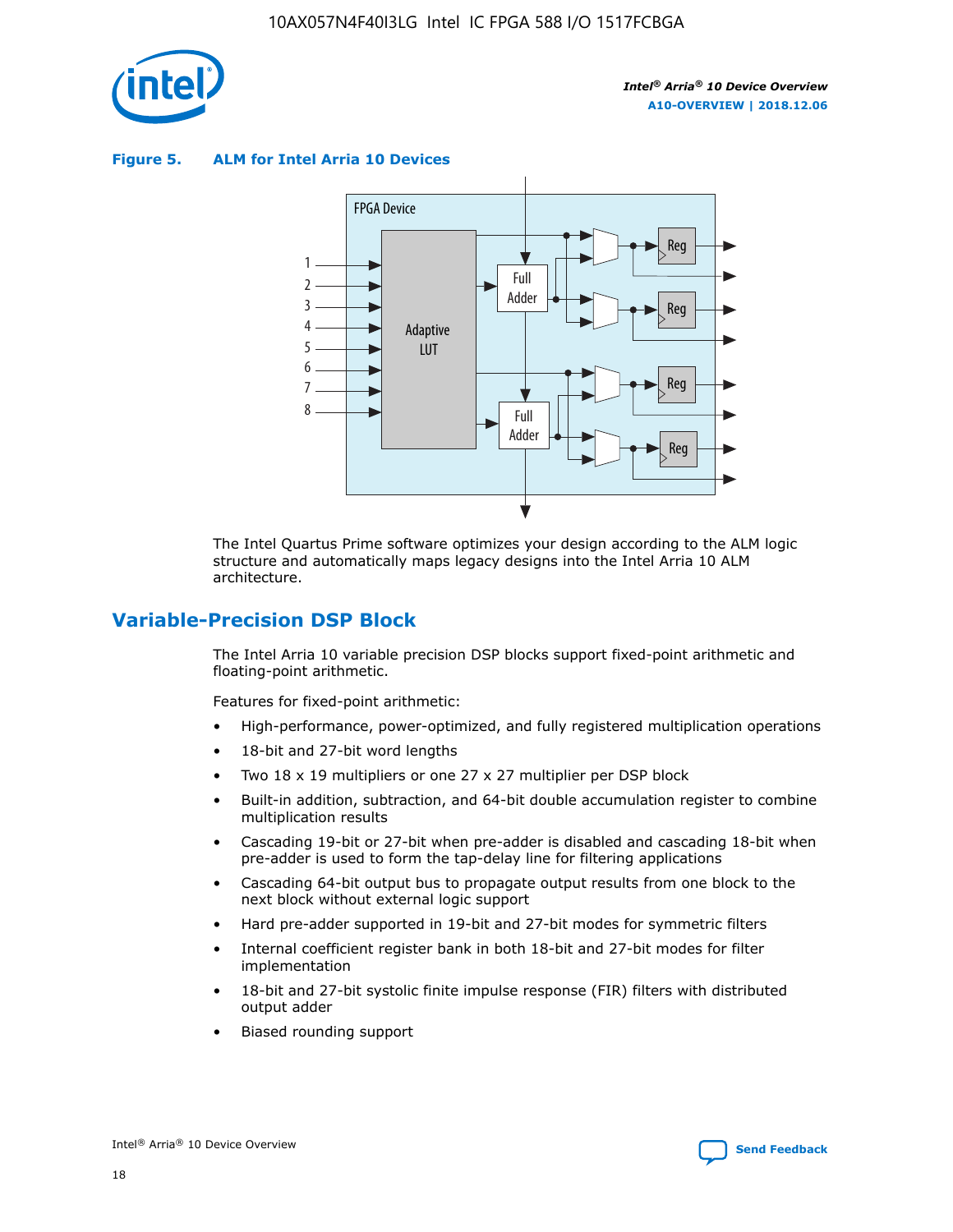**Figure 5. ALM for Intel Arria 10 Devices**

The Intel Quartus Prime software optimizes your design according to the ALM logic structure and automatically maps legacy designs into the Intel Arria 10 ALM architecture.

## Variable-Precision DSP Block

The Intel Arria 10 variable precision DSP blocks support fixed-point arithmetic and floating-point arithmetic.

Features for fixed-point arithmetic:

- High-performance, power-optimized, and fully registered multiplication operations
- 18-bit and 27-bit word lengths
- Two 18 x 19 multipliers or one 27 x 27 multiplier per DSP block
- Built-in addition, subtraction, and 64-bit double accumulation register to combine multiplication results
- Cascading 19-bit or 27-bit when pre-adder is disabled and cascading 18-bit when pre-adder is used to form the tap-delay line for filtering applications
- Cascading 64-bit output bus to propagate output results from one block to the next block without external logic support
- Hard pre-adder supported in 19-bit and 27-bit modes for symmetric filters
- Internal coefficient register bank in both 18-bit and 27-bit modes for filter implementation
- 18-bit and 27-bit systolic finite impulse response (FIR) filters with distributed output adder
- Biased rounding support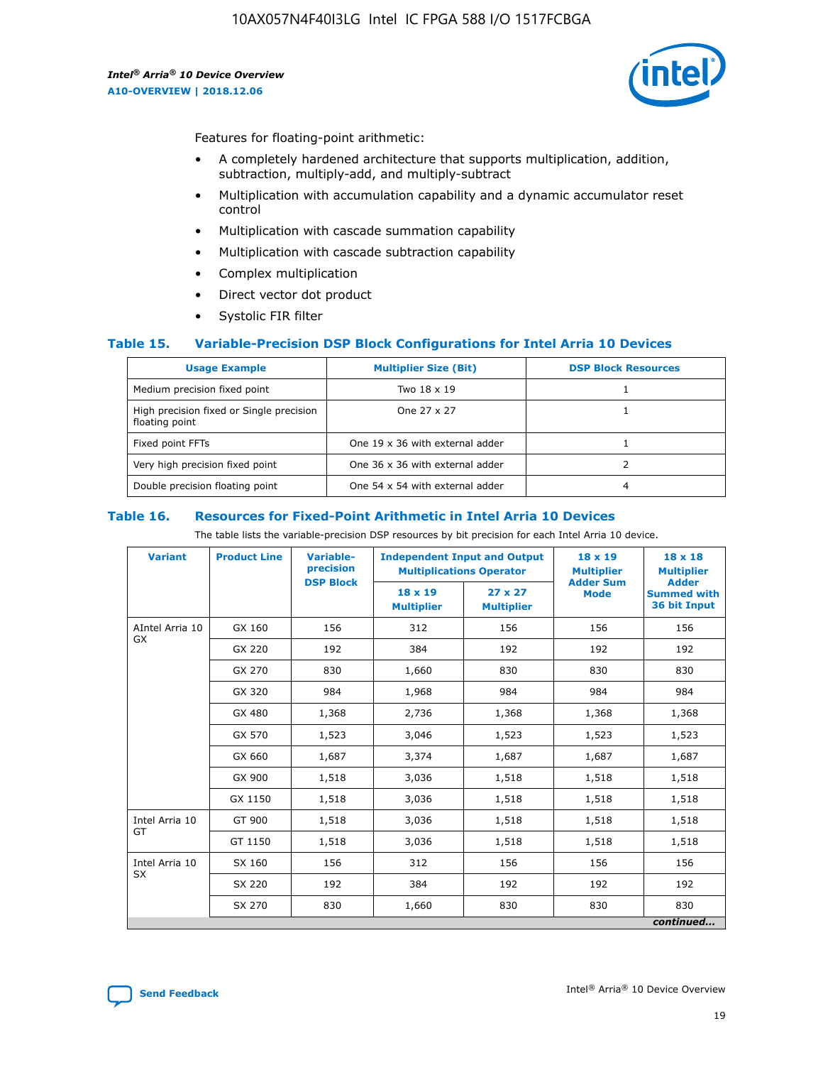Features for floating-point arithmetic:

- A completely hardened architecture that supports multiplication, addition, subtraction, multiply-add, and multiply-subtract
- Multiplication with accumulation capability and a dynamic accumulator reset control
- Multiplication with cascade summation capability
- Multiplication with cascade subtraction capability
- Complex multiplication
- Direct vector dot product
- Systolic FIR filter

### Table 15. Variable-Precision DSP Block Configurations for Intel Arria 10 Devices

| Usage Example | Multiplier Size (Bit) | DSP Block Resources |
|---|---|---|
| Medium precision fixed point | Two 18 x 19 | 1 |
| High precision fixed or Single precision floating point | One 27 x 27 | 1 |
| Fixed point FFTs | One 19 x 36 with external adder | 1 |
| Very high precision fixed point | One 36 x 36 with external adder | 2 |
| Double precision floating point | One 54 x 54 with external adder | 4 |

### Table 16. Resources for Fixed-Point Arithmetic in Intel Arria 10 Devices

The table lists the variable-precision DSP resources by bit precision for each Intel Arria 10 device.

| Variant | Product Line | Variable-precision DSP Block | Independent Input and Output Multiplications Operator | | 18 x 19 Multiplier Adder Sum Mode | 18 x 18 Multiplier Adder Summed with 36 bit Input |
|---|---|---|---|---|---|---|
| | | | 18 x 19 Multiplier | 27 x 27 Multiplier | | |
| AIntel Arria 10 GX | GX 160 | 156 | 312 | 156 | 156 | 156 |
| | GX 220 | 192 | 384 | 192 | 192 | 192 |
| | GX 270 | 830 | 1,660 | 830 | 830 | 830 |
| | GX 320 | 984 | 1,968 | 984 | 984 | 984 |
| | GX 480 | 1,368 | 2,736 | 1,368 | 1,368 | 1,368 |
| | GX 570 | 1,523 | 3,046 | 1,523 | 1,523 | 1,523 |
| | GX 660 | 1,687 | 3,374 | 1,687 | 1,687 | 1,687 |
| | GX 900 | 1,518 | 3,036 | 1,518 | 1,518 | 1,518 |
| | GX 1150 | 1,518 | 3,036 | 1,518 | 1,518 | 1,518 |
| Intel Arria 10 GT | GT 900 | 1,518 | 3,036 | 1,518 | 1,518 | 1,518 |
| | GT 1150 | 1,518 | 3,036 | 1,518 | 1,518 | 1,518 |
| Intel Arria 10 SX | SX 160 | 156 | 312 | 156 | 156 | 156 |
| | SX 220 | 192 | 384 | 192 | 192 | 192 |
| | SX 270 | 830 | 1,660 | 830 | 830 | 830 |

*continued...*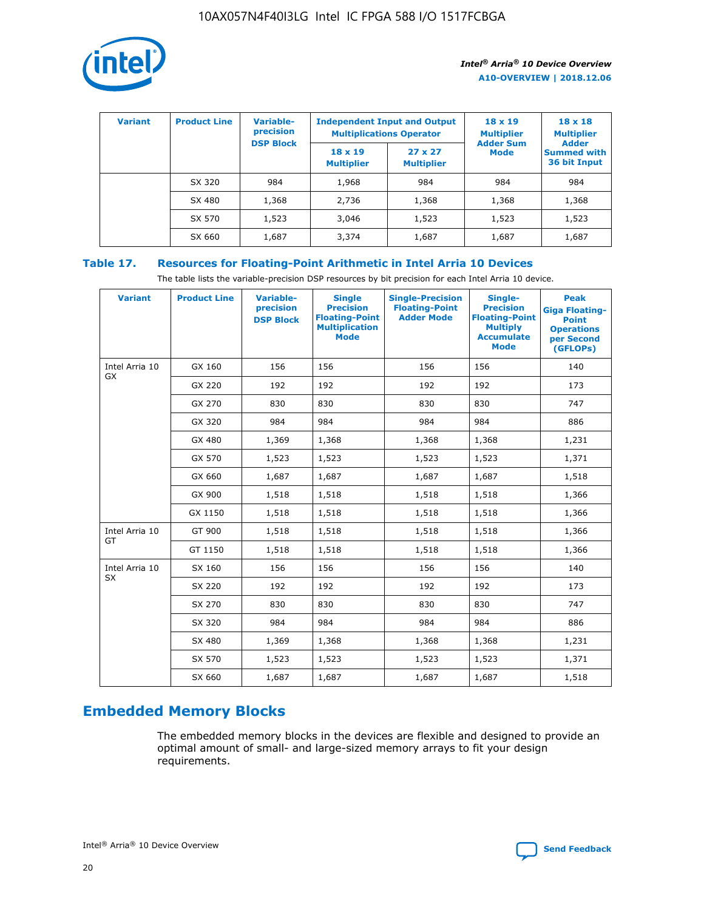| Variant | Product Line | Variable-precision DSP Block | Independent Input and Output Multiplications Operator | | 18 x 19 Multiplier Adder Sum Mode | 18 x 18 Multiplier Adder Summed with 36 bit Input |
|---|---|---|---|---|---|---|
| | | | 18 x 19 Multiplier | 27 x 27 Multiplier | | |
| | SX 320 | 984 | 1,968 | 984 | 984 | 984 |
| | SX 480 | 1,368 | 2,736 | 1,368 | 1,368 | 1,368 |
| | SX 570 | 1,523 | 3,046 | 1,523 | 1,523 | 1,523 |
| | SX 660 | 1,687 | 3,374 | 1,687 | 1,687 | 1,687 |

## Table 17. Resources for Floating-Point Arithmetic in Intel Arria 10 Devices

The table lists the variable-precision DSP resources by bit precision for each Intel Arria 10 device.

| Variant | Product Line | Variable-precision DSP Block | Single Precision Floating-Point Multiplication Mode | Single-Precision Floating-Point Adder Mode | Single-Precision Floating-Point Multiply Accumulate Mode | Peak Giga Floating-Point Operations per Second (GFLOPs) |
|---|---|---|---|---|---|---|
| Intel Arria 10 GX | GX 160 | 156 | 156 | 156 | 156 | 140 |
| | GX 220 | 192 | 192 | 192 | 192 | 173 |
| | GX 270 | 830 | 830 | 830 | 830 | 747 |
| | GX 320 | 984 | 984 | 984 | 984 | 886 |
| | GX 480 | 1,369 | 1,368 | 1,368 | 1,368 | 1,231 |
| | GX 570 | 1,523 | 1,523 | 1,523 | 1,523 | 1,371 |
| | GX 660 | 1,687 | 1,687 | 1,687 | 1,687 | 1,518 |
| | GX 900 | 1,518 | 1,518 | 1,518 | 1,518 | 1,366 |
| | GX 1150 | 1,518 | 1,518 | 1,518 | 1,518 | 1,366 |
| Intel Arria 10 GT | GT 900 | 1,518 | 1,518 | 1,518 | 1,518 | 1,366 |
| | GT 1150 | 1,518 | 1,518 | 1,518 | 1,518 | 1,366 |
| Intel Arria 10 SX | SX 160 | 156 | 156 | 156 | 156 | 140 |
| | SX 220 | 192 | 192 | 192 | 192 | 173 |
| | SX 270 | 830 | 830 | 830 | 830 | 747 |
| | SX 320 | 984 | 984 | 984 | 984 | 886 |
| | SX 480 | 1,369 | 1,368 | 1,368 | 1,368 | 1,231 |
| | SX 570 | 1,523 | 1,523 | 1,523 | 1,523 | 1,371 |
| | SX 660 | 1,687 | 1,687 | 1,687 | 1,687 | 1,518 |

## Embedded Memory Blocks

The embedded memory blocks in the devices are flexible and designed to provide an optimal amount of small- and large-sized memory arrays to fit your design requirements.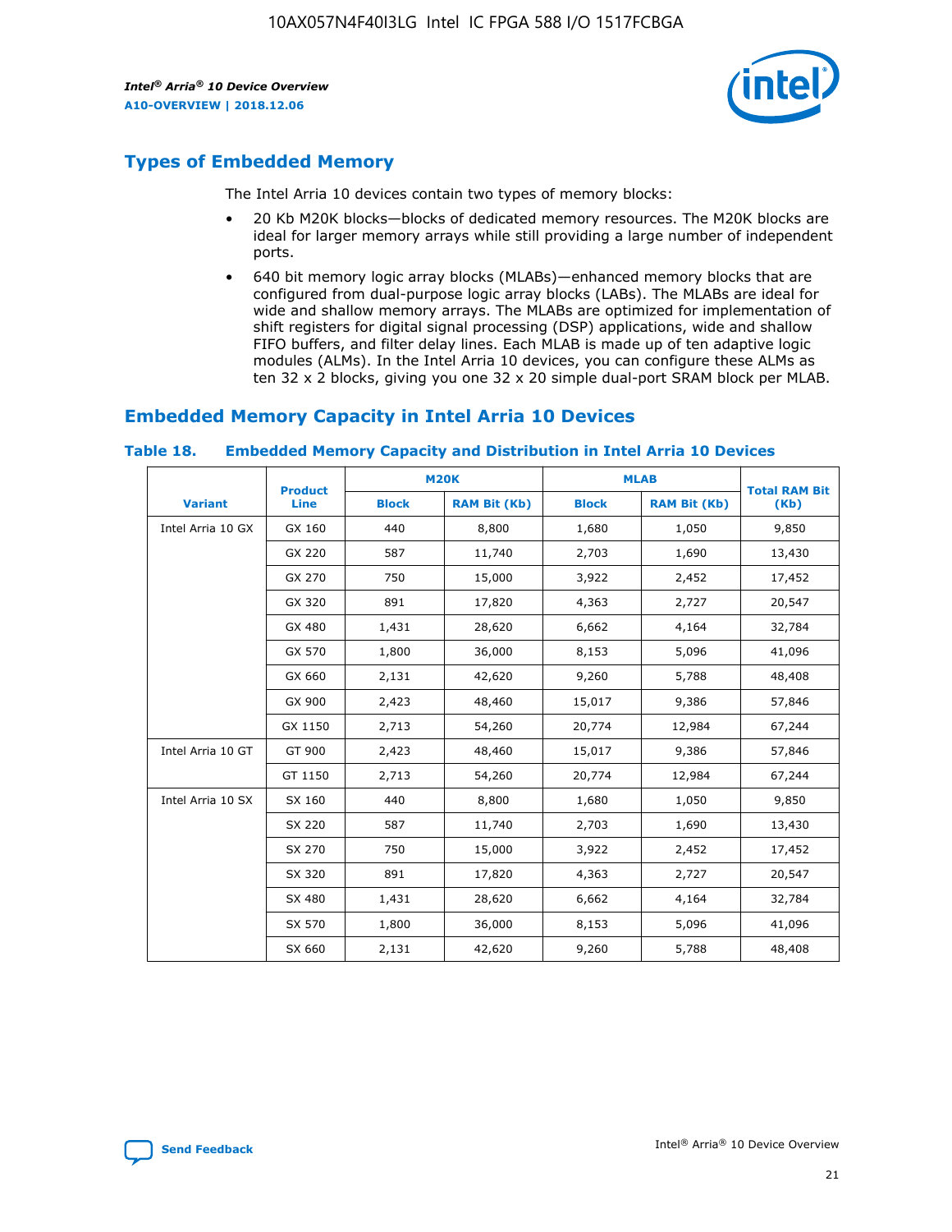## Types of Embedded Memory

The Intel Arria 10 devices contain two types of memory blocks:

- 20 Kb M20K blocks—blocks of dedicated memory resources. The M20K blocks are ideal for larger memory arrays while still providing a large number of independent ports.
- 640 bit memory logic array blocks (MLABs)—enhanced memory blocks that are configured from dual-purpose logic array blocks (LABs). The MLABs are ideal for wide and shallow memory arrays. The MLABs are optimized for implementation of shift registers for digital signal processing (DSP) applications, wide and shallow FIFO buffers, and filter delay lines. Each MLAB is made up of ten adaptive logic modules (ALMs). In the Intel Arria 10 devices, you can configure these ALMs as ten 32 x 2 blocks, giving you one 32 x 20 simple dual-port SRAM block per MLAB.

## Embedded Memory Capacity in Intel Arria 10 Devices

**Table 18. Embedded Memory Capacity and Distribution in Intel Arria 10 Devices**

| Variant | Product Line | M20K | | MLAB | | Total RAM Bit (Kb) |
|---|---|---|---|---|---|---|
| | | Block | RAM Bit (Kb) | Block | RAM Bit (Kb) | |
| Intel Arria 10 GX | GX 160 | 440 | 8,800 | 1,680 | 1,050 | 9,850 |
| | GX 220 | 587 | 11,740 | 2,703 | 1,690 | 13,430 |
| | GX 270 | 750 | 15,000 | 3,922 | 2,452 | 17,452 |
| | GX 320 | 891 | 17,820 | 4,363 | 2,727 | 20,547 |
| | GX 480 | 1,431 | 28,620 | 6,662 | 4,164 | 32,784 |
| | GX 570 | 1,800 | 36,000 | 8,153 | 5,096 | 41,096 |
| | GX 660 | 2,131 | 42,620 | 9,260 | 5,788 | 48,408 |
| | GX 900 | 2,423 | 48,460 | 15,017 | 9,386 | 57,846 |
| | GX 1150 | 2,713 | 54,260 | 20,774 | 12,984 | 67,244 |
| Intel Arria 10 GT | GT 900 | 2,423 | 48,460 | 15,017 | 9,386 | 57,846 |
| | GT 1150 | 2,713 | 54,260 | 20,774 | 12,984 | 67,244 |
| Intel Arria 10 SX | SX 160 | 440 | 8,800 | 1,680 | 1,050 | 9,850 |
| | SX 220 | 587 | 11,740 | 2,703 | 1,690 | 13,430 |
| | SX 270 | 750 | 15,000 | 3,922 | 2,452 | 17,452 |
| | SX 320 | 891 | 17,820 | 4,363 | 2,727 | 20,547 |
| | SX 480 | 1,431 | 28,620 | 6,662 | 4,164 | 32,784 |
| | SX 570 | 1,800 | 36,000 | 8,153 | 5,096 | 41,096 |
| | SX 660 | 2,131 | 42,620 | 9,260 | 5,788 | 48,408 |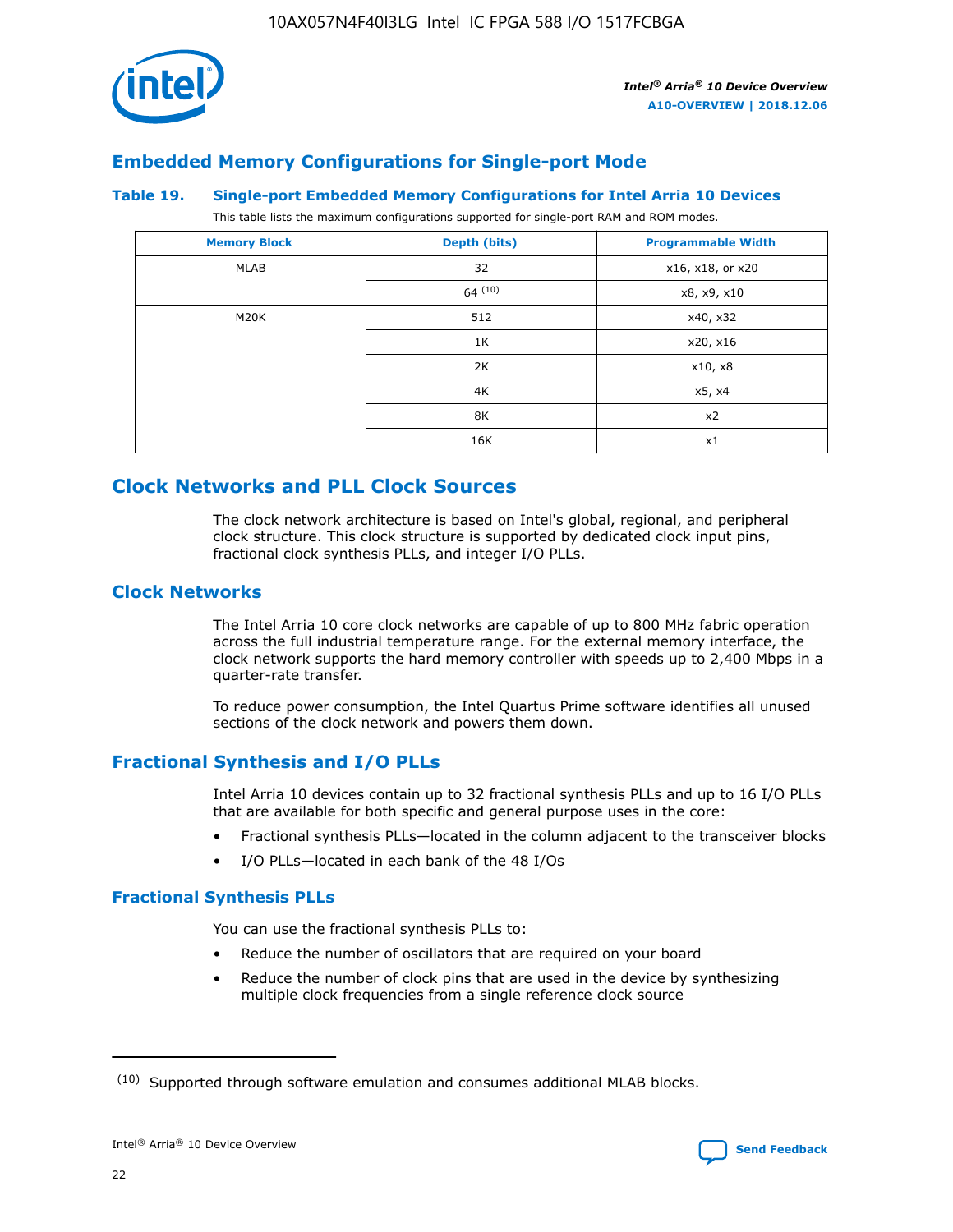## Embedded Memory Configurations for Single-port Mode

### Table 19. Single-port Embedded Memory Configurations for Intel Arria 10 Devices

This table lists the maximum configurations supported for single-port RAM and ROM modes.

| Memory Block | Depth (bits) | Programmable Width |
| --- | --- | --- |
| MLAB | 32 | x16, x18, or x20 |
| | 64 [10] | x8, x9, x10 |
| M20K | 512 | x40, x32 |
| | 1K | x20, x16 |
| | 2K | x10, x8 |
| | 4K | x5, x4 |
| | 8K | x2 |
| | 16K | x1 |

## Clock Networks and PLL Clock Sources

The clock network architecture is based on Intel's global, regional, and peripheral clock structure. This clock structure is supported by dedicated clock input pins, fractional clock synthesis PLLs, and integer I/O PLLs.

## Clock Networks

The Intel Arria 10 core clock networks are capable of up to 800 MHz fabric operation across the full industrial temperature range. For the external memory interface, the clock network supports the hard memory controller with speeds up to 2,400 Mbps in a quarter-rate transfer.

To reduce power consumption, the Intel Quartus Prime software identifies all unused sections of the clock network and powers them down.

## Fractional Synthesis and I/O PLLs

Intel Arria 10 devices contain up to 32 fractional synthesis PLLs and up to 16 I/O PLLs that are available for both specific and general purpose uses in the core:

- Fractional synthesis PLLs—located in the column adjacent to the transceiver blocks
- I/O PLLs—located in each bank of the 48 I/Os

### Fractional Synthesis PLLs

You can use the fractional synthesis PLLs to:

- Reduce the number of oscillators that are required on your board
- Reduce the number of clock pins that are used in the device by synthesizing multiple clock frequencies from a single reference clock source

---

(10) Supported through software emulation and consumes additional MLAB blocks.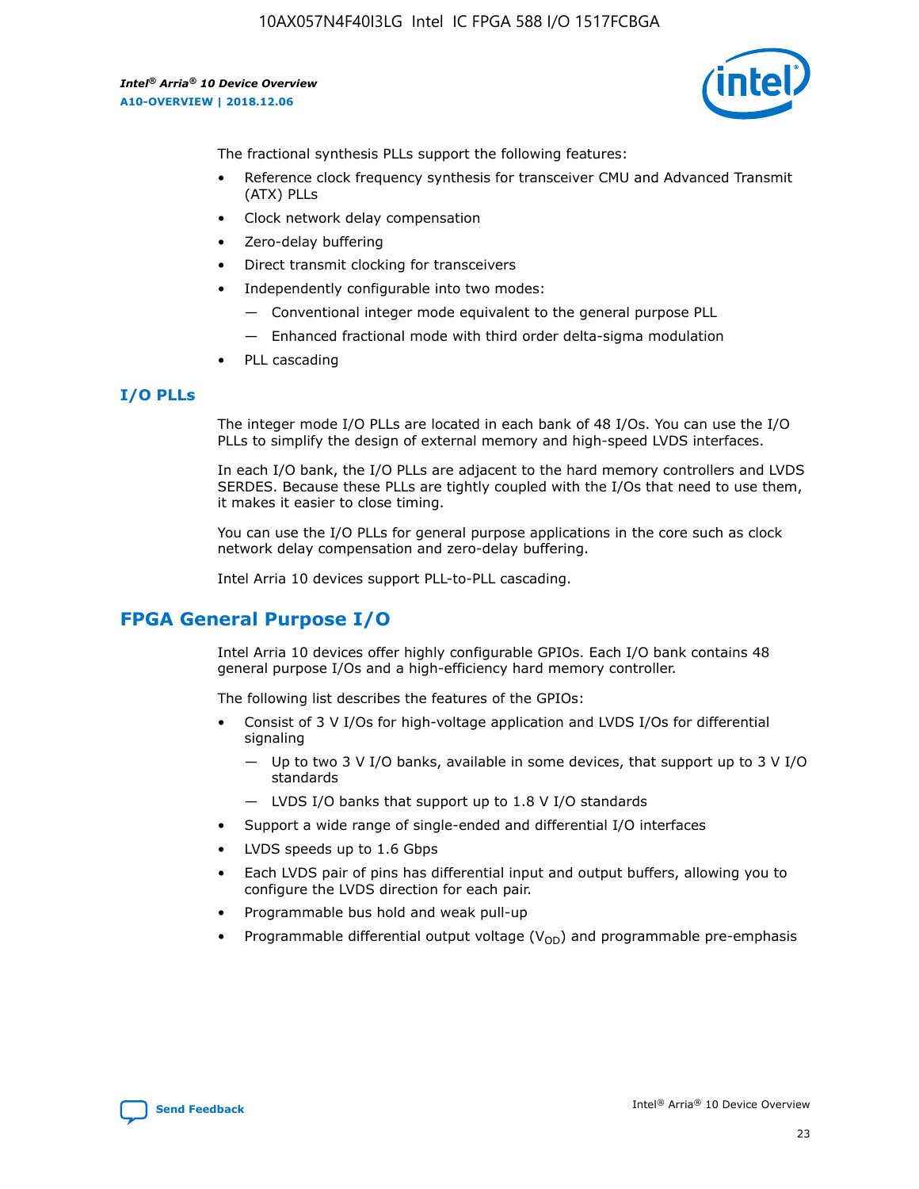The fractional synthesis PLLs support the following features:

- Reference clock frequency synthesis for transceiver CMU and Advanced Transmit (ATX) PLLs
- Clock network delay compensation
- Zero-delay buffering
- Direct transmit clocking for transceivers
- Independently configurable into two modes:
  - Conventional integer mode equivalent to the general purpose PLL
  - Enhanced fractional mode with third order delta-sigma modulation
- PLL cascading

### I/O PLLs

The integer mode I/O PLLs are located in each bank of 48 I/Os. You can use the I/O PLLs to simplify the design of external memory and high-speed LVDS interfaces.

In each I/O bank, the I/O PLLs are adjacent to the hard memory controllers and LVDS SERDES. Because these PLLs are tightly coupled with the I/Os that need to use them, it makes it easier to close timing.

You can use the I/O PLLs for general purpose applications in the core such as clock network delay compensation and zero-delay buffering.

Intel Arria 10 devices support PLL-to-PLL cascading.

## FPGA General Purpose I/O

Intel Arria 10 devices offer highly configurable GPIOs. Each I/O bank contains 48 general purpose I/Os and a high-efficiency hard memory controller.

The following list describes the features of the GPIOs:

- Consist of 3 V I/Os for high-voltage application and LVDS I/Os for differential signaling
  - Up to two 3 V I/O banks, available in some devices, that support up to 3 V I/O standards
  - LVDS I/O banks that support up to 1.8 V I/O standards
- Support a wide range of single-ended and differential I/O interfaces
- LVDS speeds up to 1.6 Gbps
- Each LVDS pair of pins has differential input and output buffers, allowing you to configure the LVDS direction for each pair.
- Programmable bus hold and weak pull-up
- Programmable differential output voltage ($V_{OD}$) and programmable pre-emphasis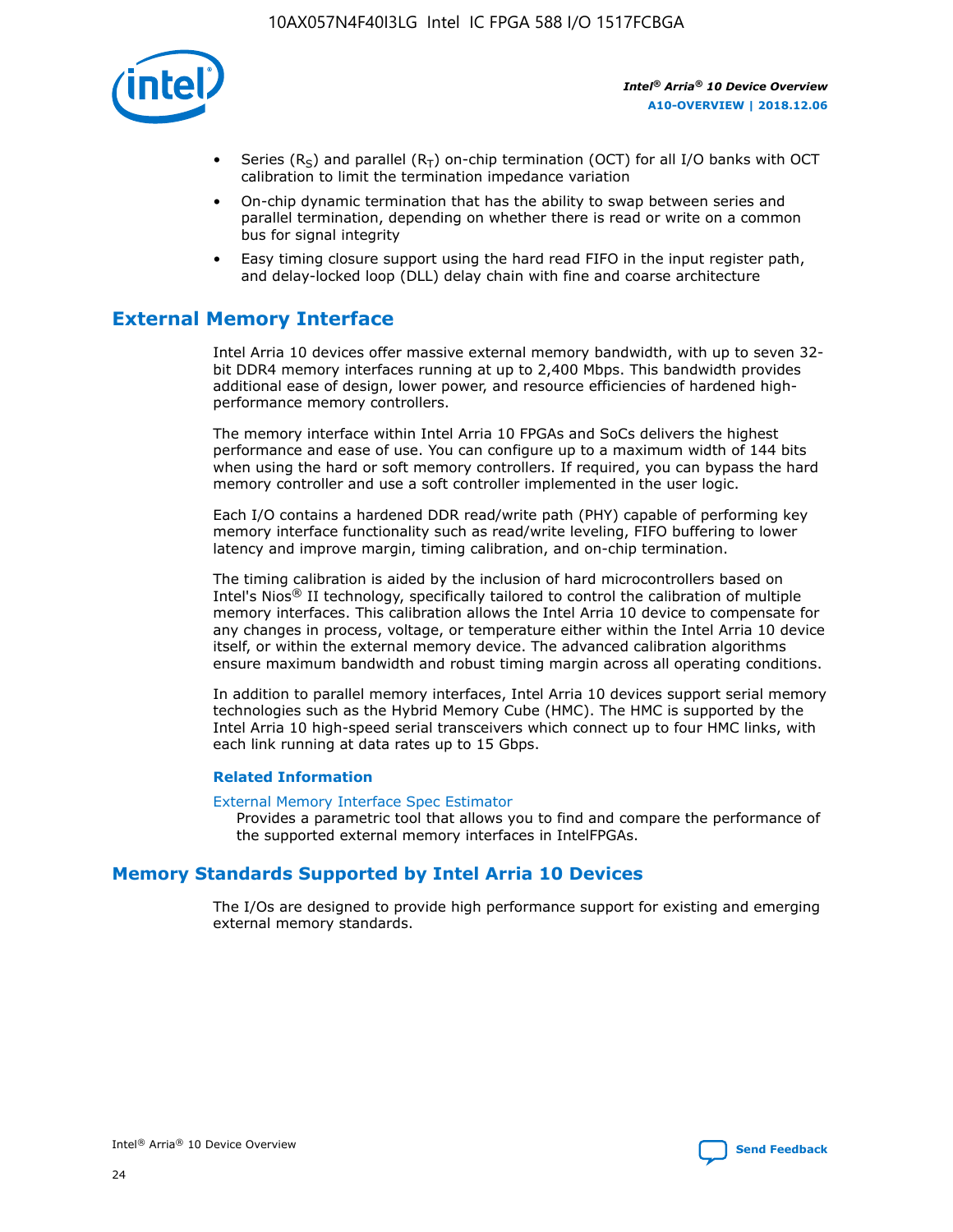- Series ($R_S$) and parallel ($R_T$) on-chip termination (OCT) for all I/O banks with OCT calibration to limit the termination impedance variation
- On-chip dynamic termination that has the ability to swap between series and parallel termination, depending on whether there is read or write on a common bus for signal integrity
- Easy timing closure support using the hard read FIFO in the input register path, and delay-locked loop (DLL) delay chain with fine and coarse architecture

## External Memory Interface

Intel Arria 10 devices offer massive external memory bandwidth, with up to seven 32-bit DDR4 memory interfaces running at up to 2,400 Mbps. This bandwidth provides additional ease of design, lower power, and resource efficiencies of hardened high-performance memory controllers.

The memory interface within Intel Arria 10 FPGAs and SoCs delivers the highest performance and ease of use. You can configure up to a maximum width of 144 bits when using the hard or soft memory controllers. If required, you can bypass the hard memory controller and use a soft controller implemented in the user logic.

Each I/O contains a hardened DDR read/write path (PHY) capable of performing key memory interface functionality such as read/write leveling, FIFO buffering to lower latency and improve margin, timing calibration, and on-chip termination.

The timing calibration is aided by the inclusion of hard microcontrollers based on Intel's Nios® II technology, specifically tailored to control the calibration of multiple memory interfaces. This calibration allows the Intel Arria 10 device to compensate for any changes in process, voltage, or temperature either within the Intel Arria 10 device itself, or within the external memory device. The advanced calibration algorithms ensure maximum bandwidth and robust timing margin across all operating conditions.

In addition to parallel memory interfaces, Intel Arria 10 devices support serial memory technologies such as the Hybrid Memory Cube (HMC). The HMC is supported by the Intel Arria 10 high-speed serial transceivers which connect up to four HMC links, with each link running at data rates up to 15 Gbps.

#### Related Information

External Memory Interface Spec Estimator
Provides a parametric tool that allows you to find and compare the performance of the supported external memory interfaces in IntelFPGAs.

## Memory Standards Supported by Intel Arria 10 Devices

The I/Os are designed to provide high performance support for existing and emerging external memory standards.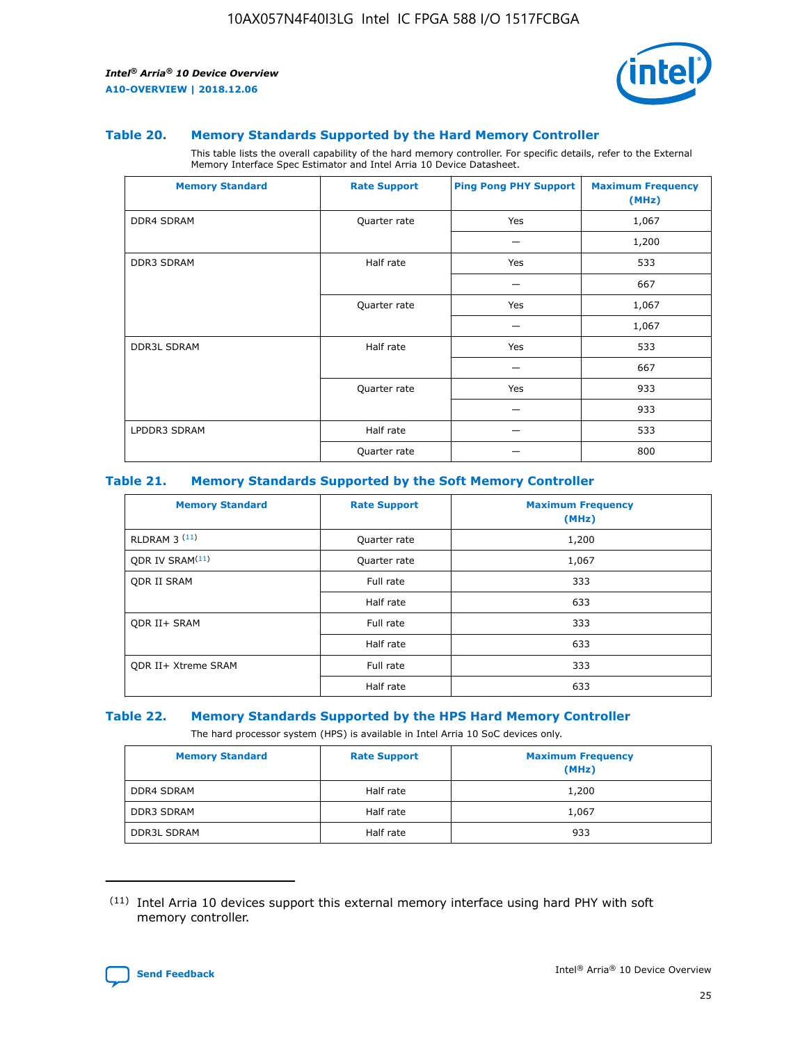### Table 20. Memory Standards Supported by the Hard Memory Controller

This table lists the overall capability of the hard memory controller. For specific details, refer to the External Memory Interface Spec Estimator and Intel Arria 10 Device Datasheet.

| Memory Standard | Rate Support | Ping Pong PHY Support | Maximum Frequency (MHz) |
|---|---|---|---|
| DDR4 SDRAM | Quarter rate | Yes | 1,067 |
| | | — | 1,200 |
| DDR3 SDRAM | Half rate | Yes | 533 |
| | | — | 667 |
| | Quarter rate | Yes | 1,067 |
| | | — | 1,067 |
| DDR3L SDRAM | Half rate | Yes | 533 |
| | | — | 667 |
| | Quarter rate | Yes | 933 |
| | | — | 933 |
| LPDDR3 SDRAM | Half rate | — | 533 |
| | Quarter rate | — | 800 |

### Table 21. Memory Standards Supported by the Soft Memory Controller

| Memory Standard | Rate Support | Maximum Frequency (MHz) |
|---|---|---|
| RLDRAM 3 [11] | Quarter rate | 1,200 |
| QDR IV SRAM[11] | Quarter rate | 1,067 |
| QDR II SRAM | Full rate | 333 |
| | Half rate | 633 |
| QDR II+ SRAM | Full rate | 333 |
| | Half rate | 633 |
| QDR II+ Xtreme SRAM | Full rate | 333 |
| | Half rate | 633 |

### Table 22. Memory Standards Supported by the HPS Hard Memory Controller

The hard processor system (HPS) is available in Intel Arria 10 SoC devices only.

| Memory Standard | Rate Support | Maximum Frequency (MHz) |
|---|---|---|
| DDR4 SDRAM | Half rate | 1,200 |
| DDR3 SDRAM | Half rate | 1,067 |
| DDR3L SDRAM | Half rate | 933 |

(11) Intel Arria 10 devices support this external memory interface using hard PHY with soft memory controller.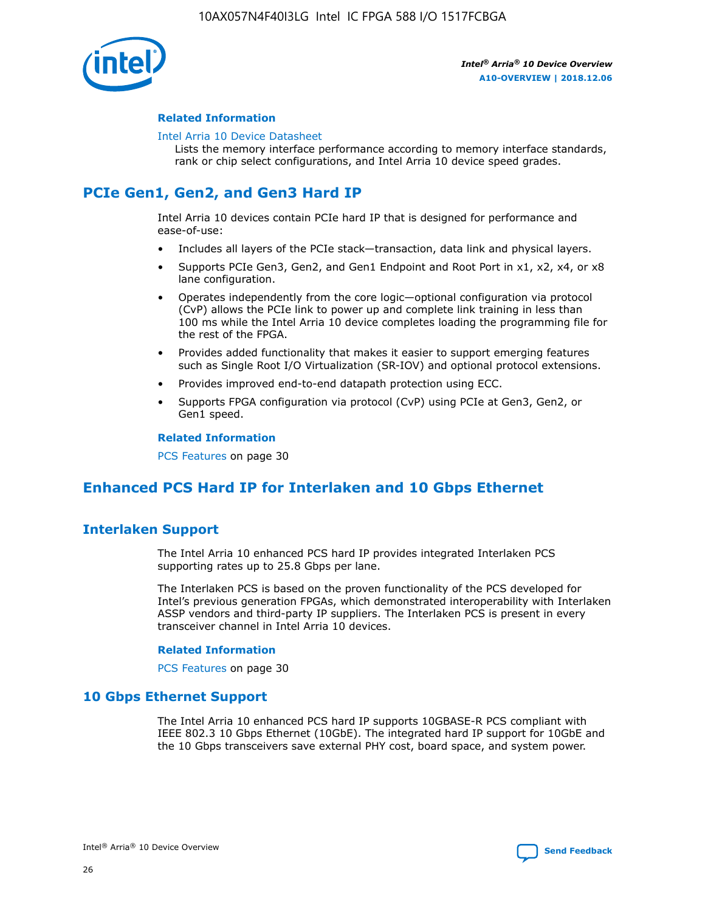#### Related Information

Intel Arria 10 Device Datasheet
Lists the memory interface performance according to memory interface standards, rank or chip select configurations, and Intel Arria 10 device speed grades.

## PCIe Gen1, Gen2, and Gen3 Hard IP

Intel Arria 10 devices contain PCIe hard IP that is designed for performance and ease-of-use:

- Includes all layers of the PCIe stack—transaction, data link and physical layers.
- Supports PCIe Gen3, Gen2, and Gen1 Endpoint and Root Port in x1, x2, x4, or x8 lane configuration.
- Operates independently from the core logic—optional configuration via protocol (CvP) allows the PCIe link to power up and complete link training in less than 100 ms while the Intel Arria 10 device completes loading the programming file for the rest of the FPGA.
- Provides added functionality that makes it easier to support emerging features such as Single Root I/O Virtualization (SR-IOV) and optional protocol extensions.
- Provides improved end-to-end datapath protection using ECC.
- Supports FPGA configuration via protocol (CvP) using PCIe at Gen3, Gen2, or Gen1 speed.

#### Related Information

PCS Features on page 30

## Enhanced PCS Hard IP for Interlaken and 10 Gbps Ethernet

### Interlaken Support

The Intel Arria 10 enhanced PCS hard IP provides integrated Interlaken PCS supporting rates up to 25.8 Gbps per lane.

The Interlaken PCS is based on the proven functionality of the PCS developed for Intel's previous generation FPGAs, which demonstrated interoperability with Interlaken ASSP vendors and third-party IP suppliers. The Interlaken PCS is present in every transceiver channel in Intel Arria 10 devices.

#### Related Information

PCS Features on page 30

### 10 Gbps Ethernet Support

The Intel Arria 10 enhanced PCS hard IP supports 10GBASE-R PCS compliant with IEEE 802.3 10 Gbps Ethernet (10GbE). The integrated hard IP support for 10GbE and the 10 Gbps transceivers save external PHY cost, board space, and system power.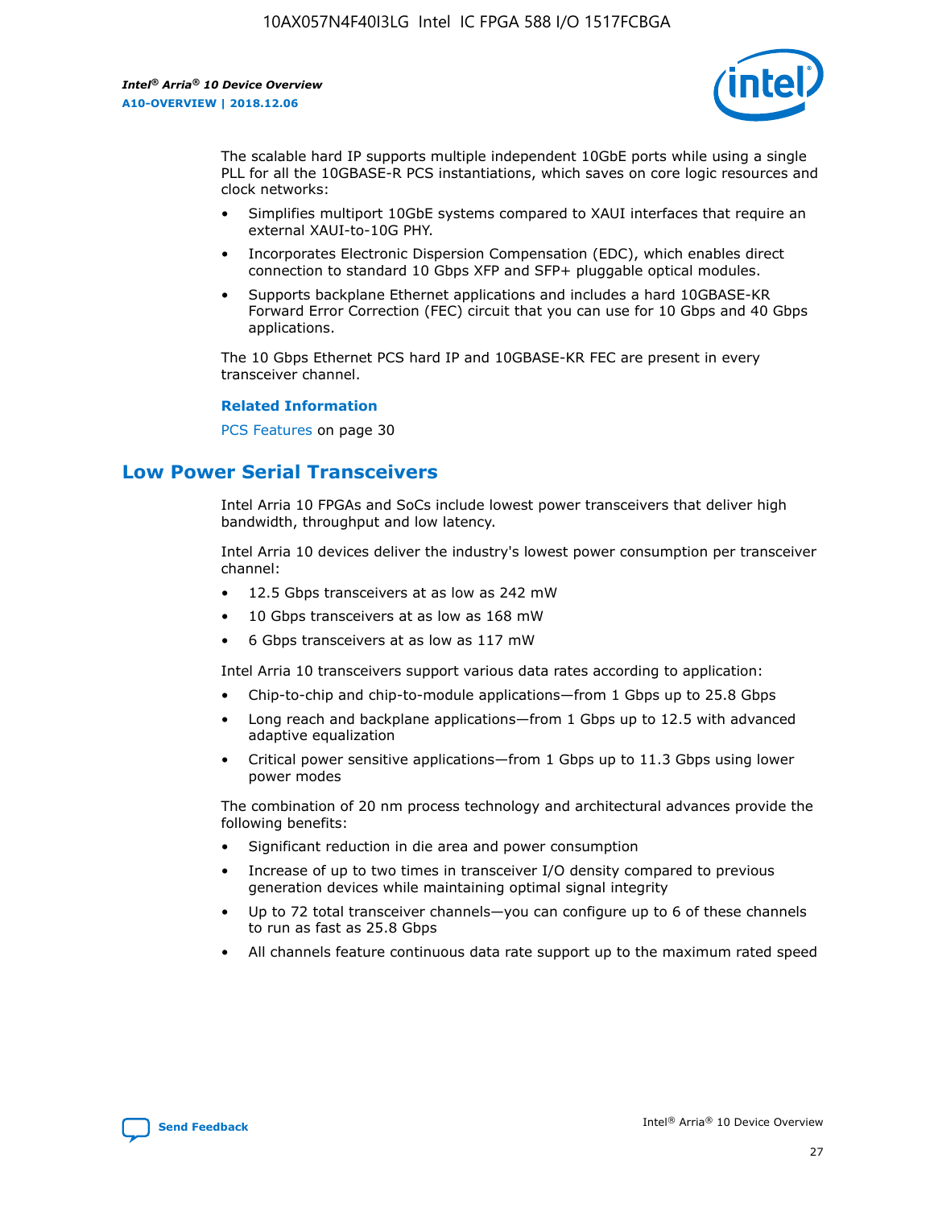The scalable hard IP supports multiple independent 10GbE ports while using a single PLL for all the 10GBASE-R PCS instantiations, which saves on core logic resources and clock networks:

- Simplifies multiport 10GbE systems compared to XAUI interfaces that require an external XAUI-to-10G PHY.
- Incorporates Electronic Dispersion Compensation (EDC), which enables direct connection to standard 10 Gbps XFP and SFP+ pluggable optical modules.
- Supports backplane Ethernet applications and includes a hard 10GBASE-KR Forward Error Correction (FEC) circuit that you can use for 10 Gbps and 40 Gbps applications.

The 10 Gbps Ethernet PCS hard IP and 10GBASE-KR FEC are present in every transceiver channel.

**Related Information**

PCS Features on page 30

## Low Power Serial Transceivers

Intel Arria 10 FPGAs and SoCs include lowest power transceivers that deliver high bandwidth, throughput and low latency.

Intel Arria 10 devices deliver the industry's lowest power consumption per transceiver channel:

- 12.5 Gbps transceivers at as low as 242 mW
- 10 Gbps transceivers at as low as 168 mW
- 6 Gbps transceivers at as low as 117 mW

Intel Arria 10 transceivers support various data rates according to application:

- Chip-to-chip and chip-to-module applications—from 1 Gbps up to 25.8 Gbps
- Long reach and backplane applications—from 1 Gbps up to 12.5 with advanced adaptive equalization
- Critical power sensitive applications—from 1 Gbps up to 11.3 Gbps using lower power modes

The combination of 20 nm process technology and architectural advances provide the following benefits:

- Significant reduction in die area and power consumption
- Increase of up to two times in transceiver I/O density compared to previous generation devices while maintaining optimal signal integrity
- Up to 72 total transceiver channels—you can configure up to 6 of these channels to run as fast as 25.8 Gbps
- All channels feature continuous data rate support up to the maximum rated speed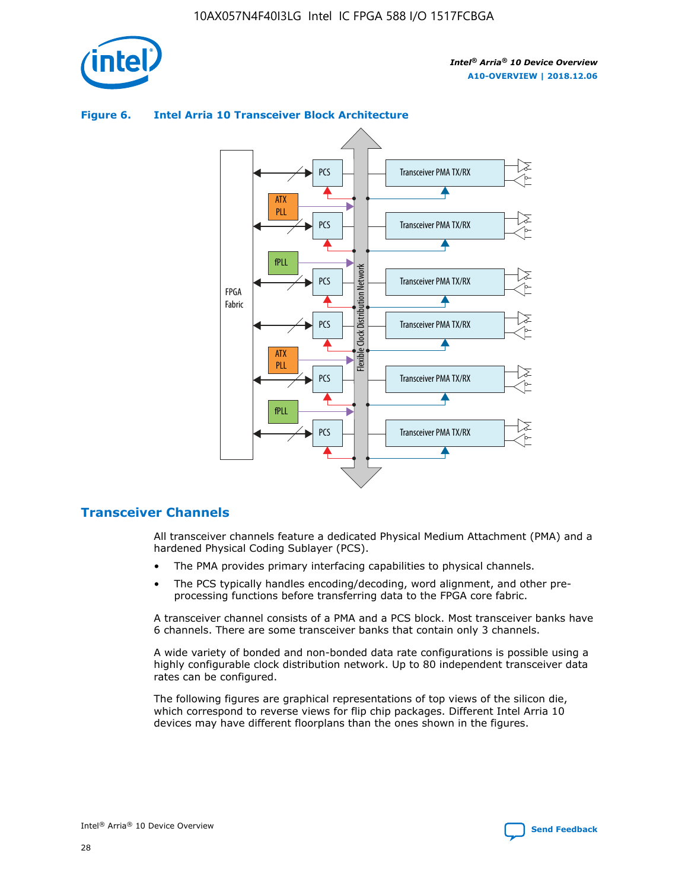**Figure 6. Intel Arria 10 Transceiver Block Architecture**

## Transceiver Channels

All transceiver channels feature a dedicated Physical Medium Attachment (PMA) and a hardened Physical Coding Sublayer (PCS).

- The PMA provides primary interfacing capabilities to physical channels.
- The PCS typically handles encoding/decoding, word alignment, and other pre-processing functions before transferring data to the FPGA core fabric.

A transceiver channel consists of a PMA and a PCS block. Most transceiver banks have 6 channels. There are some transceiver banks that contain only 3 channels.

A wide variety of bonded and non-bonded data rate configurations is possible using a highly configurable clock distribution network. Up to 80 independent transceiver data rates can be configured.

The following figures are graphical representations of top views of the silicon die, which correspond to reverse views for flip chip packages. Different Intel Arria 10 devices may have different floorplans than the ones shown in the figures.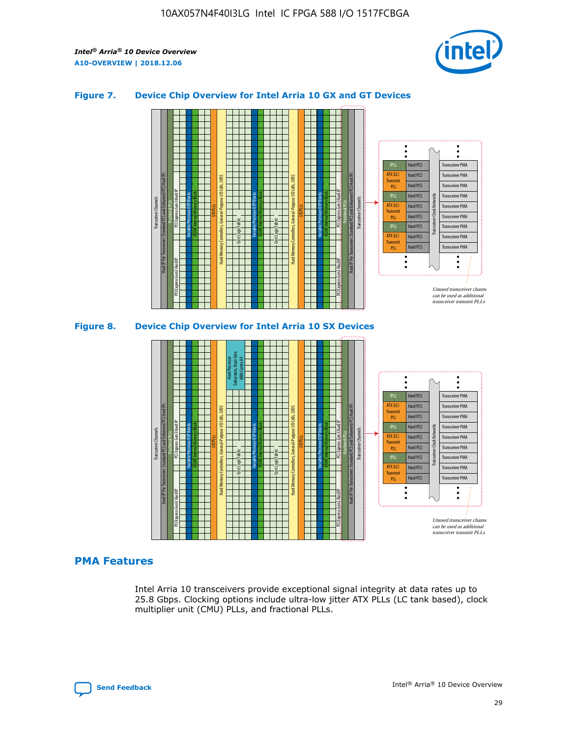### Figure 7. Device Chip Overview for Intel Arria 10 GX and GT Devices

Unused transceiver channels can be used as additional transceiver transmit PLLs

### Figure 8. Device Chip Overview for Intel Arria 10 SX Devices

Unused transceiver channels can be used as additional transceiver transmit PLLs

## PMA Features

Intel Arria 10 transceivers provide exceptional signal integrity at data rates up to 25.8 Gbps. Clocking options include ultra-low jitter ATX PLLs (LC tank based), clock multiplier unit (CMU) PLLs, and fractional PLLs.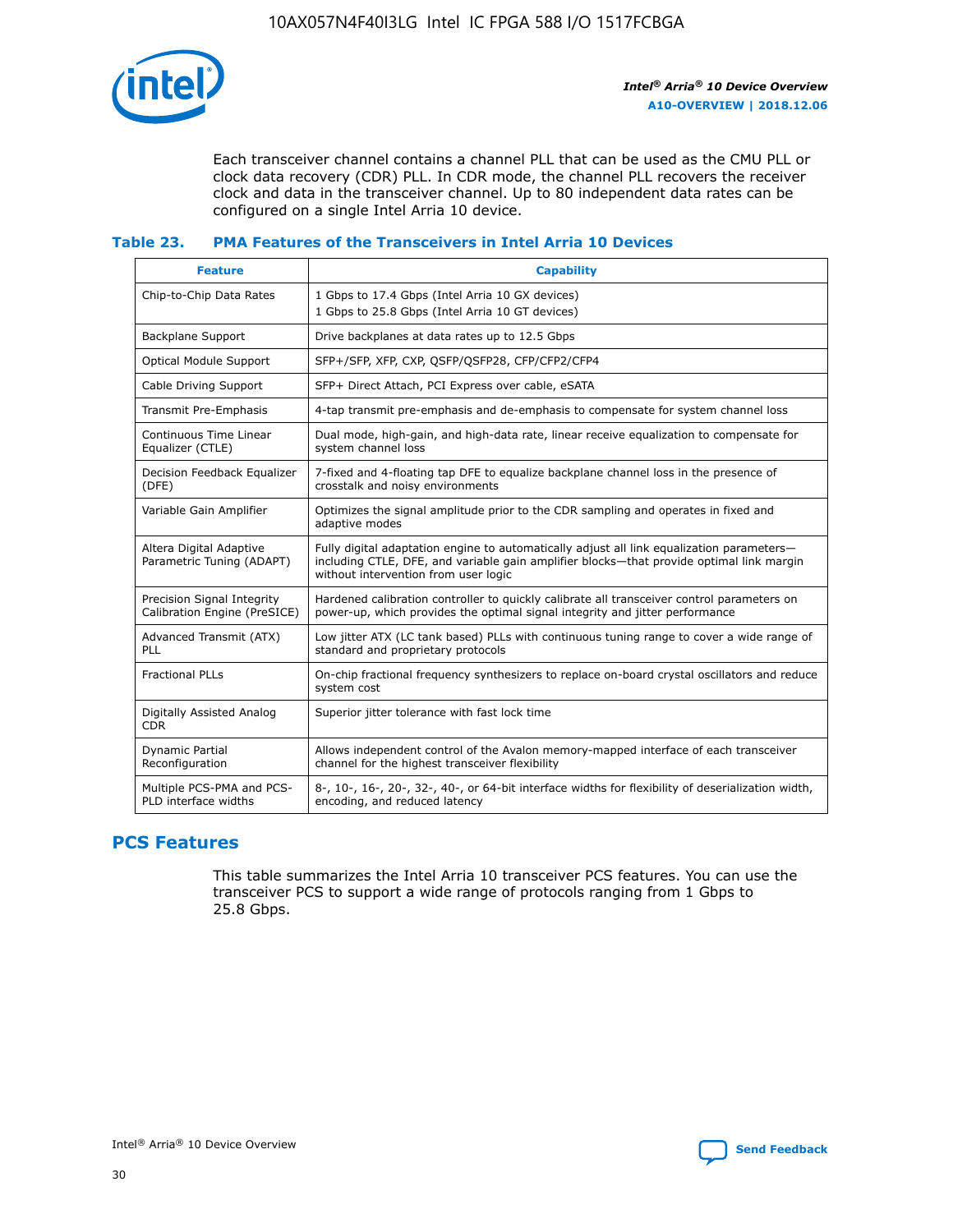Each transceiver channel contains a channel PLL that can be used as the CMU PLL or clock data recovery (CDR) PLL. In CDR mode, the channel PLL recovers the receiver clock and data in the transceiver channel. Up to 80 independent data rates can be configured on a single Intel Arria 10 device.

### Table 23. PMA Features of the Transceivers in Intel Arria 10 Devices

| Feature | Capability |
|---|---|
| Chip-to-Chip Data Rates | 1 Gbps to 17.4 Gbps (Intel Arria 10 GX devices)<br>1 Gbps to 25.8 Gbps (Intel Arria 10 GT devices) |
| Backplane Support | Drive backplanes at data rates up to 12.5 Gbps |
| Optical Module Support | SFP+/SFP, XFP, CXP, QSFP/QSFP28, CFP/CFP2/CFP4 |
| Cable Driving Support | SFP+ Direct Attach, PCI Express over cable, eSATA |
| Transmit Pre-Emphasis | 4-tap transmit pre-emphasis and de-emphasis to compensate for system channel loss |
| Continuous Time Linear Equalizer (CTLE) | Dual mode, high-gain, and high-data rate, linear receive equalization to compensate for system channel loss |
| Decision Feedback Equalizer (DFE) | 7-fixed and 4-floating tap DFE to equalize backplane channel loss in the presence of crosstalk and noisy environments |
| Variable Gain Amplifier | Optimizes the signal amplitude prior to the CDR sampling and operates in fixed and adaptive modes |
| Altera Digital Adaptive Parametric Tuning (ADAPT) | Fully digital adaptation engine to automatically adjust all link equalization parameters—including CTLE, DFE, and variable gain amplifier blocks—that provide optimal link margin without intervention from user logic |
| Precision Signal Integrity Calibration Engine (PreSICE) | Hardened calibration controller to quickly calibrate all transceiver control parameters on power-up, which provides the optimal signal integrity and jitter performance |
| Advanced Transmit (ATX) PLL | Low jitter ATX (LC tank based) PLLs with continuous tuning range to cover a wide range of standard and proprietary protocols |
| Fractional PLLs | On-chip fractional frequency synthesizers to replace on-board crystal oscillators and reduce system cost |
| Digitally Assisted Analog CDR | Superior jitter tolerance with fast lock time |
| Dynamic Partial Reconfiguration | Allows independent control of the Avalon memory-mapped interface of each transceiver channel for the highest transceiver flexibility |
| Multiple PCS-PMA and PCS-PLD interface widths | 8-, 10-, 16-, 20-, 32-, 40-, or 64-bit interface widths for flexibility of deserialization width, encoding, and reduced latency |

## PCS Features

This table summarizes the Intel Arria 10 transceiver PCS features. You can use the transceiver PCS to support a wide range of protocols ranging from 1 Gbps to 25.8 Gbps.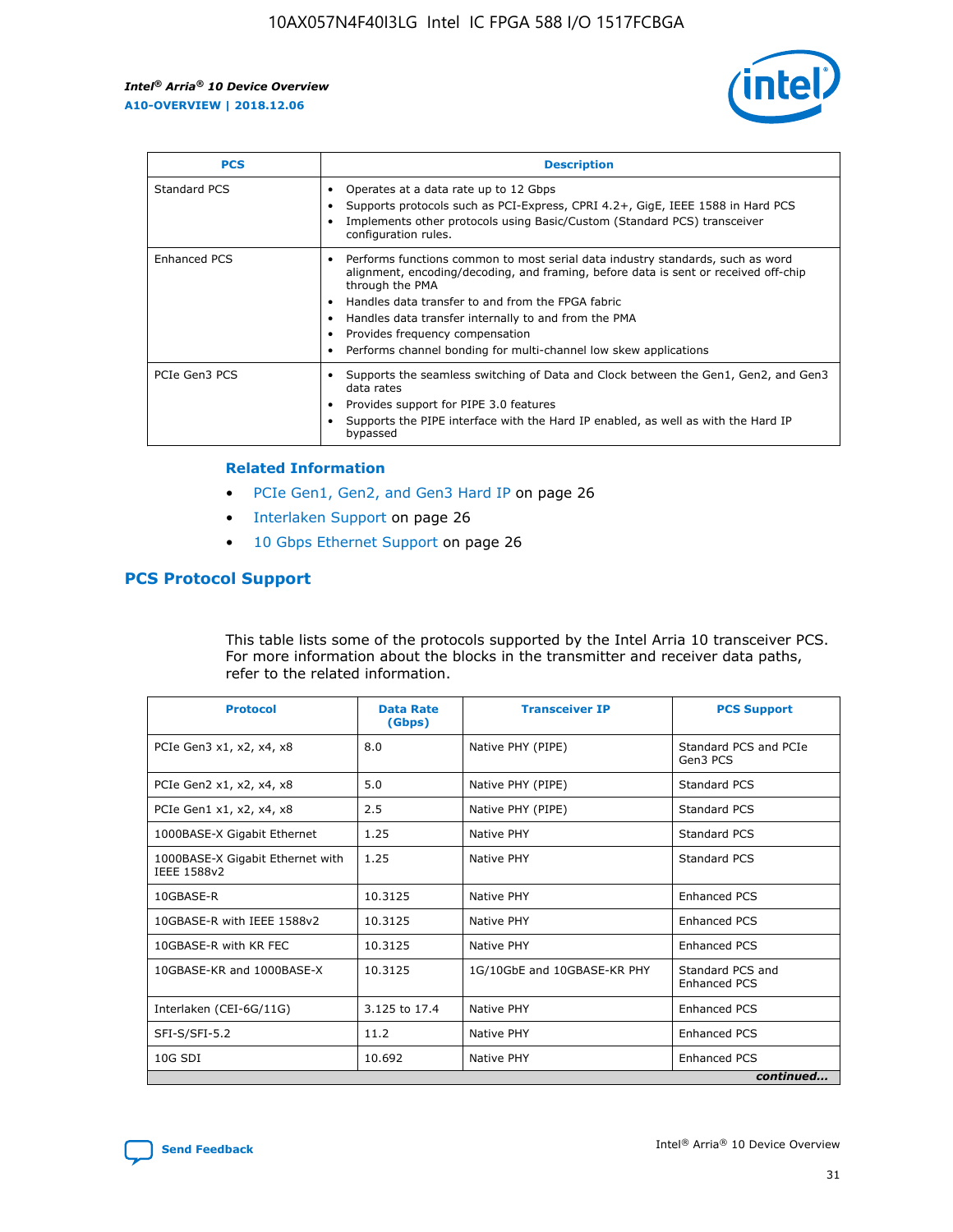| PCS | Description |
| --- | --- |
| Standard PCS | • Operates at a data rate up to 12 Gbps<br>• Supports protocols such as PCI-Express, CPRI 4.2+, GigE, IEEE 1588 in Hard PCS<br>• Implements other protocols using Basic/Custom (Standard PCS) transceiver configuration rules. |
| Enhanced PCS | • Performs functions common to most serial data industry standards, such as word alignment, encoding/decoding, and framing, before data is sent or received off-chip through the PMA<br>• Handles data transfer to and from the FPGA fabric<br>• Handles data transfer internally to and from the PMA<br>• Provides frequency compensation<br>• Performs channel bonding for multi-channel low skew applications |
| PCIe Gen3 PCS | • Supports the seamless switching of Data and Clock between the Gen1, Gen2, and Gen3 data rates<br>• Provides support for PIPE 3.0 features<br>• Supports the PIPE interface with the Hard IP enabled, as well as with the Hard IP bypassed |

**Related Information**

- PCIe Gen1, Gen2, and Gen3 Hard IP on page 26
- Interlaken Support on page 26
- 10 Gbps Ethernet Support on page 26

## PCS Protocol Support

This table lists some of the protocols supported by the Intel Arria 10 transceiver PCS. For more information about the blocks in the transmitter and receiver data paths, refer to the related information.

| Protocol | Data Rate (Gbps) | Transceiver IP | PCS Support |
| --- | --- | --- | --- |
| PCIe Gen3 x1, x2, x4, x8 | 8.0 | Native PHY (PIPE) | Standard PCS and PCIe Gen3 PCS |
| PCIe Gen2 x1, x2, x4, x8 | 5.0 | Native PHY (PIPE) | Standard PCS |
| PCIe Gen1 x1, x2, x4, x8 | 2.5 | Native PHY (PIPE) | Standard PCS |
| 1000BASE-X Gigabit Ethernet | 1.25 | Native PHY | Standard PCS |
| 1000BASE-X Gigabit Ethernet with IEEE 1588v2 | 1.25 | Native PHY | Standard PCS |
| 10GBASE-R | 10.3125 | Native PHY | Enhanced PCS |
| 10GBASE-R with IEEE 1588v2 | 10.3125 | Native PHY | Enhanced PCS |
| 10GBASE-R with KR FEC | 10.3125 | Native PHY | Enhanced PCS |
| 10GBASE-KR and 1000BASE-X | 10.3125 | 1G/10GbE and 10GBASE-KR PHY | Standard PCS and Enhanced PCS |
| Interlaken (CEI-6G/11G) | 3.125 to 17.4 | Native PHY | Enhanced PCS |
| SFI-S/SFI-5.2 | 11.2 | Native PHY | Enhanced PCS |
| 10G SDI | 10.692 | Native PHY | Enhanced PCS |

*continued...*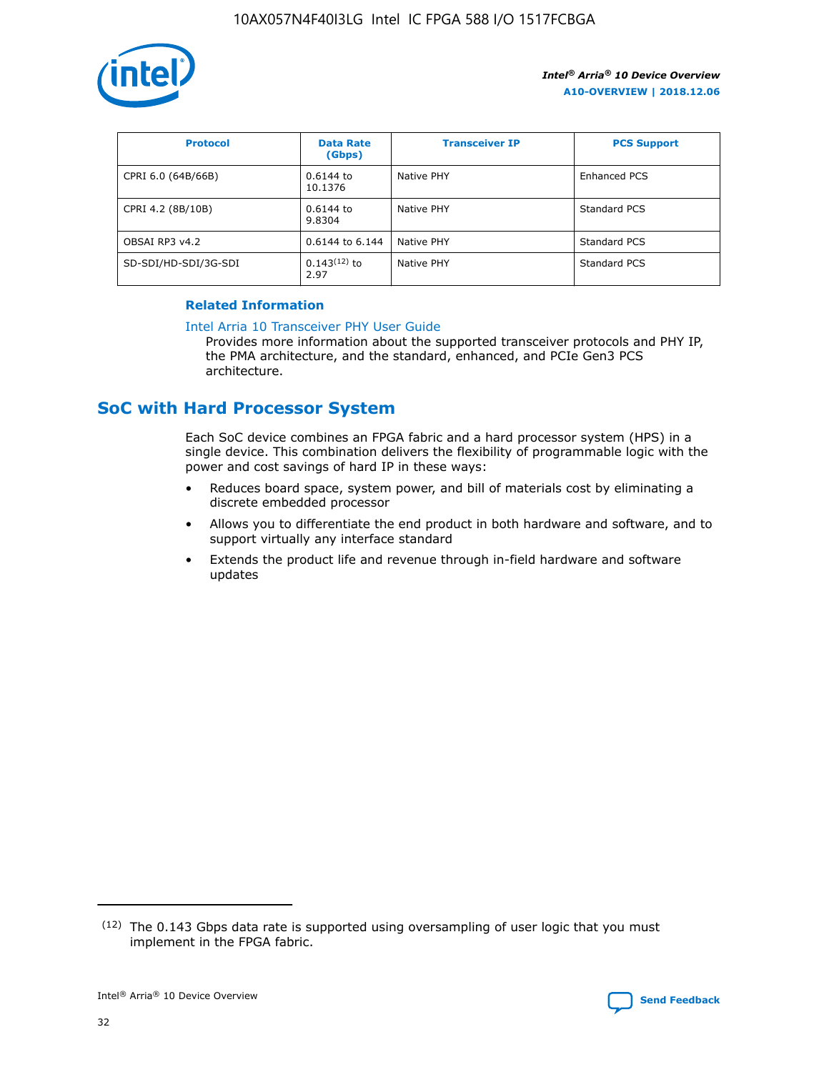| Protocol | Data Rate (Gbps) | Transceiver IP | PCS Support |
| --- | --- | --- | --- |
| CPRI 6.0 (64B/66B) | 0.6144 to 10.1376 | Native PHY | Enhanced PCS |
| CPRI 4.2 (8B/10B) | 0.6144 to 9.8304 | Native PHY | Standard PCS |
| OBSAI RP3 v4.2 | 0.6144 to 6.144 | Native PHY | Standard PCS |
| SD-SDI/HD-SDI/3G-SDI | 0.143[12] to 2.97 | Native PHY | Standard PCS |

### Related Information

Intel Arria 10 Transceiver PHY User Guide

Provides more information about the supported transceiver protocols and PHY IP, the PMA architecture, and the standard, enhanced, and PCIe Gen3 PCS architecture.

## SoC with Hard Processor System

Each SoC device combines an FPGA fabric and a hard processor system (HPS) in a single device. This combination delivers the flexibility of programmable logic with the power and cost savings of hard IP in these ways:

- Reduces board space, system power, and bill of materials cost by eliminating a discrete embedded processor
- Allows you to differentiate the end product in both hardware and software, and to support virtually any interface standard
- Extends the product life and revenue through in-field hardware and software updates

(12) The 0.143 Gbps data rate is supported using oversampling of user logic that you must implement in the FPGA fabric.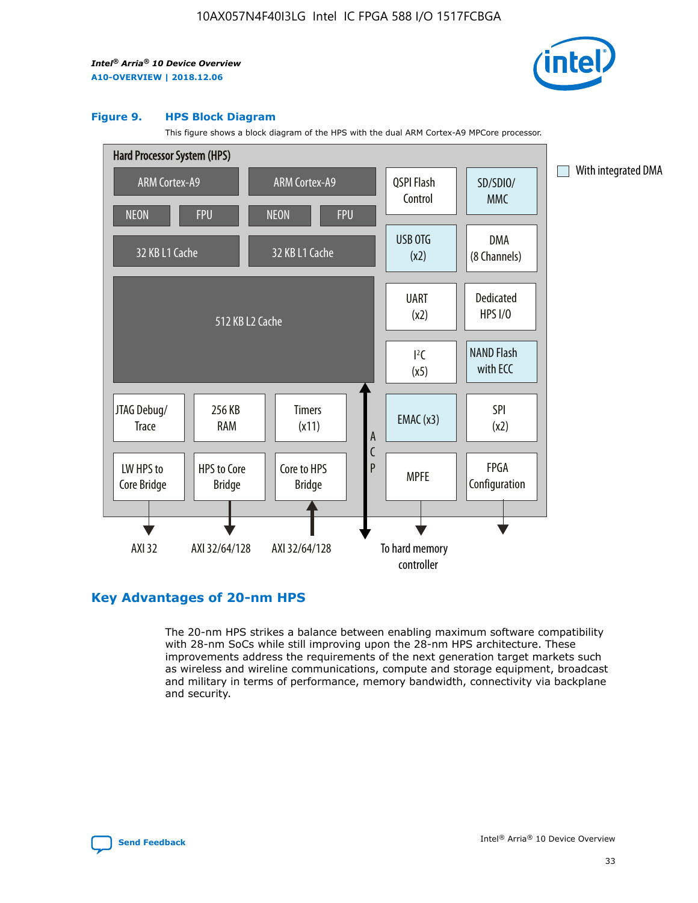### Figure 9. HPS Block Diagram

This figure shows a block diagram of the HPS with the dual ARM Cortex-A9 MPCore processor.

Hard Processor System (HPS)

ARM Cortex-A9 | ARM Cortex-A9 | QSPI Flash Control | SD/SDIO/ MMC

NEON | FPU | NEON | FPU

32 KB L1 Cache | 32 KB L1 Cache | USB OTG (x2) | DMA (8 Channels)

512 KB L2 Cache | UART (x2) | Dedicated HPS I/O | I²C (x5) | NAND Flash with ECC

JTAG Debug/ Trace | 256 KB RAM | Timers (x11) | ACP | EMAC (x3) | SPI (x2)

LW HPS to Core Bridge | HPS to Core Bridge | Core to HPS Bridge | MPFE | FPGA Configuration

AXI 32 | AXI 32/64/128 | AXI 32/64/128 | To hard memory controller

With integrated DMA

## Key Advantages of 20-nm HPS

The 20-nm HPS strikes a balance between enabling maximum software compatibility with 28-nm SoCs while still improving upon the 28-nm HPS architecture. These improvements address the requirements of the next generation target markets such as wireless and wireline communications, compute and storage equipment, broadcast and military in terms of performance, memory bandwidth, connectivity via backplane and security.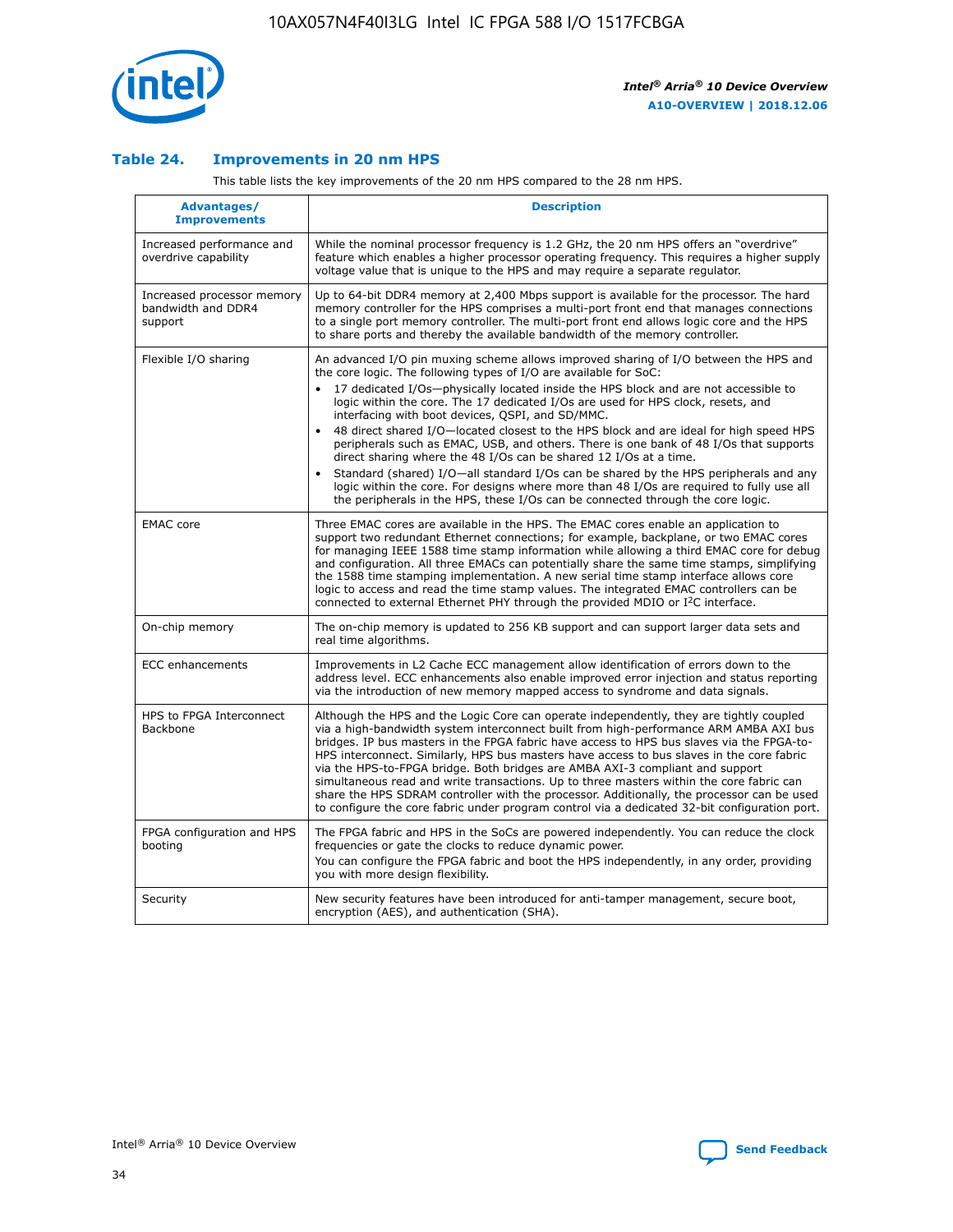### Table 24. Improvements in 20 nm HPS

This table lists the key improvements of the 20 nm HPS compared to the 28 nm HPS.

| Advantages/ Improvements | Description |
| --- | --- |
| Increased performance and overdrive capability | While the nominal processor frequency is 1.2 GHz, the 20 nm HPS offers an "overdrive" feature which enables a higher processor operating frequency. This requires a higher supply voltage value that is unique to the HPS and may require a separate regulator. |
| Increased processor memory bandwidth and DDR4 support | Up to 64-bit DDR4 memory at 2,400 Mbps support is available for the processor. The hard memory controller for the HPS comprises a multi-port front end that manages connections to a single port memory controller. The multi-port front end allows logic core and the HPS to share ports and thereby the available bandwidth of the memory controller. |
| Flexible I/O sharing | An advanced I/O pin muxing scheme allows improved sharing of I/O between the HPS and the core logic. The following types of I/O are available for SoC:<br>• 17 dedicated I/Os—physically located inside the HPS block and are not accessible to logic within the core. The 17 dedicated I/Os are used for HPS clock, resets, and interfacing with boot devices, QSPI, and SD/MMC.<br>• 48 direct shared I/O—located closest to the HPS block and are ideal for high speed HPS peripherals such as EMAC, USB, and others. There is one bank of 48 I/Os that supports direct sharing where the 48 I/Os can be shared 12 I/Os at a time.<br>• Standard (shared) I/O—all standard I/Os can be shared by the HPS peripherals and any logic within the core. For designs where more than 48 I/Os are required to fully use all the peripherals in the HPS, these I/Os can be connected through the core logic. |
| EMAC core | Three EMAC cores are available in the HPS. The EMAC cores enable an application to support two redundant Ethernet connections; for example, backplane, or two EMAC cores for managing IEEE 1588 time stamp information while allowing a third EMAC core for debug and configuration. All three EMACs can potentially share the same time stamps, simplifying the 1588 time stamping implementation. A new serial time stamp interface allows core logic to access and read the time stamp values. The integrated EMAC controllers can be connected to external Ethernet PHY through the provided MDIO or I²C interface. |
| On-chip memory | The on-chip memory is updated to 256 KB support and can support larger data sets and real time algorithms. |
| ECC enhancements | Improvements in L2 Cache ECC management allow identification of errors down to the address level. ECC enhancements also enable improved error injection and status reporting via the introduction of new memory mapped access to syndrome and data signals. |
| HPS to FPGA Interconnect Backbone | Although the HPS and the Logic Core can operate independently, they are tightly coupled via a high-bandwidth system interconnect built from high-performance ARM AMBA AXI bus bridges. IP bus masters in the FPGA fabric have access to HPS bus slaves via the FPGA-to-HPS interconnect. Similarly, HPS bus masters have access to bus slaves in the core fabric via the HPS-to-FPGA bridge. Both bridges are AMBA AXI-3 compliant and support simultaneous read and write transactions. Up to three masters within the core fabric can share the HPS SDRAM controller with the processor. Additionally, the processor can be used to configure the core fabric under program control via a dedicated 32-bit configuration port. |
| FPGA configuration and HPS booting | The FPGA fabric and HPS in the SoCs are powered independently. You can reduce the clock frequencies or gate the clocks to reduce dynamic power.<br>You can configure the FPGA fabric and boot the HPS independently, in any order, providing you with more design flexibility. |
| Security | New security features have been introduced for anti-tamper management, secure boot, encryption (AES), and authentication (SHA). |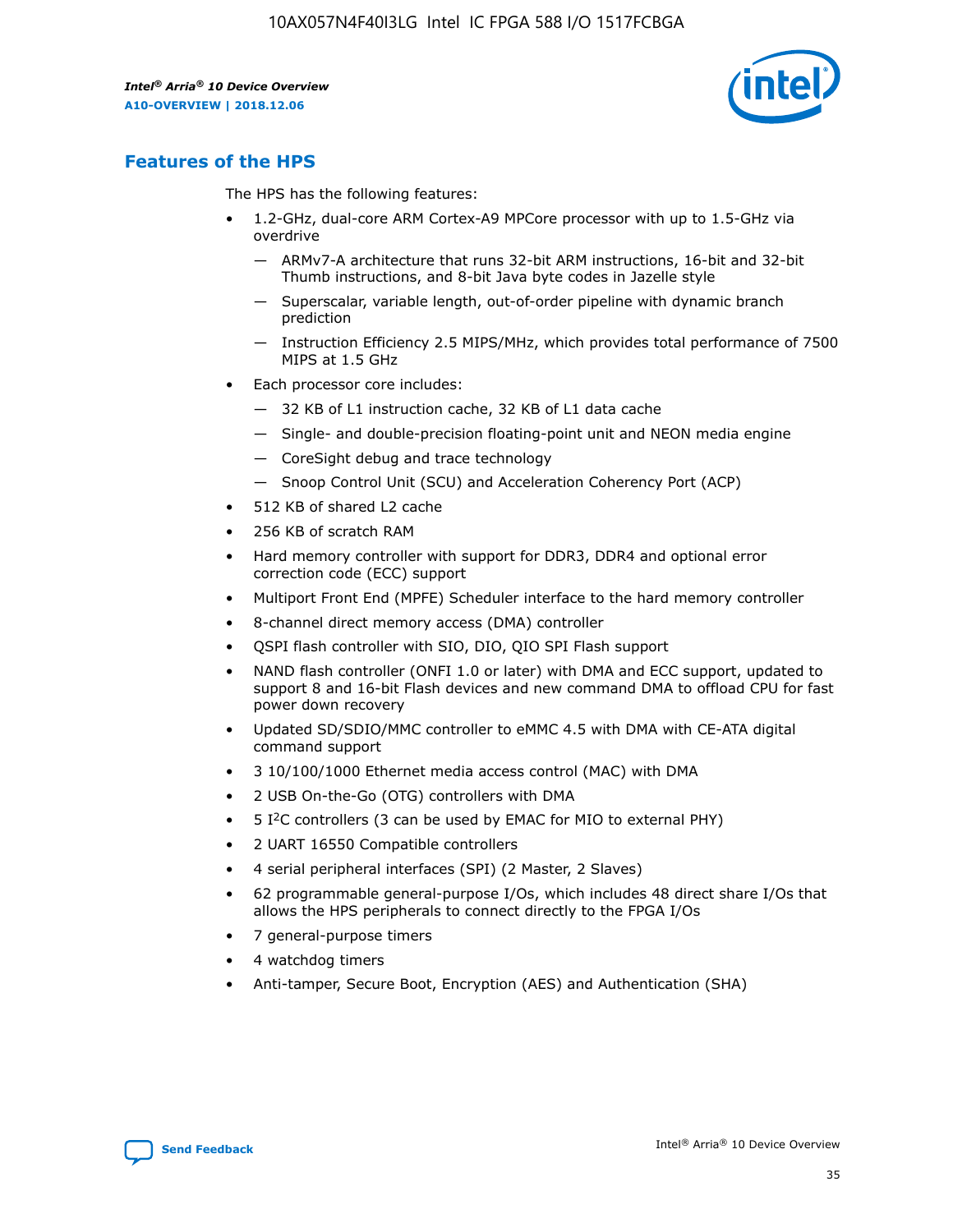## Features of the HPS

The HPS has the following features:

- 1.2-GHz, dual-core ARM Cortex-A9 MPCore processor with up to 1.5-GHz via overdrive
  - — ARMv7-A architecture that runs 32-bit ARM instructions, 16-bit and 32-bit Thumb instructions, and 8-bit Java byte codes in Jazelle style
  - — Superscalar, variable length, out-of-order pipeline with dynamic branch prediction
  - — Instruction Efficiency 2.5 MIPS/MHz, which provides total performance of 7500 MIPS at 1.5 GHz
- Each processor core includes:
  - — 32 KB of L1 instruction cache, 32 KB of L1 data cache
  - — Single- and double-precision floating-point unit and NEON media engine
  - — CoreSight debug and trace technology
  - — Snoop Control Unit (SCU) and Acceleration Coherency Port (ACP)
- 512 KB of shared L2 cache
- 256 KB of scratch RAM
- Hard memory controller with support for DDR3, DDR4 and optional error correction code (ECC) support
- Multiport Front End (MPFE) Scheduler interface to the hard memory controller
- 8-channel direct memory access (DMA) controller
- QSPI flash controller with SIO, DIO, QIO SPI Flash support
- NAND flash controller (ONFI 1.0 or later) with DMA and ECC support, updated to support 8 and 16-bit Flash devices and new command DMA to offload CPU for fast power down recovery
- Updated SD/SDIO/MMC controller to eMMC 4.5 with DMA with CE-ATA digital command support
- 3 10/100/1000 Ethernet media access control (MAC) with DMA
- 2 USB On-the-Go (OTG) controllers with DMA
- 5 I$^2$C controllers (3 can be used by EMAC for MIO to external PHY)
- 2 UART 16550 Compatible controllers
- 4 serial peripheral interfaces (SPI) (2 Master, 2 Slaves)
- 62 programmable general-purpose I/Os, which includes 48 direct share I/Os that allows the HPS peripherals to connect directly to the FPGA I/Os
- 7 general-purpose timers
- 4 watchdog timers
- Anti-tamper, Secure Boot, Encryption (AES) and Authentication (SHA)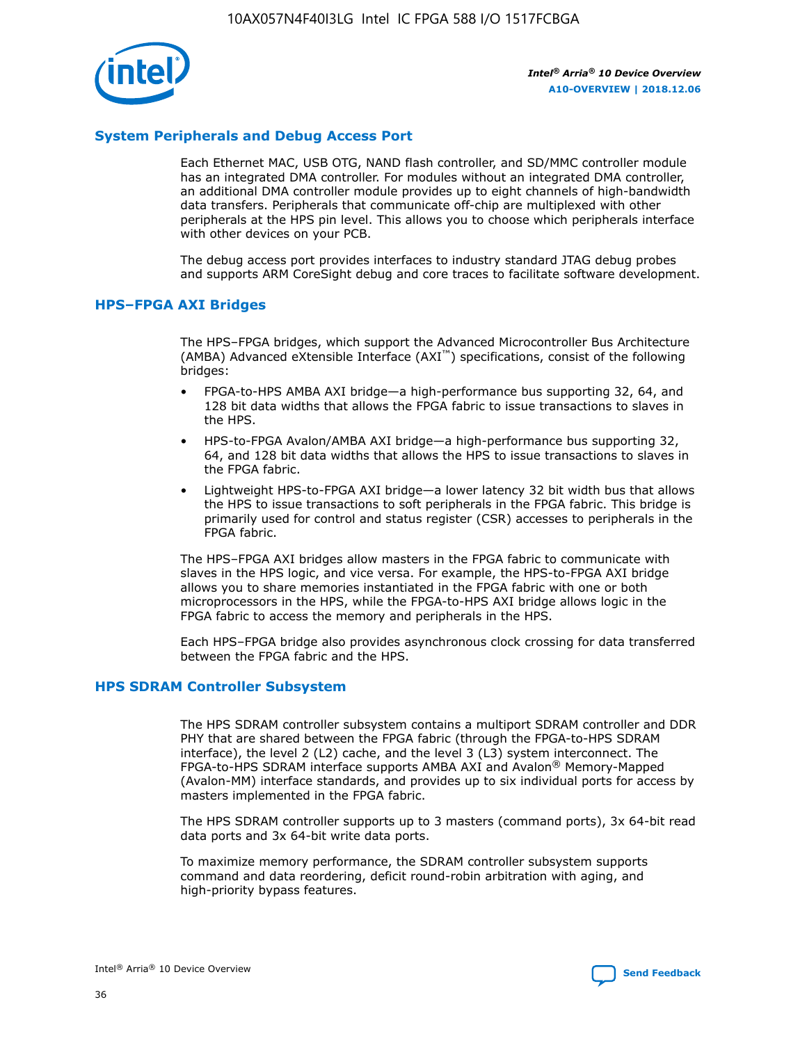## System Peripherals and Debug Access Port

Each Ethernet MAC, USB OTG, NAND flash controller, and SD/MMC controller module has an integrated DMA controller. For modules without an integrated DMA controller, an additional DMA controller module provides up to eight channels of high-bandwidth data transfers. Peripherals that communicate off-chip are multiplexed with other peripherals at the HPS pin level. This allows you to choose which peripherals interface with other devices on your PCB.

The debug access port provides interfaces to industry standard JTAG debug probes and supports ARM CoreSight debug and core traces to facilitate software development.

## HPS–FPGA AXI Bridges

The HPS–FPGA bridges, which support the Advanced Microcontroller Bus Architecture (AMBA) Advanced eXtensible Interface (AXI™) specifications, consist of the following bridges:

- FPGA-to-HPS AMBA AXI bridge—a high-performance bus supporting 32, 64, and 128 bit data widths that allows the FPGA fabric to issue transactions to slaves in the HPS.
- HPS-to-FPGA Avalon/AMBA AXI bridge—a high-performance bus supporting 32, 64, and 128 bit data widths that allows the HPS to issue transactions to slaves in the FPGA fabric.
- Lightweight HPS-to-FPGA AXI bridge—a lower latency 32 bit width bus that allows the HPS to issue transactions to soft peripherals in the FPGA fabric. This bridge is primarily used for control and status register (CSR) accesses to peripherals in the FPGA fabric.

The HPS–FPGA AXI bridges allow masters in the FPGA fabric to communicate with slaves in the HPS logic, and vice versa. For example, the HPS-to-FPGA AXI bridge allows you to share memories instantiated in the FPGA fabric with one or both microprocessors in the HPS, while the FPGA-to-HPS AXI bridge allows logic in the FPGA fabric to access the memory and peripherals in the HPS.

Each HPS–FPGA bridge also provides asynchronous clock crossing for data transferred between the FPGA fabric and the HPS.

## HPS SDRAM Controller Subsystem

The HPS SDRAM controller subsystem contains a multiport SDRAM controller and DDR PHY that are shared between the FPGA fabric (through the FPGA-to-HPS SDRAM interface), the level 2 (L2) cache, and the level 3 (L3) system interconnect. The FPGA-to-HPS SDRAM interface supports AMBA AXI and Avalon® Memory-Mapped (Avalon-MM) interface standards, and provides up to six individual ports for access by masters implemented in the FPGA fabric.

The HPS SDRAM controller supports up to 3 masters (command ports), 3x 64-bit read data ports and 3x 64-bit write data ports.

To maximize memory performance, the SDRAM controller subsystem supports command and data reordering, deficit round-robin arbitration with aging, and high-priority bypass features.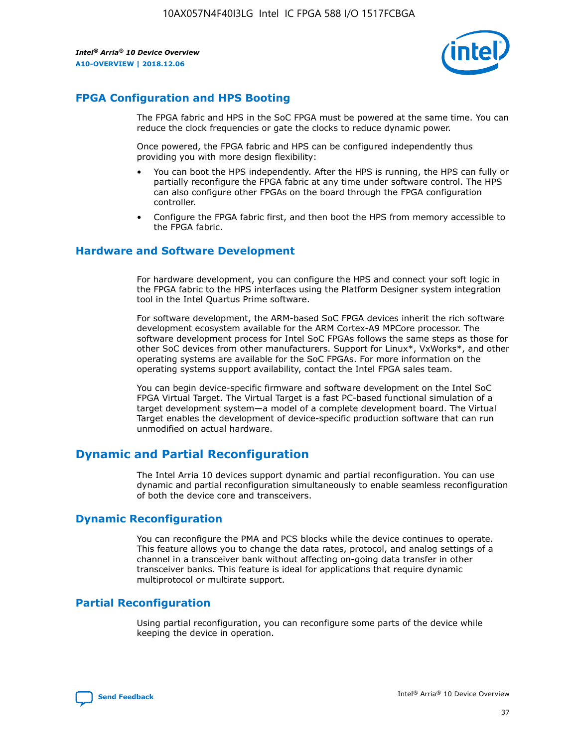## FPGA Configuration and HPS Booting

The FPGA fabric and HPS in the SoC FPGA must be powered at the same time. You can reduce the clock frequencies or gate the clocks to reduce dynamic power.

Once powered, the FPGA fabric and HPS can be configured independently thus providing you with more design flexibility:

- You can boot the HPS independently. After the HPS is running, the HPS can fully or partially reconfigure the FPGA fabric at any time under software control. The HPS can also configure other FPGAs on the board through the FPGA configuration controller.
- Configure the FPGA fabric first, and then boot the HPS from memory accessible to the FPGA fabric.

## Hardware and Software Development

For hardware development, you can configure the HPS and connect your soft logic in the FPGA fabric to the HPS interfaces using the Platform Designer system integration tool in the Intel Quartus Prime software.

For software development, the ARM-based SoC FPGA devices inherit the rich software development ecosystem available for the ARM Cortex-A9 MPCore processor. The software development process for Intel SoC FPGAs follows the same steps as those for other SoC devices from other manufacturers. Support for Linux*, VxWorks*, and other operating systems are available for the SoC FPGAs. For more information on the operating systems support availability, contact the Intel FPGA sales team.

You can begin device-specific firmware and software development on the Intel SoC FPGA Virtual Target. The Virtual Target is a fast PC-based functional simulation of a target development system—a model of a complete development board. The Virtual Target enables the development of device-specific production software that can run unmodified on actual hardware.

# Dynamic and Partial Reconfiguration

The Intel Arria 10 devices support dynamic and partial reconfiguration. You can use dynamic and partial reconfiguration simultaneously to enable seamless reconfiguration of both the device core and transceivers.

## Dynamic Reconfiguration

You can reconfigure the PMA and PCS blocks while the device continues to operate. This feature allows you to change the data rates, protocol, and analog settings of a channel in a transceiver bank without affecting on-going data transfer in other transceiver banks. This feature is ideal for applications that require dynamic multiprotocol or multirate support.

## Partial Reconfiguration

Using partial reconfiguration, you can reconfigure some parts of the device while keeping the device in operation.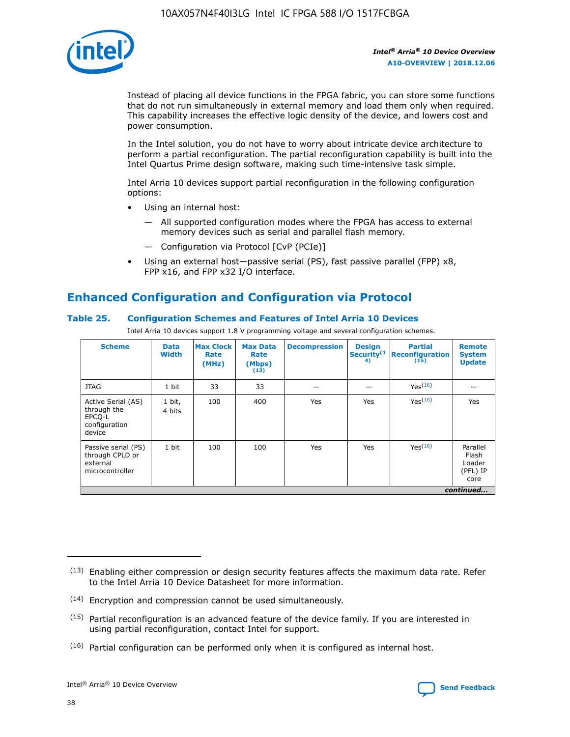Instead of placing all device functions in the FPGA fabric, you can store some functions that do not run simultaneously in external memory and load them only when required. This capability increases the effective logic density of the device, and lowers cost and power consumption.

In the Intel solution, you do not have to worry about intricate device architecture to perform a partial reconfiguration. The partial reconfiguration capability is built into the Intel Quartus Prime design software, making such time-intensive task simple.

Intel Arria 10 devices support partial reconfiguration in the following configuration options:

- Using an internal host:
  - — All supported configuration modes where the FPGA has access to external memory devices such as serial and parallel flash memory.
  - — Configuration via Protocol [CvP (PCIe)]
- Using an external host—passive serial (PS), fast passive parallel (FPP) x8, FPP x16, and FPP x32 I/O interface.

## Enhanced Configuration and Configuration via Protocol

### Table 25. Configuration Schemes and Features of Intel Arria 10 Devices

Intel Arria 10 devices support 1.8 V programming voltage and several configuration schemes.

| Scheme | Data Width | Max Clock Rate (MHz) | Max Data Rate (Mbps) (13) | Decompression | Design Security(14) | Partial Reconfiguration (15) | Remote System Update |
|---|---|---|---|---|---|---|---|
| JTAG | 1 bit | 33 | 33 | — | — | Yes(16) | — |
| Active Serial (AS) through the EPCQ-L configuration device | 1 bit, 4 bits | 100 | 400 | Yes | Yes | Yes(16) | Yes |
| Passive serial (PS) through CPLD or external microcontroller | 1 bit | 100 | 100 | Yes | Yes | Yes(16) | Parallel Flash Loader (PFL) IP core |

*continued...*

(13) Enabling either compression or design security features affects the maximum data rate. Refer to the Intel Arria 10 Device Datasheet for more information.

(14) Encryption and compression cannot be used simultaneously.

(15) Partial reconfiguration is an advanced feature of the device family. If you are interested in using partial reconfiguration, contact Intel for support.

(16) Partial configuration can be performed only when it is configured as internal host.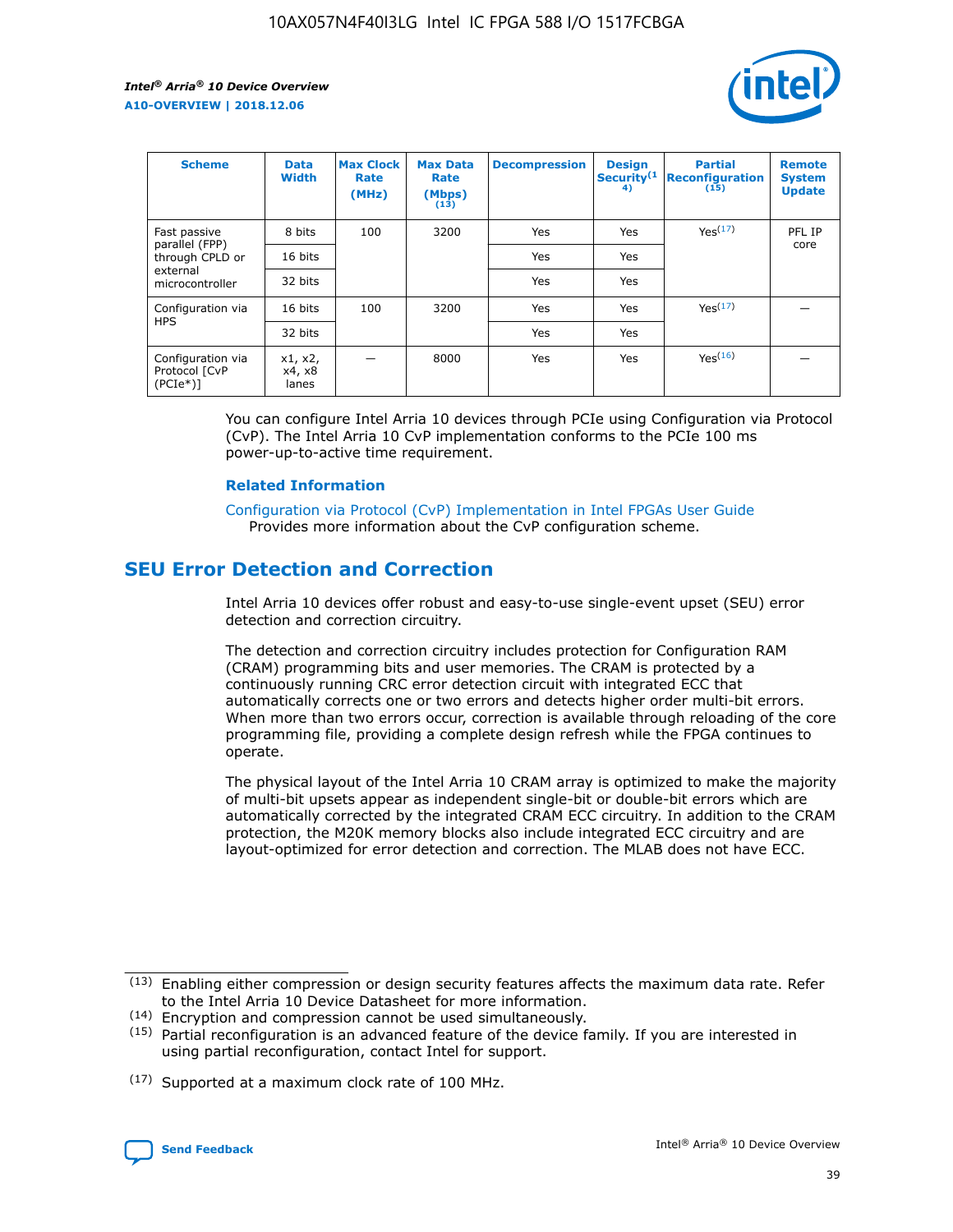| Scheme | Data Width | Max Clock Rate (MHz) | Max Data Rate (Mbps) (13) | Decompression | Design Security(14) | Partial Reconfiguration (15) | Remote System Update |
| --- | --- | --- | --- | --- | --- | --- | --- |
| Fast passive parallel (FPP) through CPLD or external microcontroller | 8 bits | 100 | 3200 | Yes | Yes | Yes(17) | PFL IP core |
| | 16 bits | | | Yes | Yes | | |
| | 32 bits | | | Yes | Yes | | |
| Configuration via HPS | 16 bits | 100 | 3200 | Yes | Yes | Yes(17) | — |
| | 32 bits | | | Yes | Yes | | |
| Configuration via Protocol [CvP (PCIe*)] | x1, x2, x4, x8 lanes | — | 8000 | Yes | Yes | Yes(16) | — |

You can configure Intel Arria 10 devices through PCIe using Configuration via Protocol (CvP). The Intel Arria 10 CvP implementation conforms to the PCIe 100 ms power-up-to-active time requirement.

### Related Information

Configuration via Protocol (CvP) Implementation in Intel FPGAs User Guide
Provides more information about the CvP configuration scheme.

## SEU Error Detection and Correction

Intel Arria 10 devices offer robust and easy-to-use single-event upset (SEU) error detection and correction circuitry.

The detection and correction circuitry includes protection for Configuration RAM (CRAM) programming bits and user memories. The CRAM is protected by a continuously running CRC error detection circuit with integrated ECC that automatically corrects one or two errors and detects higher order multi-bit errors. When more than two errors occur, correction is available through reloading of the core programming file, providing a complete design refresh while the FPGA continues to operate.

The physical layout of the Intel Arria 10 CRAM array is optimized to make the majority of multi-bit upsets appear as independent single-bit or double-bit errors which are automatically corrected by the integrated CRAM ECC circuitry. In addition to the CRAM protection, the M20K memory blocks also include integrated ECC circuitry and are layout-optimized for error detection and correction. The MLAB does not have ECC.

(13) Enabling either compression or design security features affects the maximum data rate. Refer to the Intel Arria 10 Device Datasheet for more information.

(14) Encryption and compression cannot be used simultaneously.

(15) Partial reconfiguration is an advanced feature of the device family. If you are interested in using partial reconfiguration, contact Intel for support.

(17) Supported at a maximum clock rate of 100 MHz.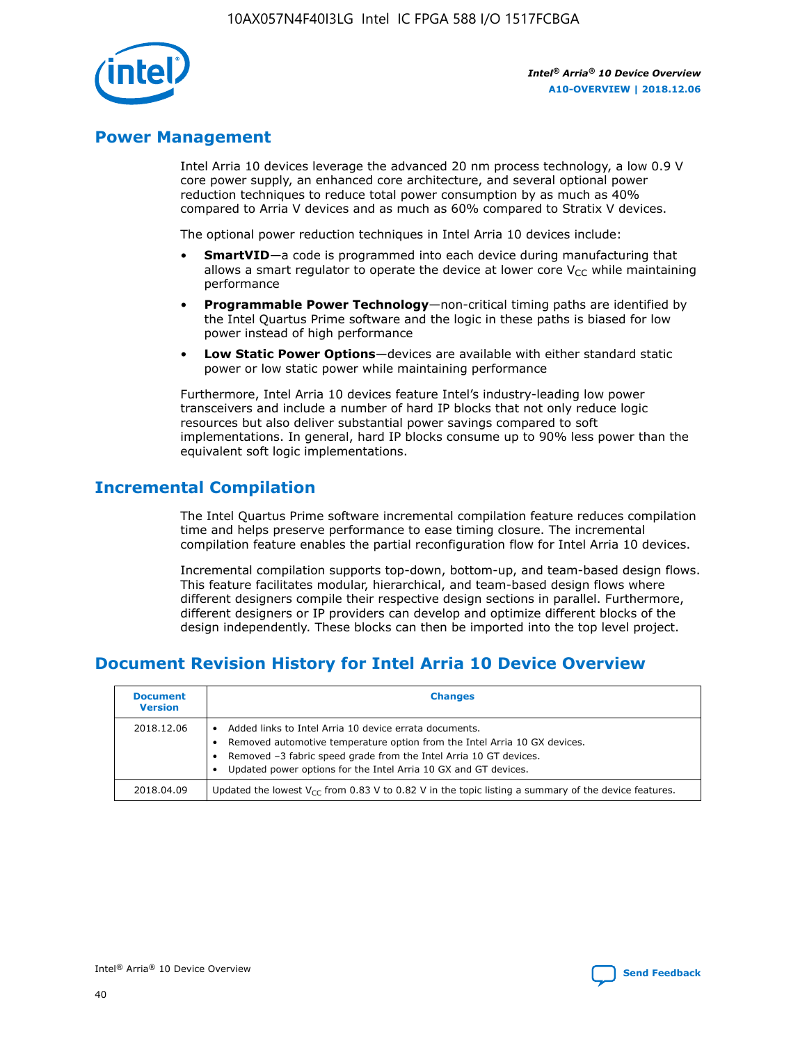## Power Management

Intel Arria 10 devices leverage the advanced 20 nm process technology, a low 0.9 V core power supply, an enhanced core architecture, and several optional power reduction techniques to reduce total power consumption by as much as 40% compared to Arria V devices and as much as 60% compared to Stratix V devices.

The optional power reduction techniques in Intel Arria 10 devices include:

- **SmartVID**—a code is programmed into each device during manufacturing that allows a smart regulator to operate the device at lower core $V_{CC}$ while maintaining performance
- **Programmable Power Technology**—non-critical timing paths are identified by the Intel Quartus Prime software and the logic in these paths is biased for low power instead of high performance
- **Low Static Power Options**—devices are available with either standard static power or low static power while maintaining performance

Furthermore, Intel Arria 10 devices feature Intel's industry-leading low power transceivers and include a number of hard IP blocks that not only reduce logic resources but also deliver substantial power savings compared to soft implementations. In general, hard IP blocks consume up to 90% less power than the equivalent soft logic implementations.

## Incremental Compilation

The Intel Quartus Prime software incremental compilation feature reduces compilation time and helps preserve performance to ease timing closure. The incremental compilation feature enables the partial reconfiguration flow for Intel Arria 10 devices.

Incremental compilation supports top-down, bottom-up, and team-based design flows. This feature facilitates modular, hierarchical, and team-based design flows where different designers compile their respective design sections in parallel. Furthermore, different designers or IP providers can develop and optimize different blocks of the design independently. These blocks can then be imported into the top level project.

## Document Revision History for Intel Arria 10 Device Overview

| Document Version | Changes |
| --- | --- |
| 2018.12.06 | • Added links to Intel Arria 10 device errata documents.<br>• Removed automotive temperature option from the Intel Arria 10 GX devices.<br>• Removed –3 fabric speed grade from the Intel Arria 10 GT devices.<br>• Updated power options for the Intel Arria 10 GX and GT devices. |
| 2018.04.09 | Updated the lowest $V_{CC}$ from 0.83 V to 0.82 V in the topic listing a summary of the device features. |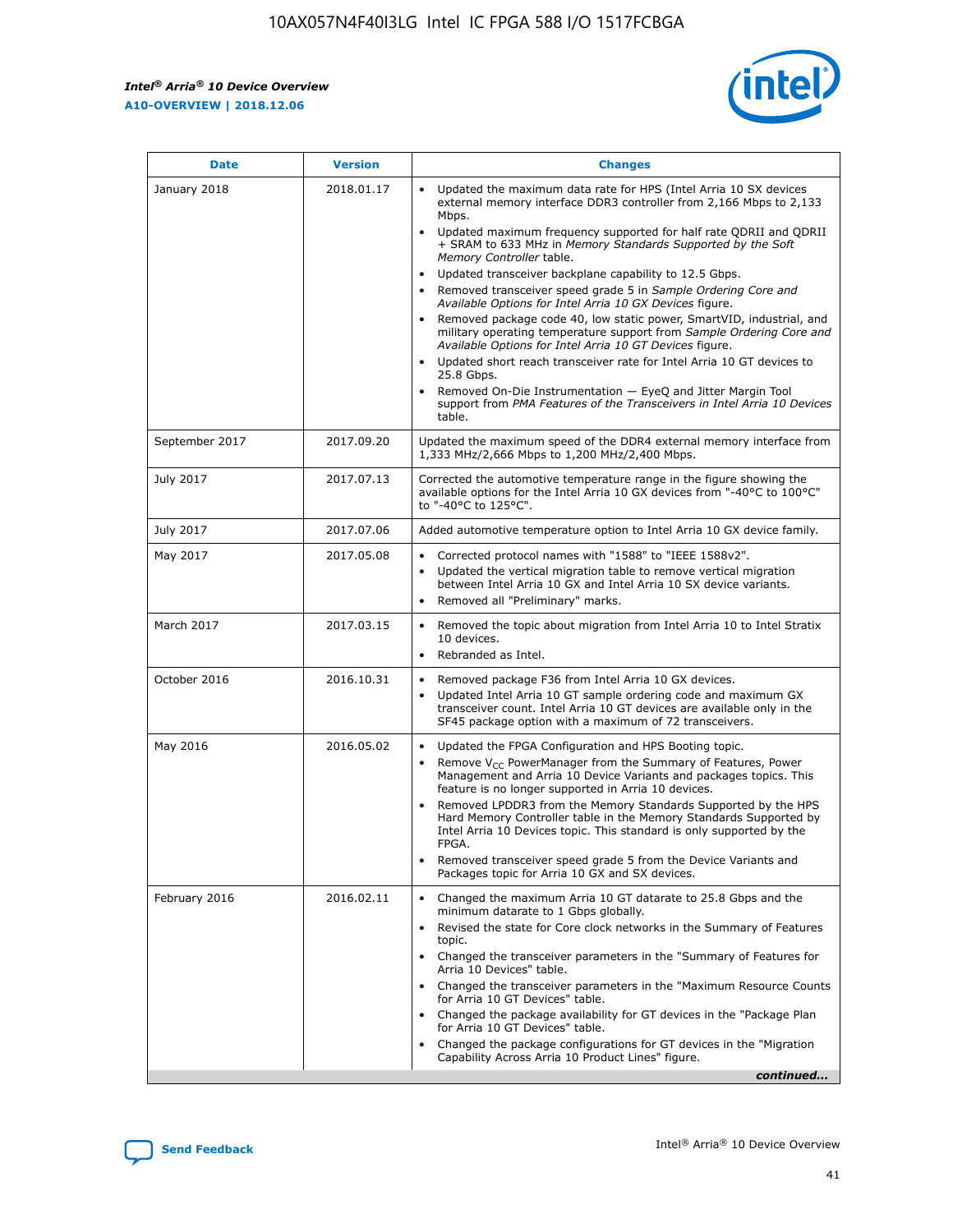| Date | Version | Changes |
| --- | --- | --- |
| January 2018 | 2018.01.17 | • Updated the maximum data rate for HPS (Intel Arria 10 SX devices external memory interface DDR3 controller from 2,166 Mbps to 2,133 Mbps.<br>• Updated maximum frequency supported for half rate QDRII and QDRII + SRAM to 633 MHz in *Memory Standards Supported by the Soft Memory Controller* table.<br>• Updated transceiver backplane capability to 12.5 Gbps.<br>• Removed transceiver speed grade 5 in *Sample Ordering Core and Available Options for Intel Arria 10 GX Devices* figure.<br>• Removed package code 40, low static power, SmartVID, industrial, and military operating temperature support from *Sample Ordering Core and Available Options for Intel Arria 10 GT Devices* figure.<br>• Updated short reach transceiver rate for Intel Arria 10 GT devices to 25.8 Gbps.<br>• Removed On-Die Instrumentation — EyeQ and Jitter Margin Tool support from *PMA Features of the Transceivers in Intel Arria 10 Devices* table. |
| September 2017 | 2017.09.20 | Updated the maximum speed of the DDR4 external memory interface from 1,333 MHz/2,666 Mbps to 1,200 MHz/2,400 Mbps. |
| July 2017 | 2017.07.13 | Corrected the automotive temperature range in the figure showing the available options for the Intel Arria 10 GX devices from "-40°C to 100°C" to "-40°C to 125°C". |
| July 2017 | 2017.07.06 | Added automotive temperature option to Intel Arria 10 GX device family. |
| May 2017 | 2017.05.08 | • Corrected protocol names with "1588" to "IEEE 1588v2".<br>• Updated the vertical migration table to remove vertical migration between Intel Arria 10 GX and Intel Arria 10 SX device variants.<br>• Removed all "Preliminary" marks. |
| March 2017 | 2017.03.15 | • Removed the topic about migration from Intel Arria 10 to Intel Stratix 10 devices.<br>• Rebranded as Intel. |
| October 2016 | 2016.10.31 | • Removed package F36 from Intel Arria 10 GX devices.<br>• Updated Intel Arria 10 GT sample ordering code and maximum GX transceiver count. Intel Arria 10 GT devices are available only in the SF45 package option with a maximum of 72 transceivers. |
| May 2016 | 2016.05.02 | • Updated the FPGA Configuration and HPS Booting topic.<br>• Remove $V_{CC}$ PowerManager from the Summary of Features, Power Management and Arria 10 Device Variants and packages topics. This feature is no longer supported in Arria 10 devices.<br>• Removed LPDDR3 from the Memory Standards Supported by the HPS Hard Memory Controller table in the Memory Standards Supported by Intel Arria 10 Devices topic. This standard is only supported by the FPGA.<br>• Removed transceiver speed grade 5 from the Device Variants and Packages topic for Arria 10 GX and SX devices. |
| February 2016 | 2016.02.11 | • Changed the maximum Arria 10 GT datarate to 25.8 Gbps and the minimum datarate to 1 Gbps globally.<br>• Revised the state for Core clock networks in the Summary of Features topic.<br>• Changed the transceiver parameters in the "Summary of Features for Arria 10 Devices" table.<br>• Changed the transceiver parameters in the "Maximum Resource Counts for Arria 10 GT Devices" table.<br>• Changed the package availability for GT devices in the "Package Plan for Arria 10 GT Devices" table.<br>• Changed the package configurations for GT devices in the "Migration Capability Across Arria 10 Product Lines" figure. |

*continued...*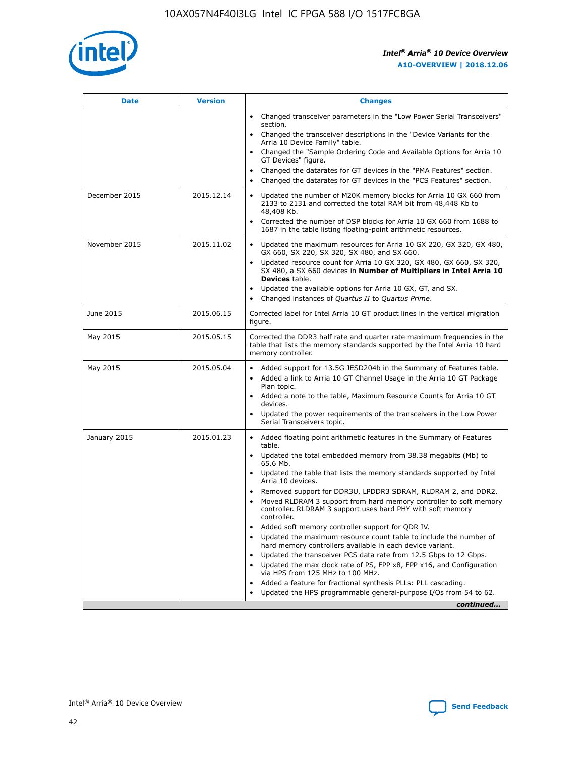| Date | Version | Changes |
|---|---|---|
| | | • Changed transceiver parameters in the "Low Power Serial Transceivers" section.<br>• Changed the transceiver descriptions in the "Device Variants for the Arria 10 Device Family" table.<br>• Changed the "Sample Ordering Code and Available Options for Arria 10 GT Devices" figure.<br>• Changed the datarates for GT devices in the "PMA Features" section.<br>• Changed the datarates for GT devices in the "PCS Features" section. |
| December 2015 | 2015.12.14 | • Updated the number of M20K memory blocks for Arria 10 GX 660 from 2133 to 2131 and corrected the total RAM bit from 48,448 Kb to 48,408 Kb.<br>• Corrected the number of DSP blocks for Arria 10 GX 660 from 1688 to 1687 in the table listing floating-point arithmetic resources. |
| November 2015 | 2015.11.02 | • Updated the maximum resources for Arria 10 GX 220, GX 320, GX 480, GX 660, SX 220, SX 320, SX 480, and SX 660.<br>• Updated resource count for Arria 10 GX 320, GX 480, GX 660, SX 320, SX 480, a SX 660 devices in **Number of Multipliers in Intel Arria 10 Devices** table.<br>• Updated the available options for Arria 10 GX, GT, and SX.<br>• Changed instances of *Quartus II* to *Quartus Prime*. |
| June 2015 | 2015.06.15 | Corrected label for Intel Arria 10 GT product lines in the vertical migration figure. |
| May 2015 | 2015.05.15 | Corrected the DDR3 half rate and quarter rate maximum frequencies in the table that lists the memory standards supported by the Intel Arria 10 hard memory controller. |
| May 2015 | 2015.05.04 | • Added support for 13.5G JESD204b in the Summary of Features table.<br>• Added a link to Arria 10 GT Channel Usage in the Arria 10 GT Package Plan topic.<br>• Added a note to the table, Maximum Resource Counts for Arria 10 GT devices.<br>• Updated the power requirements of the transceivers in the Low Power Serial Transceivers topic. |
| January 2015 | 2015.01.23 | • Added floating point arithmetic features in the Summary of Features table.<br>• Updated the total embedded memory from 38.38 megabits (Mb) to 65.6 Mb.<br>• Updated the table that lists the memory standards supported by Intel Arria 10 devices.<br>• Removed support for DDR3U, LPDDR3 SDRAM, RLDRAM 2, and DDR2.<br>• Moved RLDRAM 3 support from hard memory controller to soft memory controller. RLDRAM 3 support uses hard PHY with soft memory controller.<br>• Added soft memory controller support for QDR IV.<br>• Updated the maximum resource count table to include the number of hard memory controllers available in each device variant.<br>• Updated the transceiver PCS data rate from 12.5 Gbps to 12 Gbps.<br>• Updated the max clock rate of PS, FPP x8, FPP x16, and Configuration via HPS from 125 MHz to 100 MHz.<br>• Added a feature for fractional synthesis PLLs: PLL cascading.<br>• Updated the HPS programmable general-purpose I/Os from 54 to 62. |

*continued...*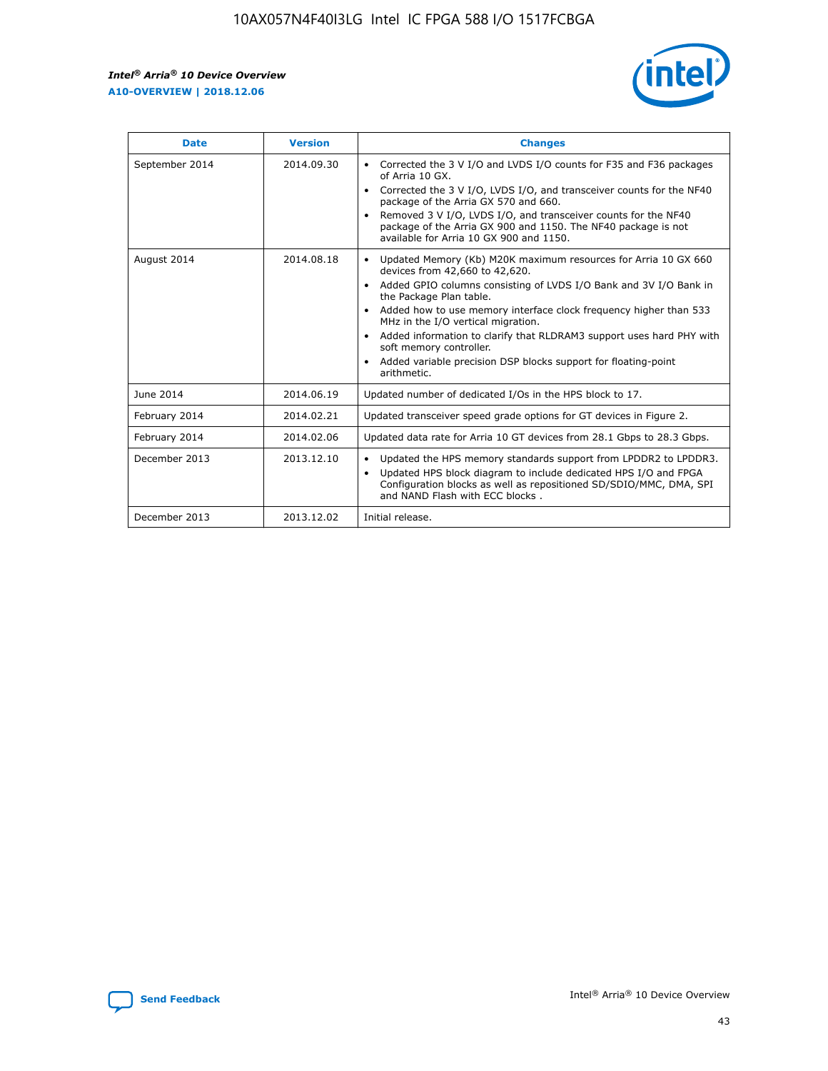| Date | Version | Changes |
| --- | --- | --- |
| September 2014 | 2014.09.30 | • Corrected the 3 V I/O and LVDS I/O counts for F35 and F36 packages of Arria 10 GX.<br>• Corrected the 3 V I/O, LVDS I/O, and transceiver counts for the NF40 package of the Arria GX 570 and 660.<br>• Removed 3 V I/O, LVDS I/O, and transceiver counts for the NF40 package of the Arria GX 900 and 1150. The NF40 package is not available for Arria 10 GX 900 and 1150. |
| August 2014 | 2014.08.18 | • Updated Memory (Kb) M20K maximum resources for Arria 10 GX 660 devices from 42,660 to 42,620.<br>• Added GPIO columns consisting of LVDS I/O Bank and 3V I/O Bank in the Package Plan table.<br>• Added how to use memory interface clock frequency higher than 533 MHz in the I/O vertical migration.<br>• Added information to clarify that RLDRAM3 support uses hard PHY with soft memory controller.<br>• Added variable precision DSP blocks support for floating-point arithmetic. |
| June 2014 | 2014.06.19 | Updated number of dedicated I/Os in the HPS block to 17. |
| February 2014 | 2014.02.21 | Updated transceiver speed grade options for GT devices in Figure 2. |
| February 2014 | 2014.02.06 | Updated data rate for Arria 10 GT devices from 28.1 Gbps to 28.3 Gbps. |
| December 2013 | 2013.12.10 | • Updated the HPS memory standards support from LPDDR2 to LPDDR3.<br>• Updated HPS block diagram to include dedicated HPS I/O and FPGA Configuration blocks as well as repositioned SD/SDIO/MMC, DMA, SPI and NAND Flash with ECC blocks . |
| December 2013 | 2013.12.02 | Initial release. |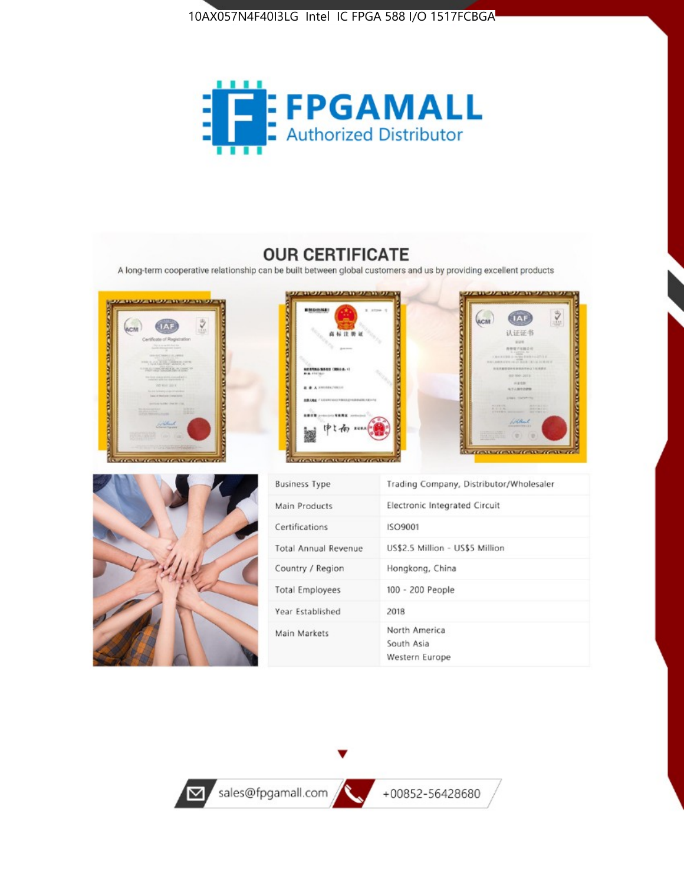FPGAMALL
Authorized Distributor

## OUR CERTIFICATE

A long-term cooperative relationship can be built between global customers and us by providing excellent products

| | |
|---|---|
| Business Type | Trading Company, Distributor/Wholesaler |
| Main Products | Electronic Integrated Circuit |
| Certifications | ISO9001 |
| Total Annual Revenue | US$2.5 Million - US$5 Million |
| Country / Region | Hongkong, China |
| Total Employees | 100 - 200 People |
| Year Established | 2018 |
| Main Markets | North America<br>South Asia<br>Western Europe |

sales@fpgamall.com

+00852-56428680